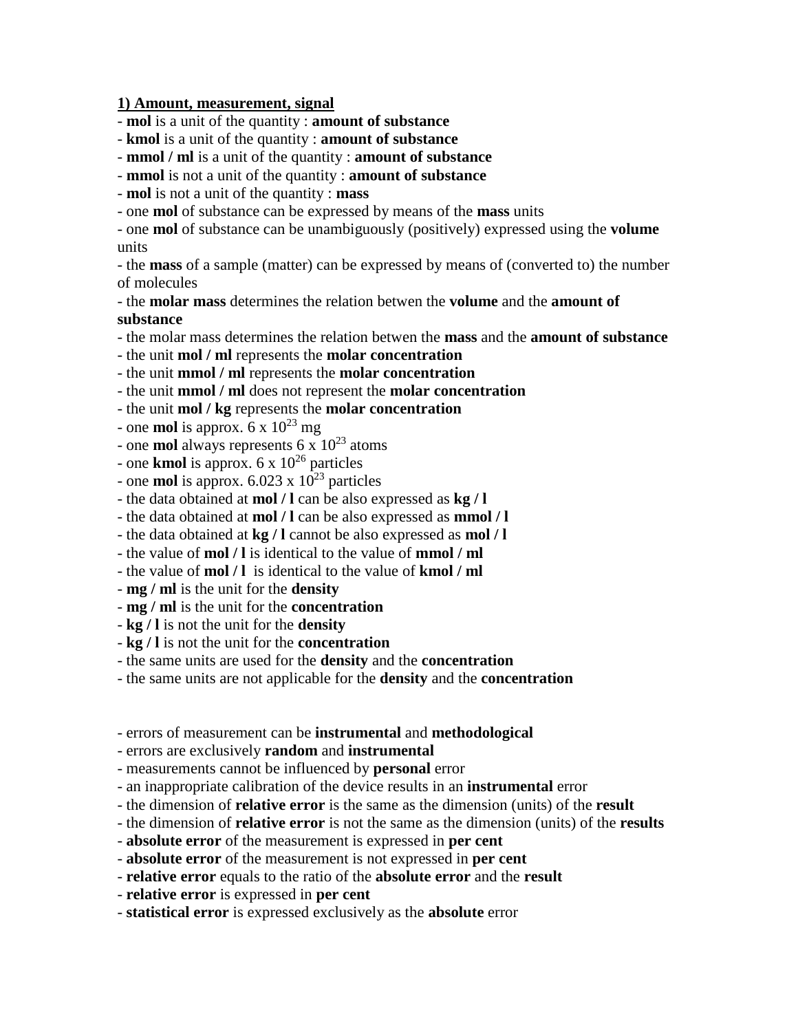**1) Amount, measurement, signal**

- **mol** is a unit of the quantity : **amount of substance**
- **kmol** is a unit of the quantity : **amount of substance**
- **mmol / ml** is a unit of the quantity : **amount of substance**
- **mmol** is not a unit of the quantity : **amount of substance**
- **mol** is not a unit of the quantity : **mass**
- one **mol** of substance can be expressed by means of the **mass** units
- one **mol** of substance can be unambiguously (positively) expressed using the **volume** units
- the **mass** of a sample (matter) can be expressed by means of (converted to) the number of molecules
- the **molar mass** determines the relation betwen the **volume** and the **amount of substance**
- the molar mass determines the relation betwen the **mass** and the **amount of substance**
- the unit **mol / ml** represents the **molar concentration**
- the unit **mmol / ml** represents the **molar concentration**
- the unit **mmol / ml** does not represent the **molar concentration**
- the unit **mol / kg** represents the **molar concentration**
- one **mol** is approx. $6 \times 10^{23}$ mg
- one **mol** always represents $6 \times 10^{23}$ atoms
- one **kmol** is approx. $6 \times 10^{26}$ particles
- one **mol** is approx. $6.023 \times 10^{23}$ particles
- the data obtained at **mol / l** can be also expressed as **kg / l**
- the data obtained at **mol / l** can be also expressed as **mmol / l**
- the data obtained at **kg / l** cannot be also expressed as **mol / l**
- the value of **mol / l** is identical to the value of **mmol / ml**
- the value of **mol / l** is identical to the value of **kmol / ml**
- **mg / ml** is the unit for the **density**
- **mg / ml** is the unit for the **concentration**
- **kg / l** is not the unit for the **density**
- **kg / l** is not the unit for the **concentration**
- the same units are used for the **density** and the **concentration**
- the same units are not applicable for the **density** and the **concentration**

- errors of measurement can be **instrumental** and **methodological**
- errors are exclusively **random** and **instrumental**
- measurements cannot be influenced by **personal** error
- an inappropriate calibration of the device results in an **instrumental** error
- the dimension of **relative error** is the same as the dimension (units) of the **result**
- the dimension of **relative error** is not the same as the dimension (units) of the **results**
- **absolute error** of the measurement is expressed in **per cent**
- **absolute error** of the measurement is not expressed in **per cent**
- **relative error** equals to the ratio of the **absolute error** and the **result**
- **relative error** is expressed in **per cent**
- **statistical error** is expressed exclusively as the **absolute** error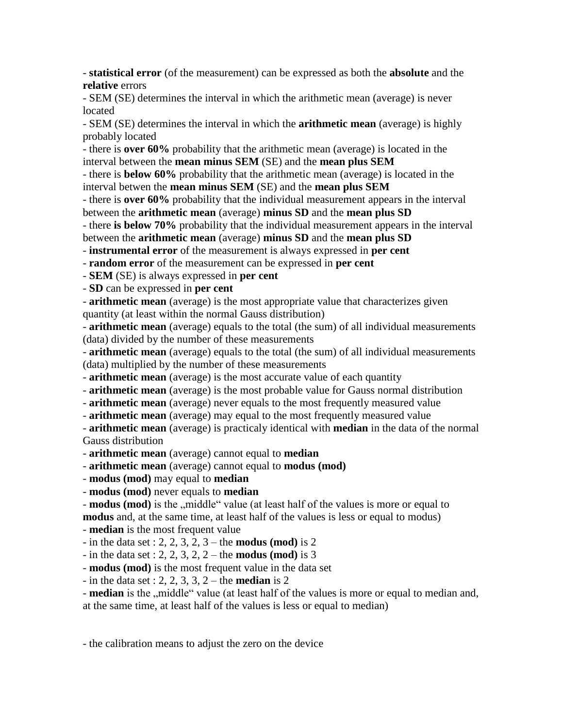- **statistical error** (of the measurement) can be expressed as both the **absolute** and the **relative** errors
- SEM (SE) determines the interval in which the arithmetic mean (average) is never located
- SEM (SE) determines the interval in which the **arithmetic mean** (average) is highly probably located
- there is **over 60%** probability that the arithmetic mean (average) is located in the interval between the **mean minus SEM** (SE) and the **mean plus SEM**
- there is **below 60%** probability that the arithmetic mean (average) is located in the interval betwen the **mean minus SEM** (SE) and the **mean plus SEM**
- there is **over 60%** probability that the individual measurement appears in the interval between the **arithmetic mean** (average) **minus SD** and the **mean plus SD**
- there **is below 70%** probability that the individual measurement appears in the interval between the **arithmetic mean** (average) **minus SD** and the **mean plus SD**
- **instrumental error** of the measurement is always expressed in **per cent**
- **random error** of the measurement can be expressed in **per cent**
- **SEM** (SE) is always expressed in **per cent**
- **SD** can be expressed in **per cent**
- **arithmetic mean** (average) is the most appropriate value that characterizes given quantity (at least within the normal Gauss distribution)
- **arithmetic mean** (average) equals to the total (the sum) of all individual measurements (data) divided by the number of these measurements
- **arithmetic mean** (average) equals to the total (the sum) of all individual measurements (data) multiplied by the number of these measurements
- **arithmetic mean** (average) is the most accurate value of each quantity
- **arithmetic mean** (average) is the most probable value for Gauss normal distribution
- **arithmetic mean** (average) never equals to the most frequently measured value
- **arithmetic mean** (average) may equal to the most frequently measured value
- **arithmetic mean** (average) is practicaly identical with **median** in the data of the normal Gauss distribution
- **arithmetic mean** (average) cannot equal to **median**
- **arithmetic mean** (average) cannot equal to **modus (mod)**
- **modus (mod)** may equal to **median**
- **modus (mod)** never equals to **median**
- **modus (mod)** is the „middle“ value (at least half of the values is more or equal to **modus** and, at the same time, at least half of the values is less or equal to modus)
- **median** is the most frequent value
- in the data set : 2, 2, 3, 2, 3 – the **modus (mod)** is 2
- in the data set : 2, 2, 3, 2, 2 – the **modus (mod)** is 3
- **modus (mod)** is the most frequent value in the data set
- in the data set : 2, 2, 3, 3, 2 – the **median** is 2
- **median** is the „middle“ value (at least half of the values is more or equal to median and, at the same time, at least half of the values is less or equal to median)

- the calibration means to adjust the zero on the device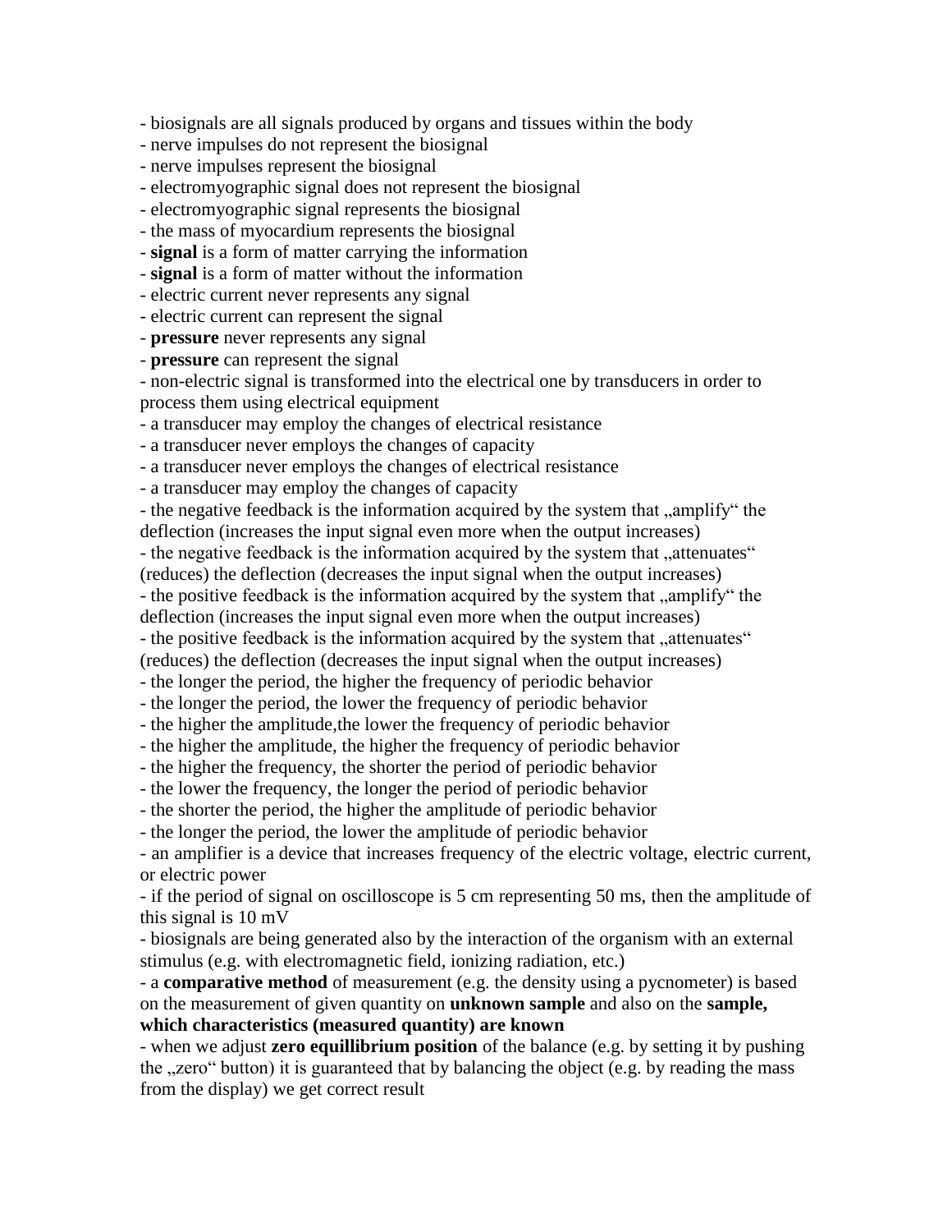- biosignals are all signals produced by organs and tissues within the body
- nerve impulses do not represent the biosignal
- nerve impulses represent the biosignal
- electromyographic signal does not represent the biosignal
- electromyographic signal represents the biosignal
- the mass of myocardium represents the biosignal
- **signal** is a form of matter carrying the information
- **signal** is a form of matter without the information
- electric current never represents any signal
- electric current can represent the signal
- **pressure** never represents any signal
- **pressure** can represent the signal
- non-electric signal is transformed into the electrical one by transducers in order to process them using electrical equipment
- a transducer may employ the changes of electrical resistance
- a transducer never employs the changes of capacity
- a transducer never employs the changes of electrical resistance
- a transducer may employ the changes of capacity
- the negative feedback is the information acquired by the system that „amplify" the deflection (increases the input signal even more when the output increases)
- the negative feedback is the information acquired by the system that „attenuates" (reduces) the deflection (decreases the input signal when the output increases)
- the positive feedback is the information acquired by the system that „amplify" the deflection (increases the input signal even more when the output increases)
- the positive feedback is the information acquired by the system that „attenuates" (reduces) the deflection (decreases the input signal when the output increases)
- the longer the period, the higher the frequency of periodic behavior
- the longer the period, the lower the frequency of periodic behavior
- the higher the amplitude,the lower the frequency of periodic behavior
- the higher the amplitude, the higher the frequency of periodic behavior
- the higher the frequency, the shorter the period of periodic behavior
- the lower the frequency, the longer the period of periodic behavior
- the shorter the period, the higher the amplitude of periodic behavior
- the longer the period, the lower the amplitude of periodic behavior
- an amplifier is a device that increases frequency of the electric voltage, electric current, or electric power
- if the period of signal on oscilloscope is 5 cm representing 50 ms, then the amplitude of this signal is 10 mV
- biosignals are being generated also by the interaction of the organism with an external stimulus (e.g. with electromagnetic field, ionizing radiation, etc.)
- a **comparative method** of measurement (e.g. the density using a pycnometer) is based on the measurement of given quantity on **unknown sample** and also on the **sample, which characteristics (measured quantity) are known**
- when we adjust **zero equillibrium position** of the balance (e.g. by setting it by pushing the „zero" button) it is guaranteed that by balancing the object (e.g. by reading the mass from the display) we get correct result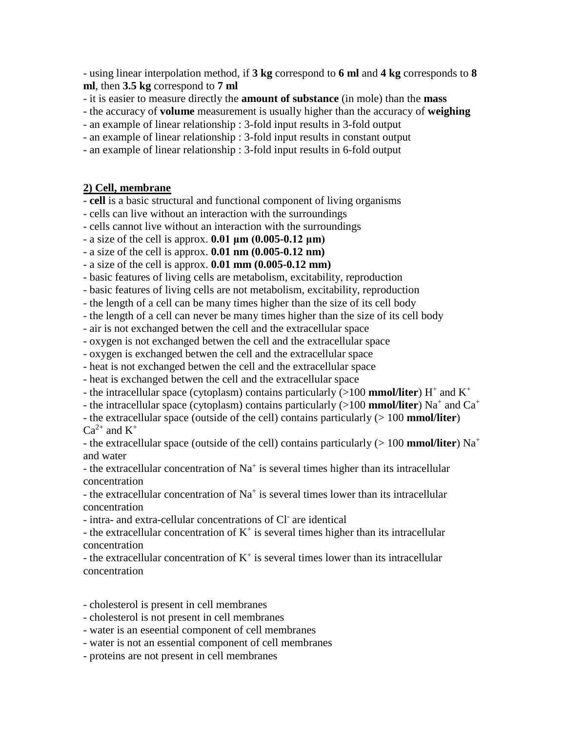- using linear interpolation method, if **3 kg** correspond to **6 ml** and **4 kg** corresponds to **8 ml**, then **3.5 kg** correspond to **7 ml**
- it is easier to measure directly the **amount of substance** (in mole) than the **mass**
- the accuracy of **volume** measurement is usually higher than the accuracy of **weighing**
- an example of linear relationship : 3-fold input results in 3-fold output
- an example of linear relationship : 3-fold input results in constant output
- an example of linear relationship : 3-fold input results in 6-fold output

## 2) Cell, membrane

- **cell** is a basic structural and functional component of living organisms
- cells can live without an interaction with the surroundings
- cells cannot live without an interaction with the surroundings
- a size of the cell is approx. **0.01 μm (0.005-0.12 μm)**
- a size of the cell is approx. **0.01 nm (0.005-0.12 nm)**
- a size of the cell is approx. **0.01 mm (0.005-0.12 mm)**
- basic features of living cells are metabolism, excitability, reproduction
- basic features of living cells are not metabolism, excitability, reproduction
- the length of a cell can be many times higher than the size of its cell body
- the length of a cell can never be many times higher than the size of its cell body
- air is not exchanged betwen the cell and the extracellular space
- oxygen is not exchanged betwen the cell and the extracellular space
- oxygen is exchanged betwen the cell and the extracellular space
- heat is not exchanged betwen the cell and the extracellular space
- heat is exchanged betwen the cell and the extracellular space
- the intracellular space (cytoplasm) contains particularly (>100 **mmol/liter**) $H^+$ and $K^+$
- the intracellular space (cytoplasm) contains particularly (>100 **mmol/liter**) $Na^+$ and $Ca^+$
- the extracellular space (outside of the cell) contains particularly (> 100 **mmol/liter**) $Ca^{2+}$ and $K^+$
- the extracellular space (outside of the cell) contains particularly (> 100 **mmol/liter**) $Na^+$ and water
- the extracellular concentration of $Na^+$ is several times higher than its intracellular concentration
- the extracellular concentration of $Na^+$ is several times lower than its intracellular concentration
- intra- and extra-cellular concentrations of $Cl^-$ are identical
- the extracellular concentration of $K^+$ is several times higher than its intracellular concentration
- the extracellular concentration of $K^+$ is several times lower than its intracellular concentration

- cholesterol is present in cell membranes
- cholesterol is not present in cell membranes
- water is an eseential component of cell membranes
- water is not an essential component of cell membranes
- proteins are not present in cell membranes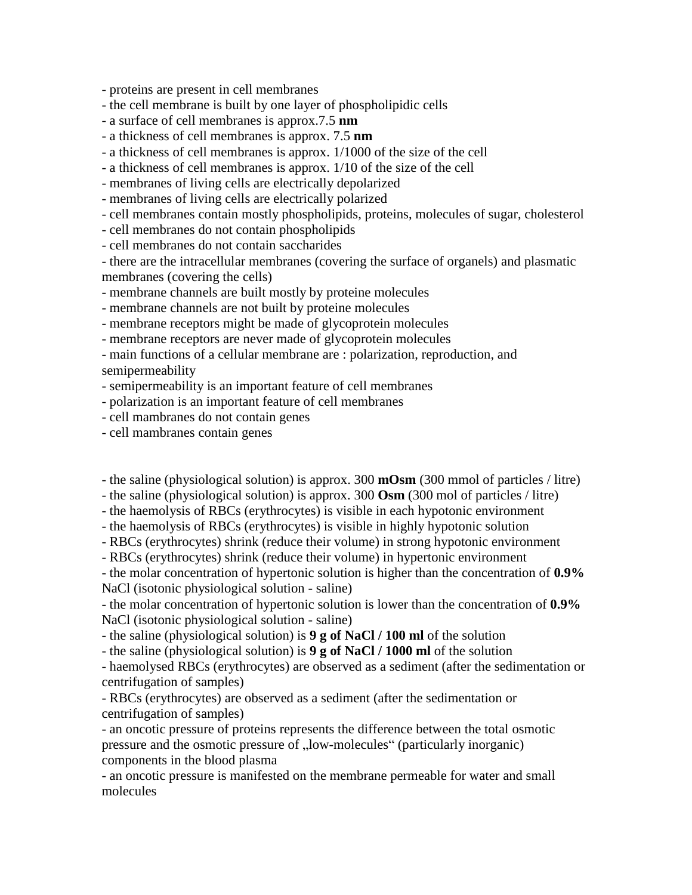- proteins are present in cell membranes
- the cell membrane is built by one layer of phospholipidic cells
- a surface of cell membranes is approx.7.5 **nm**
- a thickness of cell membranes is approx. 7.5 **nm**
- a thickness of cell membranes is approx. 1/1000 of the size of the cell
- a thickness of cell membranes is approx. 1/10 of the size of the cell
- membranes of living cells are electrically depolarized
- membranes of living cells are electrically polarized
- cell membranes contain mostly phospholipids, proteins, molecules of sugar, cholesterol
- cell membranes do not contain phospholipids
- cell membranes do not contain saccharides
- there are the intracellular membranes (covering the surface of organels) and plasmatic membranes (covering the cells)
- membrane channels are built mostly by proteine molecules
- membrane channels are not built by proteine molecules
- membrane receptors might be made of glycoprotein molecules
- membrane receptors are never made of glycoprotein molecules
- main functions of a cellular membrane are : polarization, reproduction, and semipermeability
- semipermeability is an important feature of cell membranes
- polarization is an important feature of cell membranes
- cell mambranes do not contain genes
- cell mambranes contain genes

- the saline (physiological solution) is approx. 300 **mOsm** (300 mmol of particles / litre)
- the saline (physiological solution) is approx. 300 **Osm** (300 mol of particles / litre)
- the haemolysis of RBCs (erythrocytes) is visible in each hypotonic environment
- the haemolysis of RBCs (erythrocytes) is visible in highly hypotonic solution
- RBCs (erythrocytes) shrink (reduce their volume) in strong hypotonic environment
- RBCs (erythrocytes) shrink (reduce their volume) in hypertonic environment
- the molar concentration of hypertonic solution is higher than the concentration of **0.9%** NaCl (isotonic physiological solution - saline)
- the molar concentration of hypertonic solution is lower than the concentration of **0.9%** NaCl (isotonic physiological solution - saline)
- the saline (physiological solution) is **9 g of NaCl / 100 ml** of the solution
- the saline (physiological solution) is **9 g of NaCl / 1000 ml** of the solution
- haemolysed RBCs (erythrocytes) are observed as a sediment (after the sedimentation or centrifugation of samples)
- RBCs (erythrocytes) are observed as a sediment (after the sedimentation or centrifugation of samples)
- an oncotic pressure of proteins represents the difference between the total osmotic pressure and the osmotic pressure of „low-molecules" (particularly inorganic) components in the blood plasma
- an oncotic pressure is manifested on the membrane permeable for water and small molecules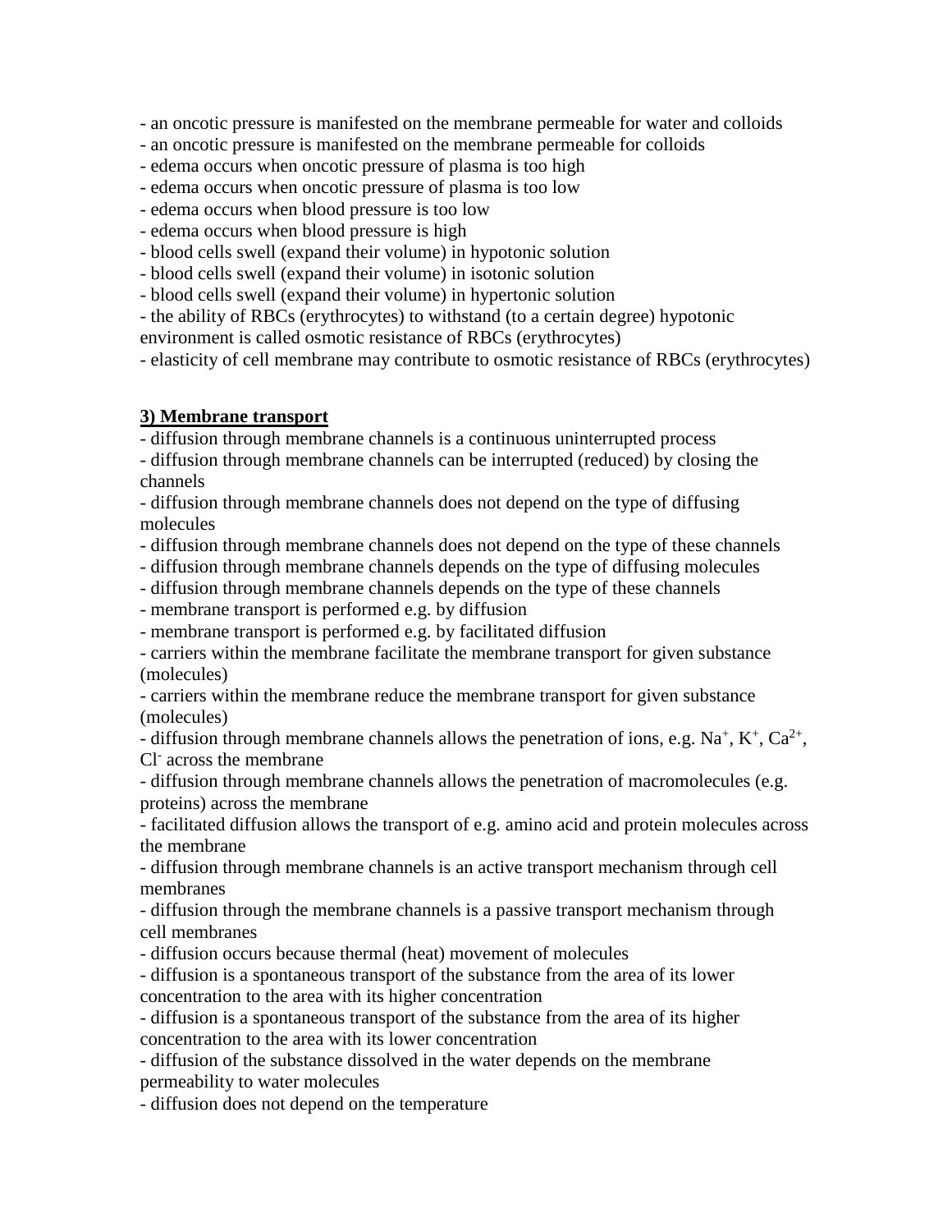- an oncotic pressure is manifested on the membrane permeable for water and colloids
- an oncotic pressure is manifested on the membrane permeable for colloids
- edema occurs when oncotic pressure of plasma is too high
- edema occurs when oncotic pressure of plasma is too low
- edema occurs when blood pressure is too low
- edema occurs when blood pressure is high
- blood cells swell (expand their volume) in hypotonic solution
- blood cells swell (expand their volume) in isotonic solution
- blood cells swell (expand their volume) in hypertonic solution
- the ability of RBCs (erythrocytes) to withstand (to a certain degree) hypotonic environment is called osmotic resistance of RBCs (erythrocytes)
- elasticity of cell membrane may contribute to osmotic resistance of RBCs (erythrocytes)

**3) Membrane transport**

- diffusion through membrane channels is a continuous uninterrupted process
- diffusion through membrane channels can be interrupted (reduced) by closing the channels
- diffusion through membrane channels does not depend on the type of diffusing molecules
- diffusion through membrane channels does not depend on the type of these channels
- diffusion through membrane channels depends on the type of diffusing molecules
- diffusion through membrane channels depends on the type of these channels
- membrane transport is performed e.g. by diffusion
- membrane transport is performed e.g. by facilitated diffusion
- carriers within the membrane facilitate the membrane transport for given substance (molecules)
- carriers within the membrane reduce the membrane transport for given substance (molecules)
- diffusion through membrane channels allows the penetration of ions, e.g. $Na^+$, $K^+$, $Ca^{2+}$, $Cl^-$ across the membrane
- diffusion through membrane channels allows the penetration of macromolecules (e.g. proteins) across the membrane
- facilitated diffusion allows the transport of e.g. amino acid and protein molecules across the membrane
- diffusion through membrane channels is an active transport mechanism through cell membranes
- diffusion through the membrane channels is a passive transport mechanism through cell membranes
- diffusion occurs because thermal (heat) movement of molecules
- diffusion is a spontaneous transport of the substance from the area of its lower concentration to the area with its higher concentration
- diffusion is a spontaneous transport of the substance from the area of its higher concentration to the area with its lower concentration
- diffusion of the substance dissolved in the water depends on the membrane permeability to water molecules
- diffusion does not depend on the temperature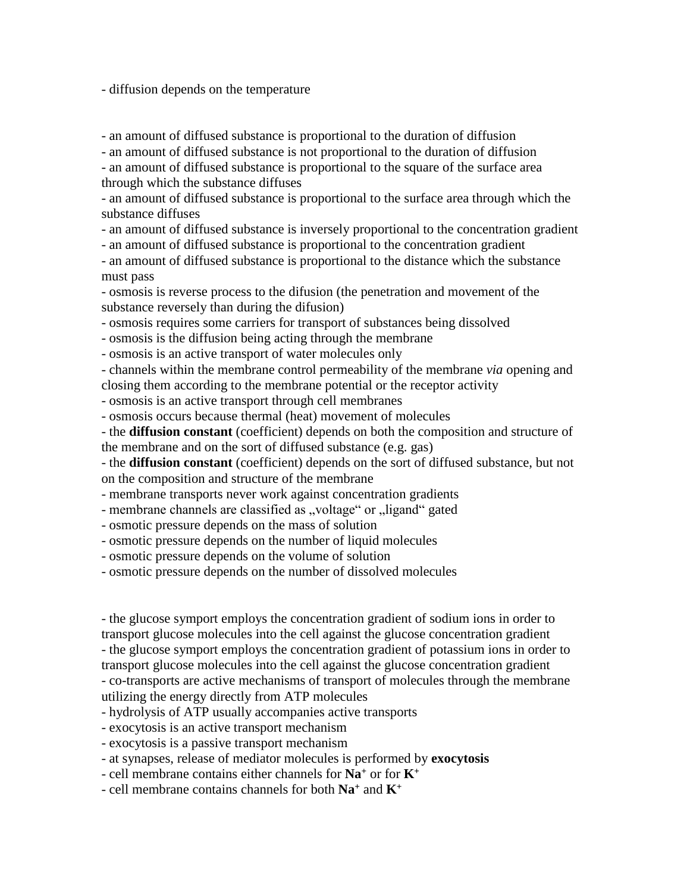- diffusion depends on the temperature

- an amount of diffused substance is proportional to the duration of diffusion
- an amount of diffused substance is not proportional to the duration of diffusion
- an amount of diffused substance is proportional to the square of the surface area through which the substance diffuses
- an amount of diffused substance is proportional to the surface area through which the substance diffuses
- an amount of diffused substance is inversely proportional to the concentration gradient
- an amount of diffused substance is proportional to the concentration gradient
- an amount of diffused substance is proportional to the distance which the substance must pass
- osmosis is reverse process to the difusion (the penetration and movement of the substance reversely than during the difusion)
- osmosis requires some carriers for transport of substances being dissolved
- osmosis is the diffusion being acting through the membrane
- osmosis is an active transport of water molecules only
- channels within the membrane control permeability of the membrane *via* opening and closing them according to the membrane potential or the receptor activity
- osmosis is an active transport through cell membranes
- osmosis occurs because thermal (heat) movement of molecules
- the **diffusion constant** (coefficient) depends on both the composition and structure of the membrane and on the sort of diffused substance (e.g. gas)
- the **diffusion constant** (coefficient) depends on the sort of diffused substance, but not on the composition and structure of the membrane
- membrane transports never work against concentration gradients
- membrane channels are classified as „voltage" or „ligand" gated
- osmotic pressure depends on the mass of solution
- osmotic pressure depends on the number of liquid molecules
- osmotic pressure depends on the volume of solution
- osmotic pressure depends on the number of dissolved molecules

- the glucose symport employs the concentration gradient of sodium ions in order to transport glucose molecules into the cell against the glucose concentration gradient
- the glucose symport employs the concentration gradient of potassium ions in order to transport glucose molecules into the cell against the glucose concentration gradient
- co-transports are active mechanisms of transport of molecules through the membrane utilizing the energy directly from ATP molecules
- hydrolysis of ATP usually accompanies active transports
- exocytosis is an active transport mechanism
- exocytosis is a passive transport mechanism
- at synapses, release of mediator molecules is performed by **exocytosis**
- cell membrane contains either channels for $\mathbf{Na^+}$ or for $\mathbf{K^+}$
- cell membrane contains channels for both $\mathbf{Na^+}$ and $\mathbf{K^+}$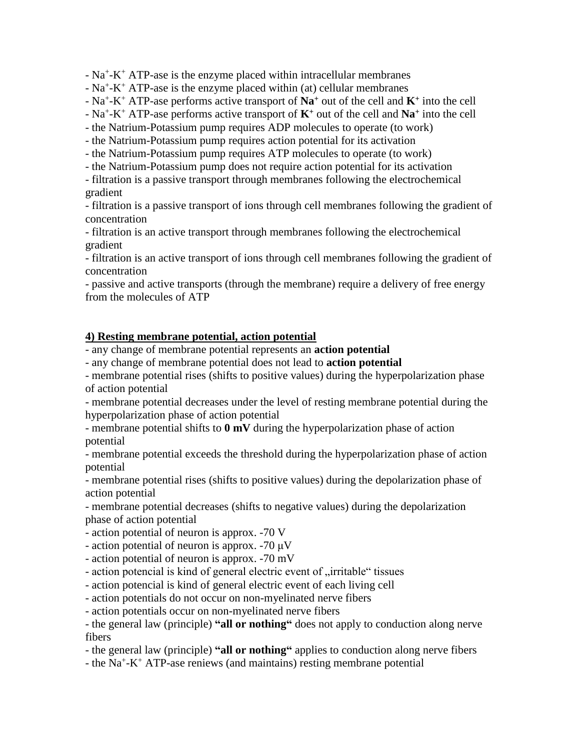- $Na^+$-$K^+$ ATP-ase is the enzyme placed within intracellular membranes
- $Na^+$-$K^+$ ATP-ase is the enzyme placed within (at) cellular membranes
- $Na^+$-$K^+$ ATP-ase performs active transport of **$Na^+$** out of the cell and **$K^+$** into the cell
- $Na^+$-$K^+$ ATP-ase performs active transport of **$K^+$** out of the cell and **$Na^+$** into the cell
- the Natrium-Potassium pump requires ADP molecules to operate (to work)
- the Natrium-Potassium pump requires action potential for its activation
- the Natrium-Potassium pump requires ATP molecules to operate (to work)
- the Natrium-Potassium pump does not require action potential for its activation
- filtration is a passive transport through membranes following the electrochemical gradient
- filtration is a passive transport of ions through cell membranes following the gradient of concentration
- filtration is an active transport through membranes following the electrochemical gradient
- filtration is an active transport of ions through cell membranes following the gradient of concentration
- passive and active transports (through the membrane) require a delivery of free energy from the molecules of ATP

**4) Resting membrane potential, action potential**

- any change of membrane potential represents an **action potential**
- any change of membrane potential does not lead to **action potential**
- membrane potential rises (shifts to positive values) during the hyperpolarization phase of action potential
- membrane potential decreases under the level of resting membrane potential during the hyperpolarization phase of action potential
- membrane potential shifts to **0 mV** during the hyperpolarization phase of action potential
- membrane potential exceeds the threshold during the hyperpolarization phase of action potential
- membrane potential rises (shifts to positive values) during the depolarization phase of action potential
- membrane potential decreases (shifts to negative values) during the depolarization phase of action potential
- action potential of neuron is approx. -70 V
- action potential of neuron is approx. -70 μV
- action potential of neuron is approx. -70 mV
- action potencial is kind of general electric event of „irritable" tissues
- action potencial is kind of general electric event of each living cell
- action potentials do not occur on non-myelinated nerve fibers
- action potentials occur on non-myelinated nerve fibers
- the general law (principle) **"all or nothing"** does not apply to conduction along nerve fibers
- the general law (principle) **"all or nothing"** applies to conduction along nerve fibers
- the $Na^+$-$K^+$ ATP-ase reniews (and maintains) resting membrane potential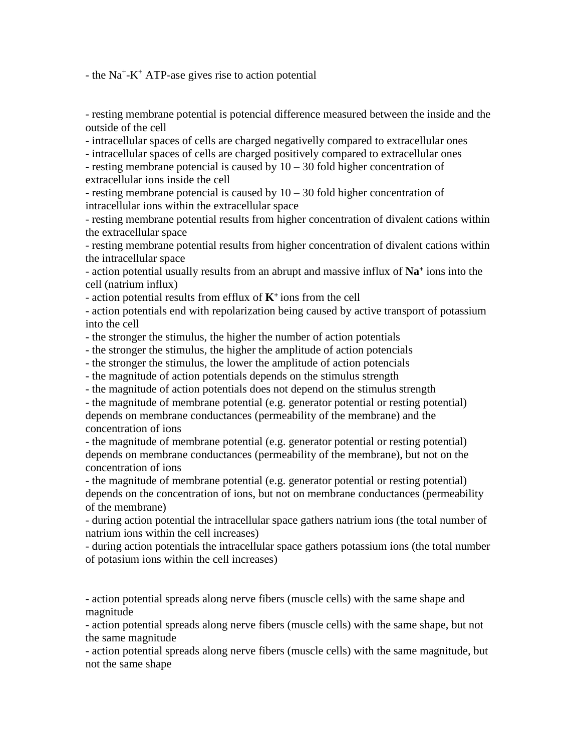- the $Na^+$-$K^+$ ATP-ase gives rise to action potential

- resting membrane potential is potencial difference measured between the inside and the outside of the cell
- intracellular spaces of cells are charged negativelly compared to extracellular ones
- intracellular spaces of cells are charged positively compared to extracellular ones
- resting membrane potencial is caused by 10 – 30 fold higher concentration of extracellular ions inside the cell
- resting membrane potencial is caused by 10 – 30 fold higher concentration of intracellular ions within the extracellular space
- resting membrane potential results from higher concentration of divalent cations within the extracellular space
- resting membrane potential results from higher concentration of divalent cations within the intracellular space
- action potential usually results from an abrupt and massive influx of **$Na^+$** ions into the cell (natrium influx)
- action potential results from efflux of **$K^+$** ions from the cell
- action potentials end with repolarization being caused by active transport of potassium into the cell
- the stronger the stimulus, the higher the number of action potentials
- the stronger the stimulus, the higher the amplitude of action potencials
- the stronger the stimulus, the lower the amplitude of action potencials
- the magnitude of action potentials depends on the stimulus strength
- the magnitude of action potentials does not depend on the stimulus strength
- the magnitude of membrane potential (e.g. generator potential or resting potential) depends on membrane conductances (permeability of the membrane) and the concentration of ions
- the magnitude of membrane potential (e.g. generator potential or resting potential) depends on membrane conductances (permeability of the membrane), but not on the concentration of ions
- the magnitude of membrane potential (e.g. generator potential or resting potential) depends on the concentration of ions, but not on membrane conductances (permeability of the membrane)
- during action potential the intracellular space gathers natrium ions (the total number of natrium ions within the cell increases)
- during action potentials the intracellular space gathers potassium ions (the total number of potasium ions within the cell increases)

- action potential spreads along nerve fibers (muscle cells) with the same shape and magnitude
- action potential spreads along nerve fibers (muscle cells) with the same shape, but not the same magnitude
- action potential spreads along nerve fibers (muscle cells) with the same magnitude, but not the same shape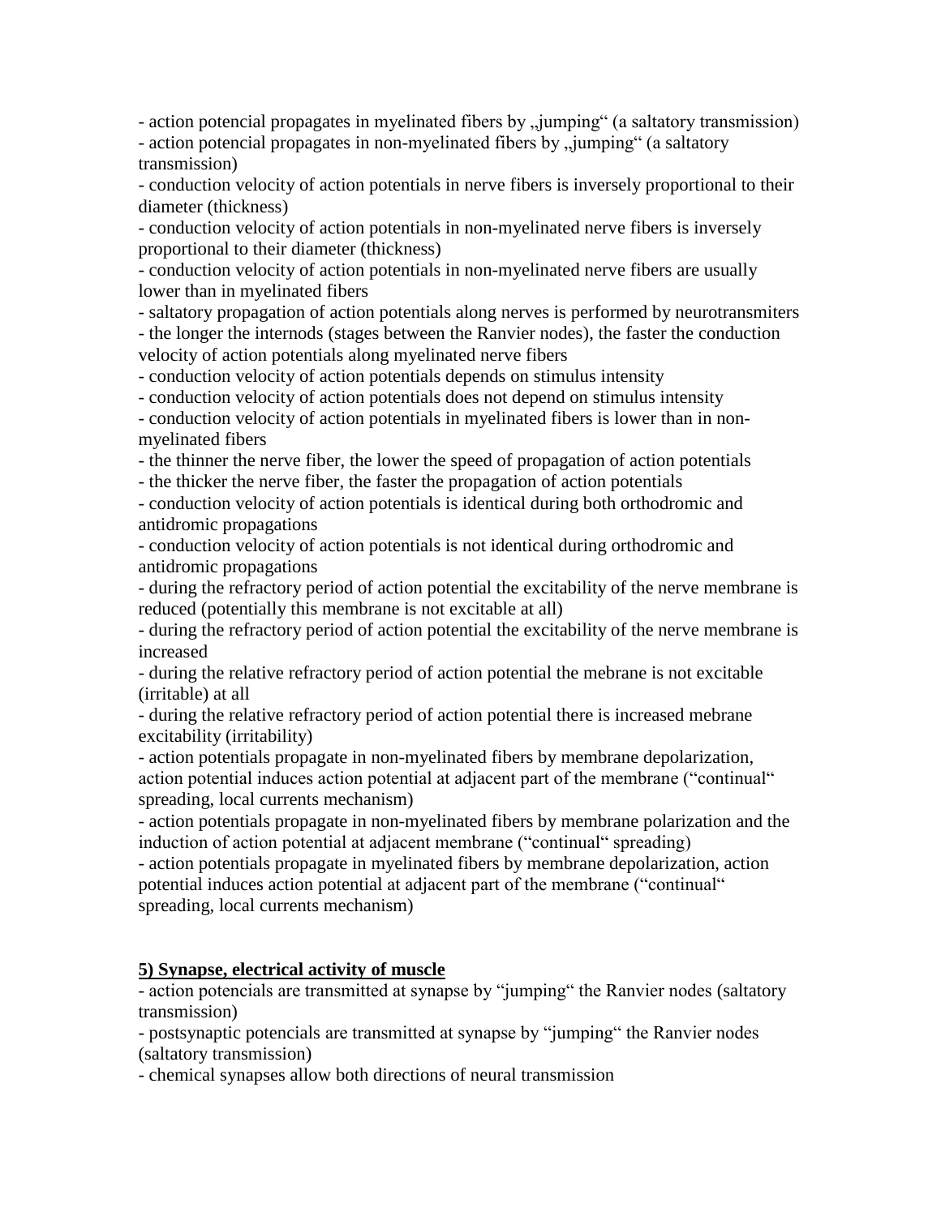- action potencial propagates in myelinated fibers by „jumping" (a saltatory transmission)
- action potencial propagates in non-myelinated fibers by „jumping" (a saltatory transmission)
- conduction velocity of action potentials in nerve fibers is inversely proportional to their diameter (thickness)
- conduction velocity of action potentials in non-myelinated nerve fibers is inversely proportional to their diameter (thickness)
- conduction velocity of action potentials in non-myelinated nerve fibers are usually lower than in myelinated fibers
- saltatory propagation of action potentials along nerves is performed by neurotransmiters
- the longer the internods (stages between the Ranvier nodes), the faster the conduction velocity of action potentials along myelinated nerve fibers
- conduction velocity of action potentials depends on stimulus intensity
- conduction velocity of action potentials does not depend on stimulus intensity
- conduction velocity of action potentials in myelinated fibers is lower than in non-myelinated fibers
- the thinner the nerve fiber, the lower the speed of propagation of action potentials
- the thicker the nerve fiber, the faster the propagation of action potentials
- conduction velocity of action potentials is identical during both orthodromic and antidromic propagations
- conduction velocity of action potentials is not identical during orthodromic and antidromic propagations
- during the refractory period of action potential the excitability of the nerve membrane is reduced (potentially this membrane is not excitable at all)
- during the refractory period of action potential the excitability of the nerve membrane is increased
- during the relative refractory period of action potential the mebrane is not excitable (irritable) at all
- during the relative refractory period of action potential there is increased mebrane excitability (irritability)
- action potentials propagate in non-myelinated fibers by membrane depolarization, action potential induces action potential at adjacent part of the membrane ("continual" spreading, local currents mechanism)
- action potentials propagate in non-myelinated fibers by membrane polarization and the induction of action potential at adjacent membrane ("continual" spreading)
- action potentials propagate in myelinated fibers by membrane depolarization, action potential induces action potential at adjacent part of the membrane ("continual" spreading, local currents mechanism)

## 5) Synapse, electrical activity of muscle

- action potencials are transmitted at synapse by "jumping" the Ranvier nodes (saltatory transmission)
- postsynaptic potencials are transmitted at synapse by "jumping" the Ranvier nodes (saltatory transmission)
- chemical synapses allow both directions of neural transmission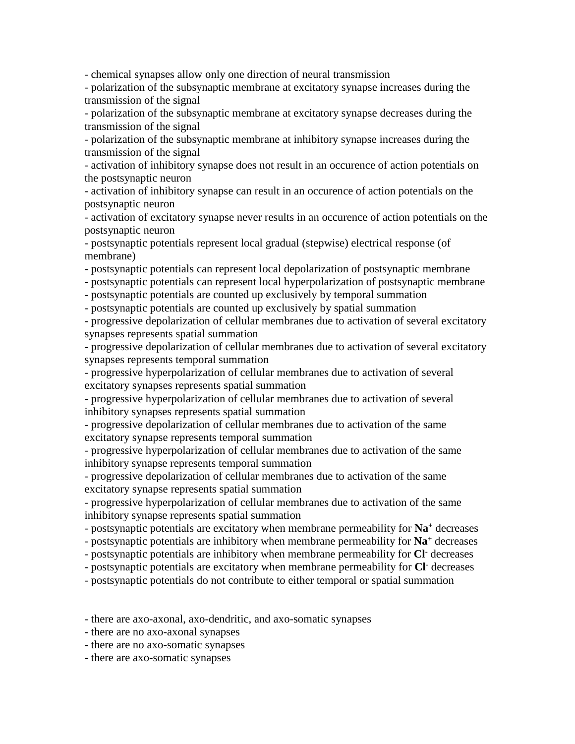- chemical synapses allow only one direction of neural transmission
- polarization of the subsynaptic membrane at excitatory synapse increases during the transmission of the signal
- polarization of the subsynaptic membrane at excitatory synapse decreases during the transmission of the signal
- polarization of the subsynaptic membrane at inhibitory synapse increases during the transmission of the signal
- activation of inhibitory synapse does not result in an occurence of action potentials on the postsynaptic neuron
- activation of inhibitory synapse can result in an occurence of action potentials on the postsynaptic neuron
- activation of excitatory synapse never results in an occurence of action potentials on the postsynaptic neuron
- postsynaptic potentials represent local gradual (stepwise) electrical response (of membrane)
- postsynaptic potentials can represent local depolarization of postsynaptic membrane
- postsynaptic potentials can represent local hyperpolarization of postsynaptic membrane
- postsynaptic potentials are counted up exclusively by temporal summation
- postsynaptic potentials are counted up exclusively by spatial summation
- progressive depolarization of cellular membranes due to activation of several excitatory synapses represents spatial summation
- progressive depolarization of cellular membranes due to activation of several excitatory synapses represents temporal summation
- progressive hyperpolarization of cellular membranes due to activation of several excitatory synapses represents spatial summation
- progressive hyperpolarization of cellular membranes due to activation of several inhibitory synapses represents spatial summation
- progressive depolarization of cellular membranes due to activation of the same excitatory synapse represents temporal summation
- progressive hyperpolarization of cellular membranes due to activation of the same inhibitory synapse represents temporal summation
- progressive depolarization of cellular membranes due to activation of the same excitatory synapse represents spatial summation
- progressive hyperpolarization of cellular membranes due to activation of the same inhibitory synapse represents spatial summation
- postsynaptic potentials are excitatory when membrane permeability for **$Na^+$** decreases
- postsynaptic potentials are inhibitory when membrane permeability for **$Na^+$** decreases
- postsynaptic potentials are inhibitory when membrane permeability for **$Cl^-$** decreases
- postsynaptic potentials are excitatory when membrane permeability for **$Cl^-$** decreases
- postsynaptic potentials do not contribute to either temporal or spatial summation

- there are axo-axonal, axo-dendritic, and axo-somatic synapses
- there are no axo-axonal synapses
- there are no axo-somatic synapses
- there are axo-somatic synapses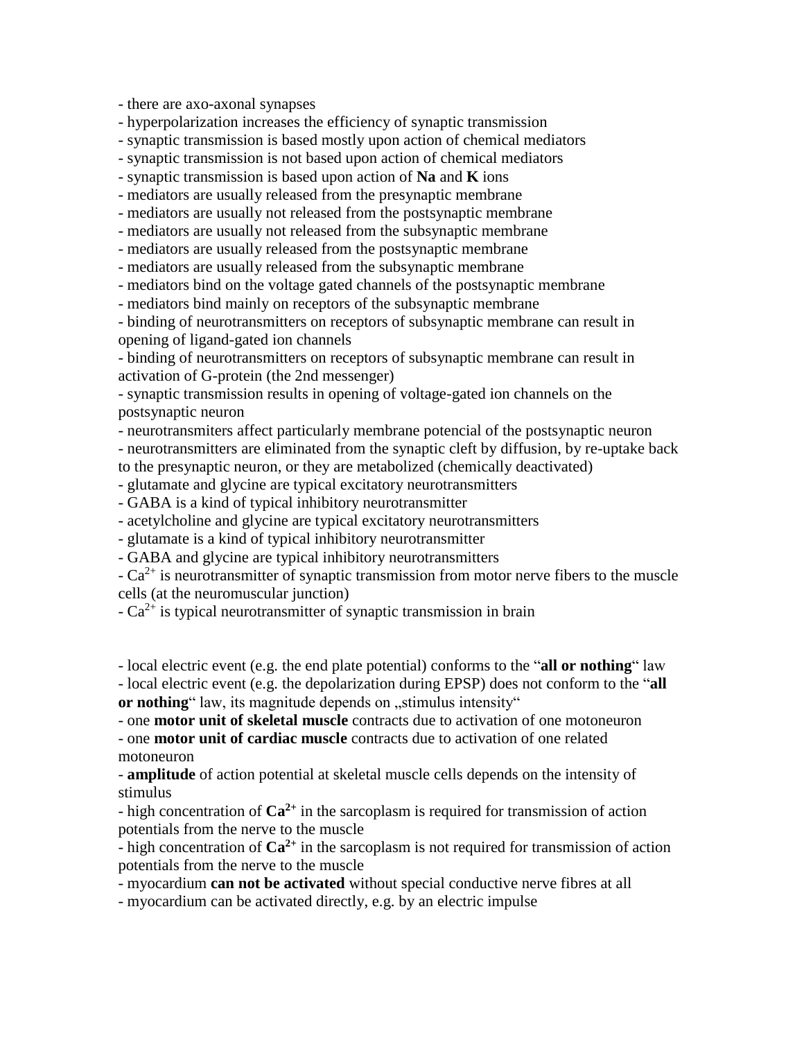- there are axo-axonal synapses
- hyperpolarization increases the efficiency of synaptic transmission
- synaptic transmission is based mostly upon action of chemical mediators
- synaptic transmission is not based upon action of chemical mediators
- synaptic transmission is based upon action of **Na** and **K** ions
- mediators are usually released from the presynaptic membrane
- mediators are usually not released from the postsynaptic membrane
- mediators are usually not released from the subsynaptic membrane
- mediators are usually released from the postsynaptic membrane
- mediators are usually released from the subsynaptic membrane
- mediators bind on the voltage gated channels of the postsynaptic membrane
- mediators bind mainly on receptors of the subsynaptic membrane
- binding of neurotransmitters on receptors of subsynaptic membrane can result in opening of ligand-gated ion channels
- binding of neurotransmitters on receptors of subsynaptic membrane can result in activation of G-protein (the 2nd messenger)
- synaptic transmission results in opening of voltage-gated ion channels on the postsynaptic neuron
- neurotransmiters affect particularly membrane potencial of the postsynaptic neuron
- neurotransmitters are eliminated from the synaptic cleft by diffusion, by re-uptake back to the presynaptic neuron, or they are metabolized (chemically deactivated)
- glutamate and glycine are typical excitatory neurotransmitters
- GABA is a kind of typical inhibitory neurotransmitter
- acetylcholine and glycine are typical excitatory neurotransmitters
- glutamate is a kind of typical inhibitory neurotransmitter
- GABA and glycine are typical inhibitory neurotransmitters
- $Ca^{2+}$ is neurotransmitter of synaptic transmission from motor nerve fibers to the muscle cells (at the neuromuscular junction)
- $Ca^{2+}$ is typical neurotransmitter of synaptic transmission in brain

- local electric event (e.g. the end plate potential) conforms to the "**all or nothing**" law
- local electric event (e.g. the depolarization during EPSP) does not conform to the "**all or nothing**" law, its magnitude depends on „stimulus intensity"
- one **motor unit of skeletal muscle** contracts due to activation of one motoneuron
- one **motor unit of cardiac muscle** contracts due to activation of one related motoneuron
- **amplitude** of action potential at skeletal muscle cells depends on the intensity of stimulus
- high concentration of $\mathbf{Ca^{2+}}$ in the sarcoplasm is required for transmission of action potentials from the nerve to the muscle
- high concentration of $\mathbf{Ca^{2+}}$ in the sarcoplasm is not required for transmission of action potentials from the nerve to the muscle
- myocardium **can not be activated** without special conductive nerve fibres at all
- myocardium can be activated directly, e.g. by an electric impulse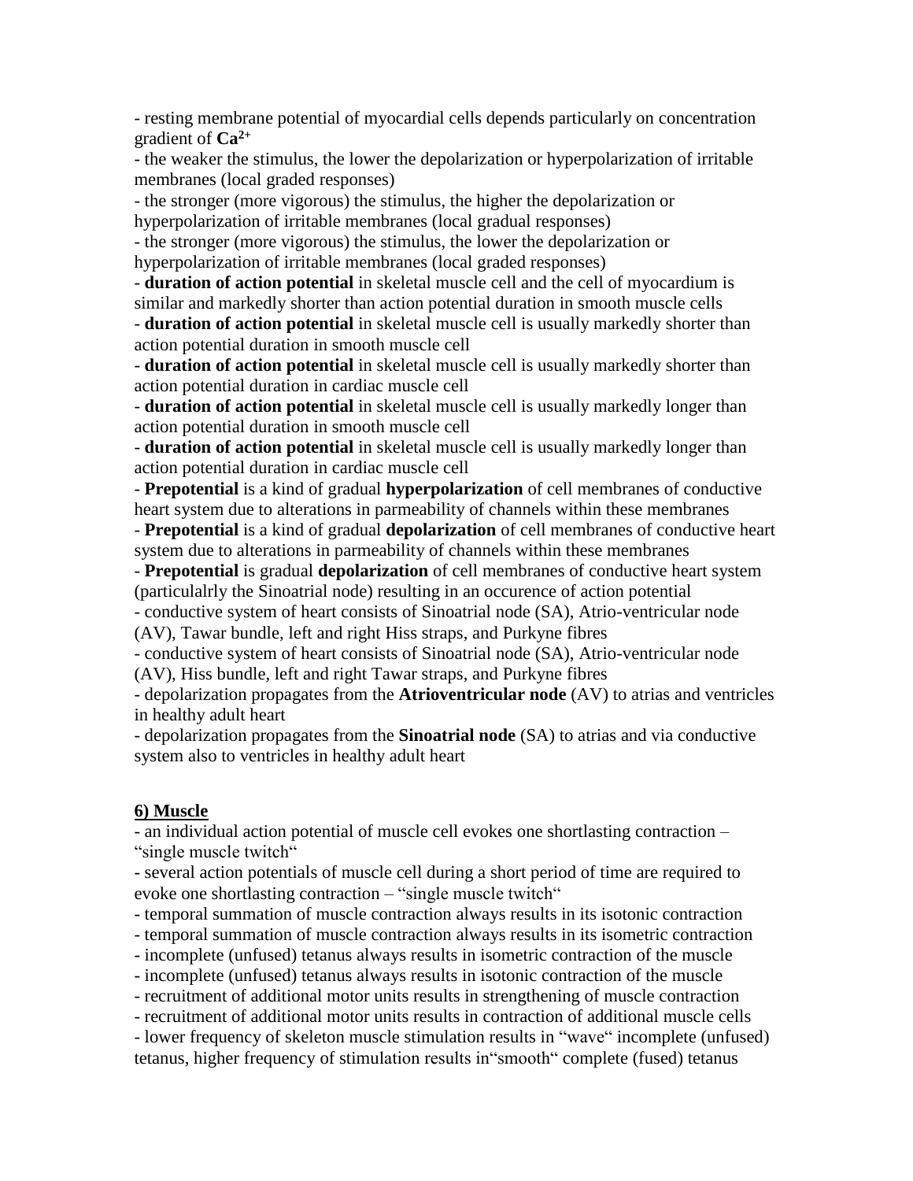- resting membrane potential of myocardial cells depends particularly on concentration gradient of **$Ca^{2+}$**

- the weaker the stimulus, the lower the depolarization or hyperpolarization of irritable membranes (local graded responses)

- the stronger (more vigorous) the stimulus, the higher the depolarization or hyperpolarization of irritable membranes (local gradual responses)

- the stronger (more vigorous) the stimulus, the lower the depolarization or hyperpolarization of irritable membranes (local graded responses)

- **duration of action potential** in skeletal muscle cell and the cell of myocardium is similar and markedly shorter than action potential duration in smooth muscle cells

- **duration of action potential** in skeletal muscle cell is usually markedly shorter than action potential duration in smooth muscle cell

- **duration of action potential** in skeletal muscle cell is usually markedly shorter than action potential duration in cardiac muscle cell

- **duration of action potential** in skeletal muscle cell is usually markedly longer than action potential duration in smooth muscle cell

- **duration of action potential** in skeletal muscle cell is usually markedly longer than action potential duration in cardiac muscle cell

- **Prepotential** is a kind of gradual **hyperpolarization** of cell membranes of conductive heart system due to alterations in parmeability of channels within these membranes

- **Prepotential** is a kind of gradual **depolarization** of cell membranes of conductive heart system due to alterations in parmeability of channels within these membranes

- **Prepotential** is gradual **depolarization** of cell membranes of conductive heart system (particulalrly the Sinoatrial node) resulting in an occurence of action potential

- conductive system of heart consists of Sinoatrial node (SA), Atrio-ventricular node (AV), Tawar bundle, left and right Hiss straps, and Purkyne fibres

- conductive system of heart consists of Sinoatrial node (SA), Atrio-ventricular node (AV), Hiss bundle, left and right Tawar straps, and Purkyne fibres

- depolarization propagates from the **Atrioventricular node** (AV) to atrias and ventricles in healthy adult heart

- depolarization propagates from the **Sinoatrial node** (SA) to atrias and via conductive system also to ventricles in healthy adult heart

## 6) Muscle

- an individual action potential of muscle cell evokes one shortlasting contraction – “single muscle twitch“

- several action potentials of muscle cell during a short period of time are required to evoke one shortlasting contraction – “single muscle twitch“

- temporal summation of muscle contraction always results in its isotonic contraction

- temporal summation of muscle contraction always results in its isometric contraction

- incomplete (unfused) tetanus always results in isometric contraction of the muscle

- incomplete (unfused) tetanus always results in isotonic contraction of the muscle

- recruitment of additional motor units results in strengthening of muscle contraction

- recruitment of additional motor units results in contraction of additional muscle cells

- lower frequency of skeleton muscle stimulation results in “wave“ incomplete (unfused) tetanus, higher frequency of stimulation results in“smooth“ complete (fused) tetanus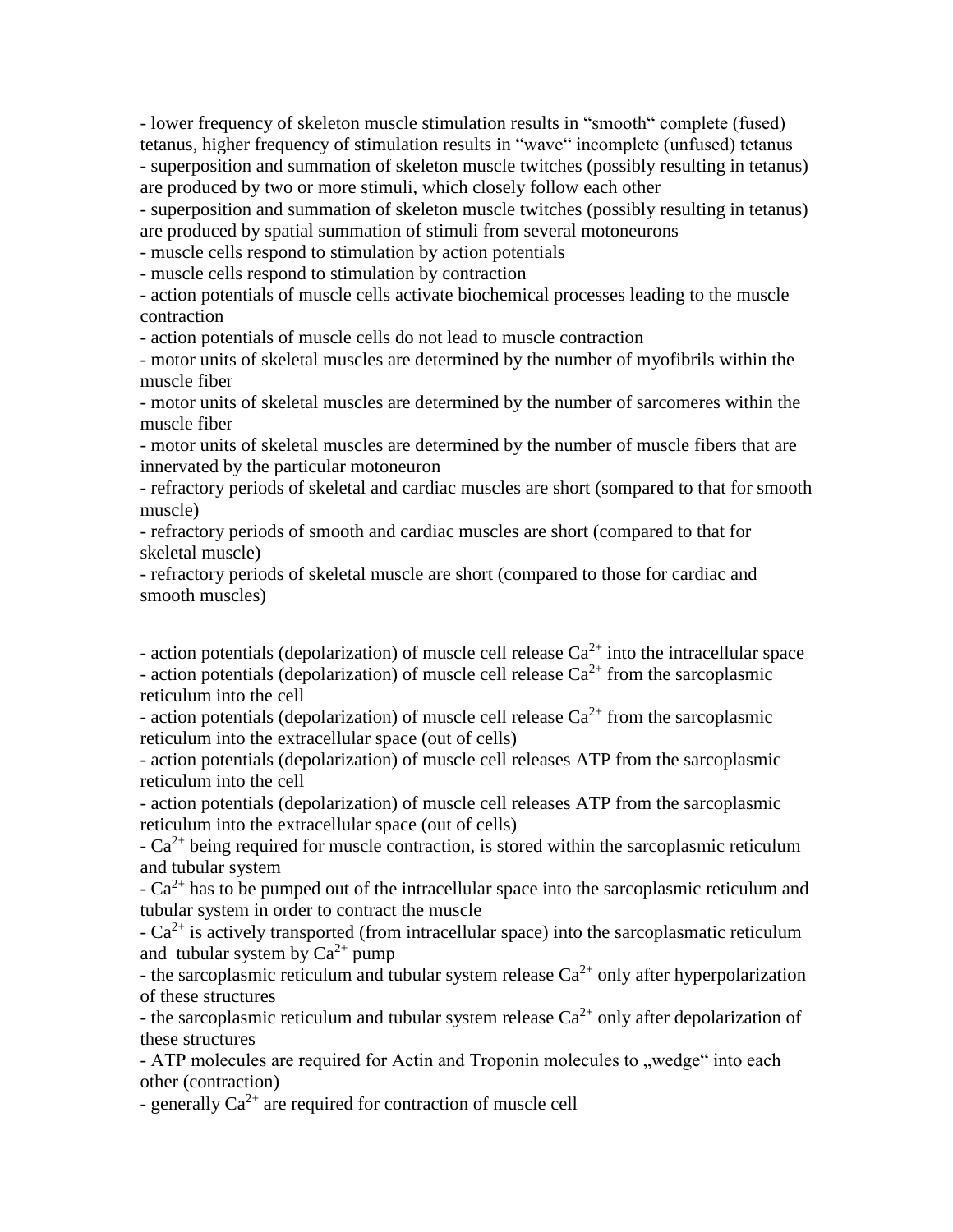- lower frequency of skeleton muscle stimulation results in "smooth" complete (fused) tetanus, higher frequency of stimulation results in "wave" incomplete (unfused) tetanus
- superposition and summation of skeleton muscle twitches (possibly resulting in tetanus) are produced by two or more stimuli, which closely follow each other
- superposition and summation of skeleton muscle twitches (possibly resulting in tetanus) are produced by spatial summation of stimuli from several motoneurons
- muscle cells respond to stimulation by action potentials
- muscle cells respond to stimulation by contraction
- action potentials of muscle cells activate biochemical processes leading to the muscle contraction
- action potentials of muscle cells do not lead to muscle contraction
- motor units of skeletal muscles are determined by the number of myofibrils within the muscle fiber
- motor units of skeletal muscles are determined by the number of sarcomeres within the muscle fiber
- motor units of skeletal muscles are determined by the number of muscle fibers that are innervated by the particular motoneuron
- refractory periods of skeletal and cardiac muscles are short (sompared to that for smooth muscle)
- refractory periods of smooth and cardiac muscles are short (compared to that for skeletal muscle)
- refractory periods of skeletal muscle are short (compared to those for cardiac and smooth muscles)

- action potentials (depolarization) of muscle cell release $Ca^{2+}$ into the intracellular space
- action potentials (depolarization) of muscle cell release $Ca^{2+}$ from the sarcoplasmic reticulum into the cell
- action potentials (depolarization) of muscle cell release $Ca^{2+}$ from the sarcoplasmic reticulum into the extracellular space (out of cells)
- action potentials (depolarization) of muscle cell releases ATP from the sarcoplasmic reticulum into the cell
- action potentials (depolarization) of muscle cell releases ATP from the sarcoplasmic reticulum into the extracellular space (out of cells)
- $Ca^{2+}$ being required for muscle contraction, is stored within the sarcoplasmic reticulum and tubular system
- $Ca^{2+}$ has to be pumped out of the intracellular space into the sarcoplasmic reticulum and tubular system in order to contract the muscle
- $Ca^{2+}$ is actively transported (from intracellular space) into the sarcoplasmatic reticulum and tubular system by $Ca^{2+}$ pump
- the sarcoplasmic reticulum and tubular system release $Ca^{2+}$ only after hyperpolarization of these structures
- the sarcoplasmic reticulum and tubular system release $Ca^{2+}$ only after depolarization of these structures
- ATP molecules are required for Actin and Troponin molecules to „wedge" into each other (contraction)
- generally $Ca^{2+}$ are required for contraction of muscle cell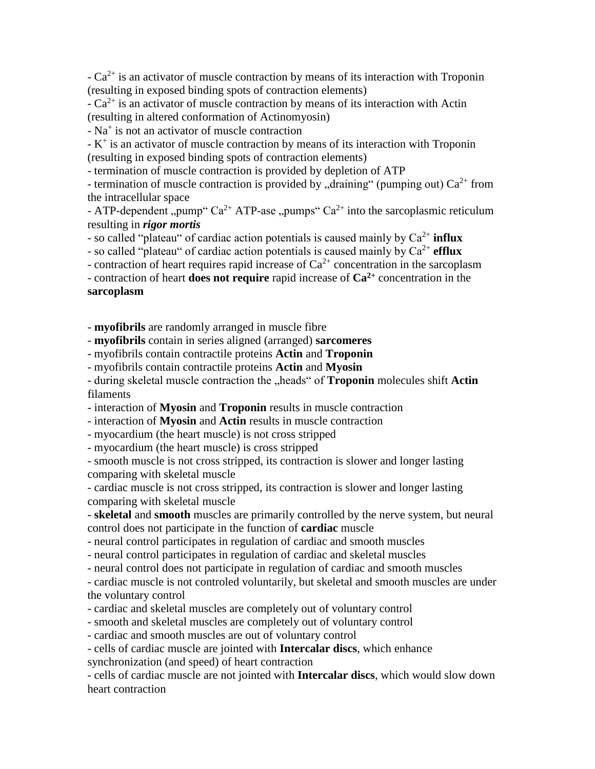- $Ca^{2+}$ is an activator of muscle contraction by means of its interaction with Troponin (resulting in exposed binding spots of contraction elements)
- $Ca^{2+}$ is an activator of muscle contraction by means of its interaction with Actin (resulting in altered conformation of Actinomyosin)
- $Na^{+}$ is not an activator of muscle contraction
- $K^{+}$ is an activator of muscle contraction by means of its interaction with Troponin (resulting in exposed binding spots of contraction elements)
- termination of muscle contraction is provided by depletion of ATP
- termination of muscle contraction is provided by „draining“ (pumping out) $Ca^{2+}$ from the intracellular space
- ATP-dependent „pump“ $Ca^{2+}$ ATP-ase „pumps“ $Ca^{2+}$ into the sarcoplasmic reticulum resulting in ***rigor mortis***
- so called "plateau" of cardiac action potentials is caused mainly by $Ca^{2+}$ **influx**
- so called "plateau" of cardiac action potentials is caused mainly by $Ca^{2+}$ **efflux**
- contraction of heart requires rapid increase of $Ca^{2+}$ concentration in the sarcoplasm
- contraction of heart **does not require** rapid increase of $Ca^{2+}$ concentration in the **sarcoplasm**

- **myofibrils** are randomly arranged in muscle fibre
- **myofibrils** contain in series aligned (arranged) **sarcomeres**
- myofibrils contain contractile proteins **Actin** and **Troponin**
- myofibrils contain contractile proteins **Actin** and **Myosin**
- during skeletal muscle contraction the „heads“ of **Troponin** molecules shift **Actin** filaments
- interaction of **Myosin** and **Troponin** results in muscle contraction
- interaction of **Myosin** and **Actin** results in muscle contraction
- myocardium (the heart muscle) is not cross stripped
- myocardium (the heart muscle) is cross stripped
- smooth muscle is not cross stripped, its contraction is slower and longer lasting comparing with skeletal muscle
- cardiac muscle is not cross stripped, its contraction is slower and longer lasting comparing with skeletal muscle
- **skeletal** and **smooth** muscles are primarily controlled by the nerve system, but neural control does not participate in the function of **cardiac** muscle
- neural control participates in regulation of cardiac and smooth muscles
- neural control participates in regulation of cardiac and skeletal muscles
- neural control does not participate in regulation of cardiac and smooth muscles
- cardiac muscle is not controled voluntarily, but skeletal and smooth muscles are under the voluntary control
- cardiac and skeletal muscles are completely out of voluntary control
- smooth and skeletal muscles are completely out of voluntary control
- cardiac and smooth muscles are out of voluntary control
- cells of cardiac muscle are jointed with **Intercalar discs**, which enhance synchronization (and speed) of heart contraction
- cells of cardiac muscle are not jointed with **Intercalar discs**, which would slow down heart contraction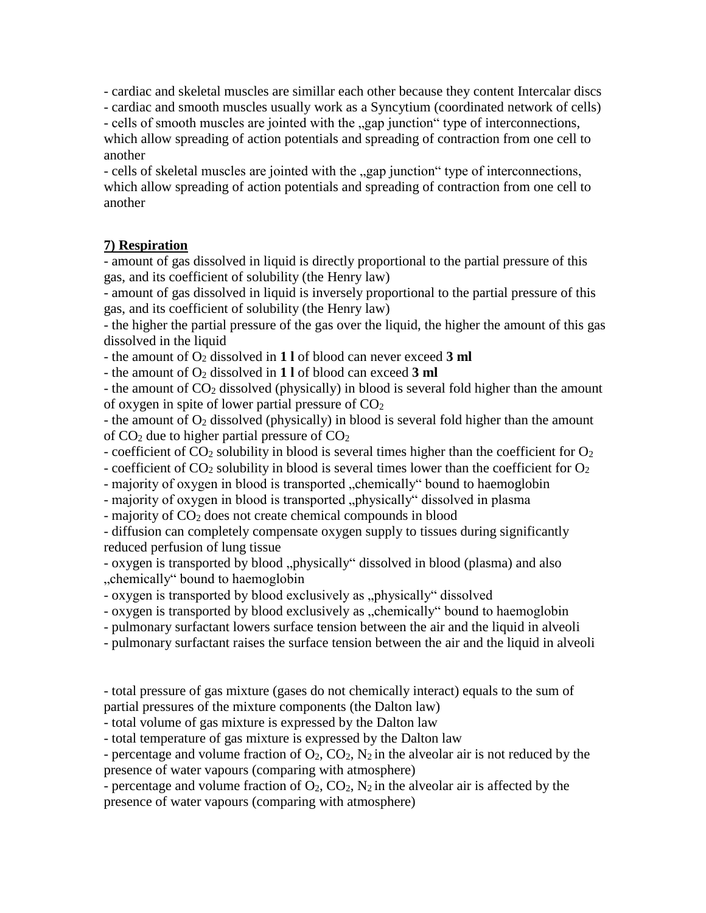- cardiac and skeletal muscles are simillar each other because they content Intercalar discs
- cardiac and smooth muscles usually work as a Syncytium (coordinated network of cells)
- cells of smooth muscles are jointed with the „gap junction" type of interconnections, which allow spreading of action potentials and spreading of contraction from one cell to another
- cells of skeletal muscles are jointed with the „gap junction" type of interconnections, which allow spreading of action potentials and spreading of contraction from one cell to another

**<u>7) Respiration</u>**

- amount of gas dissolved in liquid is directly proportional to the partial pressure of this gas, and its coefficient of solubility (the Henry law)
- amount of gas dissolved in liquid is inversely proportional to the partial pressure of this gas, and its coefficient of solubility (the Henry law)
- the higher the partial pressure of the gas over the liquid, the higher the amount of this gas dissolved in the liquid
- the amount of $O_2$ dissolved in **1 l** of blood can never exceed **3 ml**
- the amount of $O_2$ dissolved in **1 l** of blood can exceed **3 ml**
- the amount of $CO_2$ dissolved (physically) in blood is several fold higher than the amount of oxygen in spite of lower partial pressure of $CO_2$
- the amount of $O_2$ dissolved (physically) in blood is several fold higher than the amount of $CO_2$ due to higher partial pressure of $CO_2$
- coefficient of $CO_2$ solubility in blood is several times higher than the coefficient for $O_2$
- coefficient of $CO_2$ solubility in blood is several times lower than the coefficient for $O_2$
- majority of oxygen in blood is transported „chemically" bound to haemoglobin
- majority of oxygen in blood is transported „physically" dissolved in plasma
- majority of $CO_2$ does not create chemical compounds in blood
- diffusion can completely compensate oxygen supply to tissues during significantly reduced perfusion of lung tissue
- oxygen is transported by blood „physically" dissolved in blood (plasma) and also „chemically" bound to haemoglobin
- oxygen is transported by blood exclusively as „physically" dissolved
- oxygen is transported by blood exclusively as „chemically" bound to haemoglobin
- pulmonary surfactant lowers surface tension between the air and the liquid in alveoli
- pulmonary surfactant raises the surface tension between the air and the liquid in alveoli

- total pressure of gas mixture (gases do not chemically interact) equals to the sum of partial pressures of the mixture components (the Dalton law)
- total volume of gas mixture is expressed by the Dalton law
- total temperature of gas mixture is expressed by the Dalton law
- percentage and volume fraction of $O_2$, $CO_2$, $N_2$ in the alveolar air is not reduced by the presence of water vapours (comparing with atmosphere)
- percentage and volume fraction of $O_2$, $CO_2$, $N_2$ in the alveolar air is affected by the presence of water vapours (comparing with atmosphere)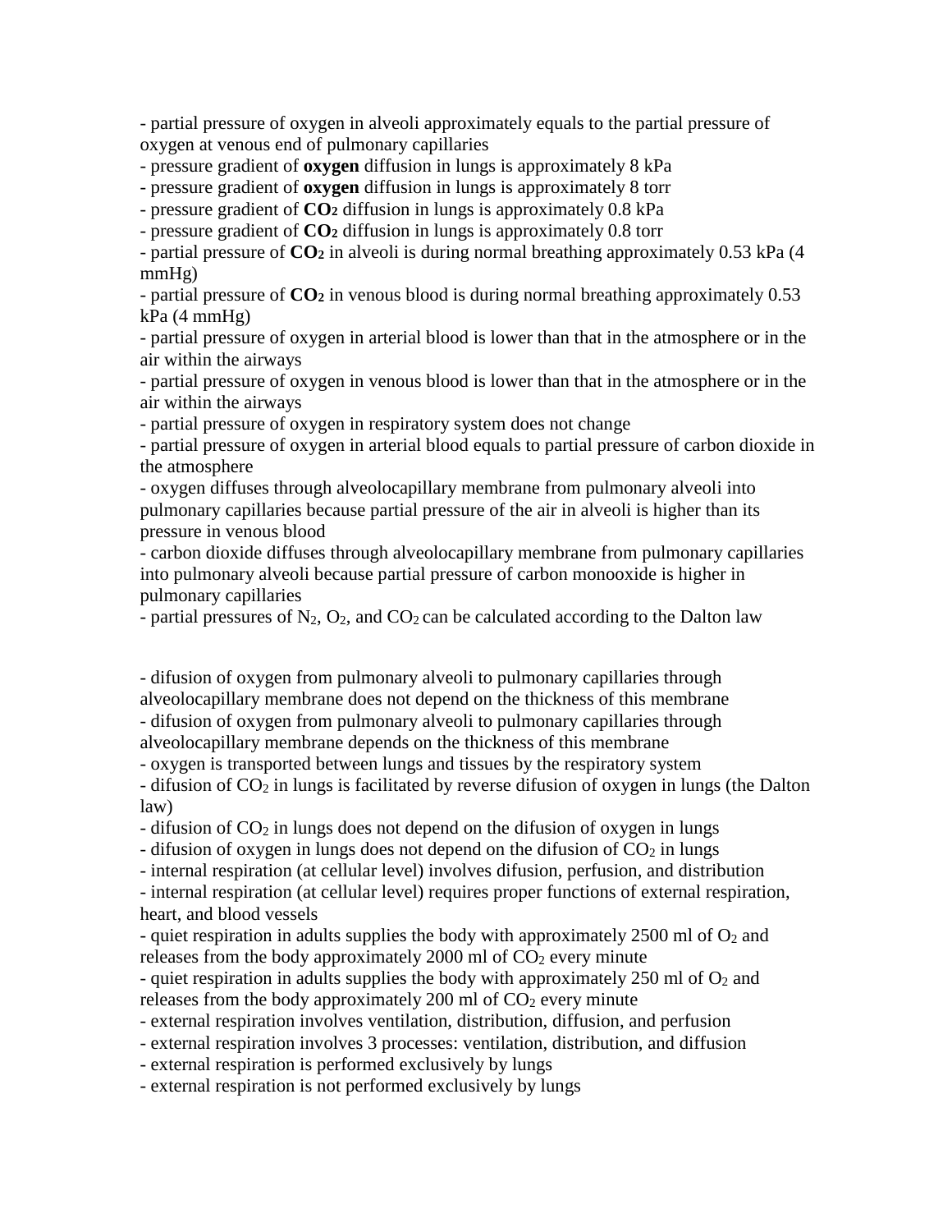- partial pressure of oxygen in alveoli approximately equals to the partial pressure of oxygen at venous end of pulmonary capillaries
- pressure gradient of **oxygen** diffusion in lungs is approximately 8 kPa
- pressure gradient of **oxygen** diffusion in lungs is approximately 8 torr
- pressure gradient of $\mathbf{CO_2}$ diffusion in lungs is approximately 0.8 kPa
- pressure gradient of $\mathbf{CO_2}$ diffusion in lungs is approximately 0.8 torr
- partial pressure of $\mathbf{CO_2}$ in alveoli is during normal breathing approximately 0.53 kPa (4 mmHg)
- partial pressure of $\mathbf{CO_2}$ in venous blood is during normal breathing approximately 0.53 kPa (4 mmHg)
- partial pressure of oxygen in arterial blood is lower than that in the atmosphere or in the air within the airways
- partial pressure of oxygen in venous blood is lower than that in the atmosphere or in the air within the airways
- partial pressure of oxygen in respiratory system does not change
- partial pressure of oxygen in arterial blood equals to partial pressure of carbon dioxide in the atmosphere
- oxygen diffuses through alveolocapillary membrane from pulmonary alveoli into pulmonary capillaries because partial pressure of the air in alveoli is higher than its pressure in venous blood
- carbon dioxide diffuses through alveolocapillary membrane from pulmonary capillaries into pulmonary alveoli because partial pressure of carbon monooxide is higher in pulmonary capillaries
- partial pressures of $N_2$, $O_2$, and $CO_2$ can be calculated according to the Dalton law

- difusion of oxygen from pulmonary alveoli to pulmonary capillaries through alveolocapillary membrane does not depend on the thickness of this membrane
- difusion of oxygen from pulmonary alveoli to pulmonary capillaries through alveolocapillary membrane depends on the thickness of this membrane
- oxygen is transported between lungs and tissues by the respiratory system
- difusion of $CO_2$ in lungs is facilitated by reverse difusion of oxygen in lungs (the Dalton law)
- difusion of $CO_2$ in lungs does not depend on the difusion of oxygen in lungs
- difusion of oxygen in lungs does not depend on the difusion of $CO_2$ in lungs
- internal respiration (at cellular level) involves difusion, perfusion, and distribution
- internal respiration (at cellular level) requires proper functions of external respiration, heart, and blood vessels
- quiet respiration in adults supplies the body with approximately 2500 ml of $O_2$ and releases from the body approximately 2000 ml of $CO_2$ every minute
- quiet respiration in adults supplies the body with approximately 250 ml of $O_2$ and releases from the body approximately 200 ml of $CO_2$ every minute
- external respiration involves ventilation, distribution, diffusion, and perfusion
- external respiration involves 3 processes: ventilation, distribution, and diffusion
- external respiration is performed exclusively by lungs
- external respiration is not performed exclusively by lungs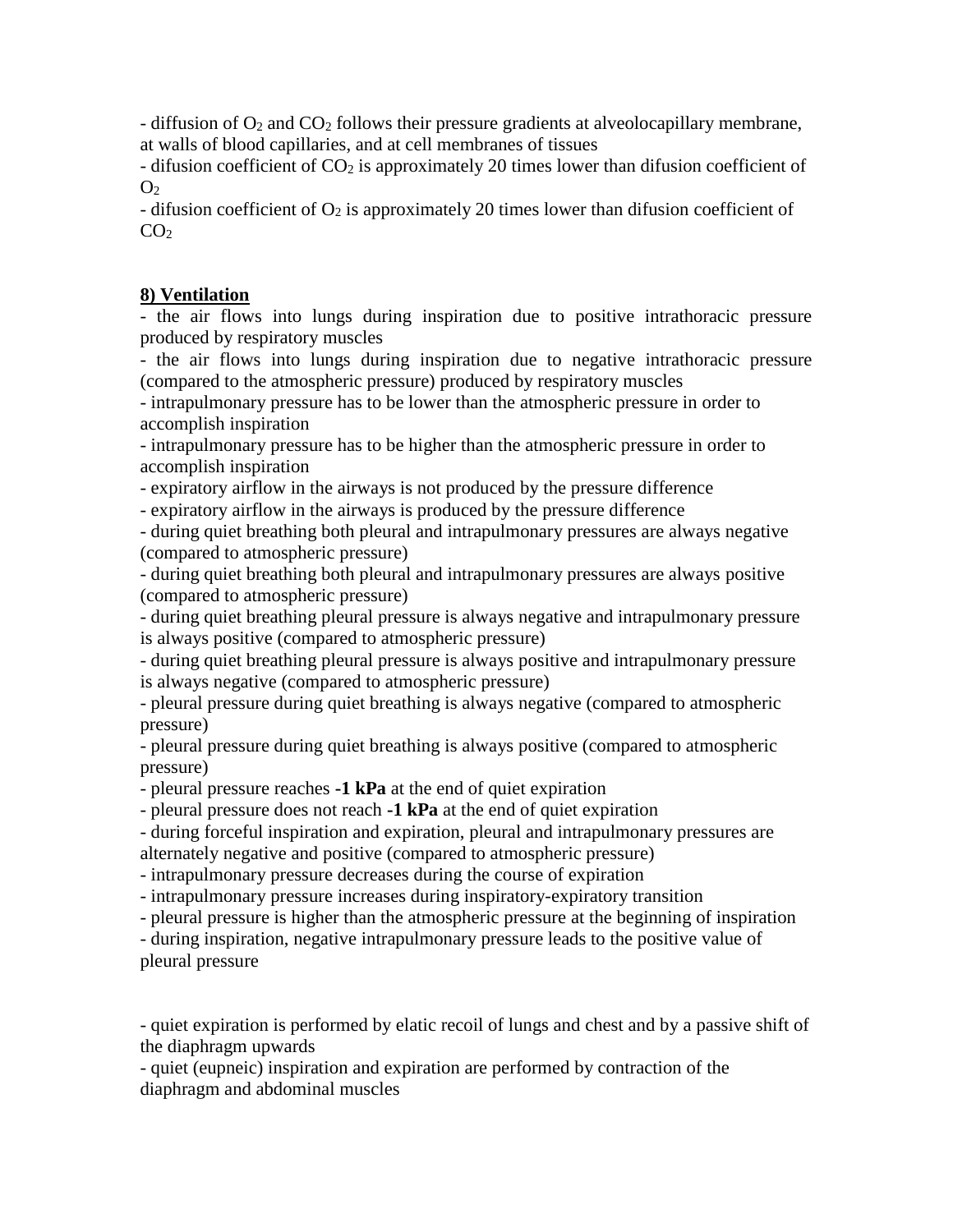- diffusion of $O_2$ and $CO_2$ follows their pressure gradients at alveolocapillary membrane, at walls of blood capillaries, and at cell membranes of tissues

- difusion coefficient of $CO_2$ is approximately 20 times lower than difusion coefficient of $O_2$

- difusion coefficient of $O_2$ is approximately 20 times lower than difusion coefficient of $CO_2$

## 8) Ventilation

- the air flows into lungs during inspiration due to positive intrathoracic pressure produced by respiratory muscles
- the air flows into lungs during inspiration due to negative intrathoracic pressure (compared to the atmospheric pressure) produced by respiratory muscles
- intrapulmonary pressure has to be lower than the atmospheric pressure in order to accomplish inspiration
- intrapulmonary pressure has to be higher than the atmospheric pressure in order to accomplish inspiration
- expiratory airflow in the airways is not produced by the pressure difference
- expiratory airflow in the airways is produced by the pressure difference
- during quiet breathing both pleural and intrapulmonary pressures are always negative (compared to atmospheric pressure)
- during quiet breathing both pleural and intrapulmonary pressures are always positive (compared to atmospheric pressure)
- during quiet breathing pleural pressure is always negative and intrapulmonary pressure is always positive (compared to atmospheric pressure)
- during quiet breathing pleural pressure is always positive and intrapulmonary pressure is always negative (compared to atmospheric pressure)
- pleural pressure during quiet breathing is always negative (compared to atmospheric pressure)
- pleural pressure during quiet breathing is always positive (compared to atmospheric pressure)
- pleural pressure reaches **-1 kPa** at the end of quiet expiration
- pleural pressure does not reach **-1 kPa** at the end of quiet expiration
- during forceful inspiration and expiration, pleural and intrapulmonary pressures are alternately negative and positive (compared to atmospheric pressure)
- intrapulmonary pressure decreases during the course of expiration
- intrapulmonary pressure increases during inspiratory-expiratory transition
- pleural pressure is higher than the atmospheric pressure at the beginning of inspiration
- during inspiration, negative intrapulmonary pressure leads to the positive value of pleural pressure

- quiet expiration is performed by elatic recoil of lungs and chest and by a passive shift of the diaphragm upwards
- quiet (eupneic) inspiration and expiration are performed by contraction of the diaphragm and abdominal muscles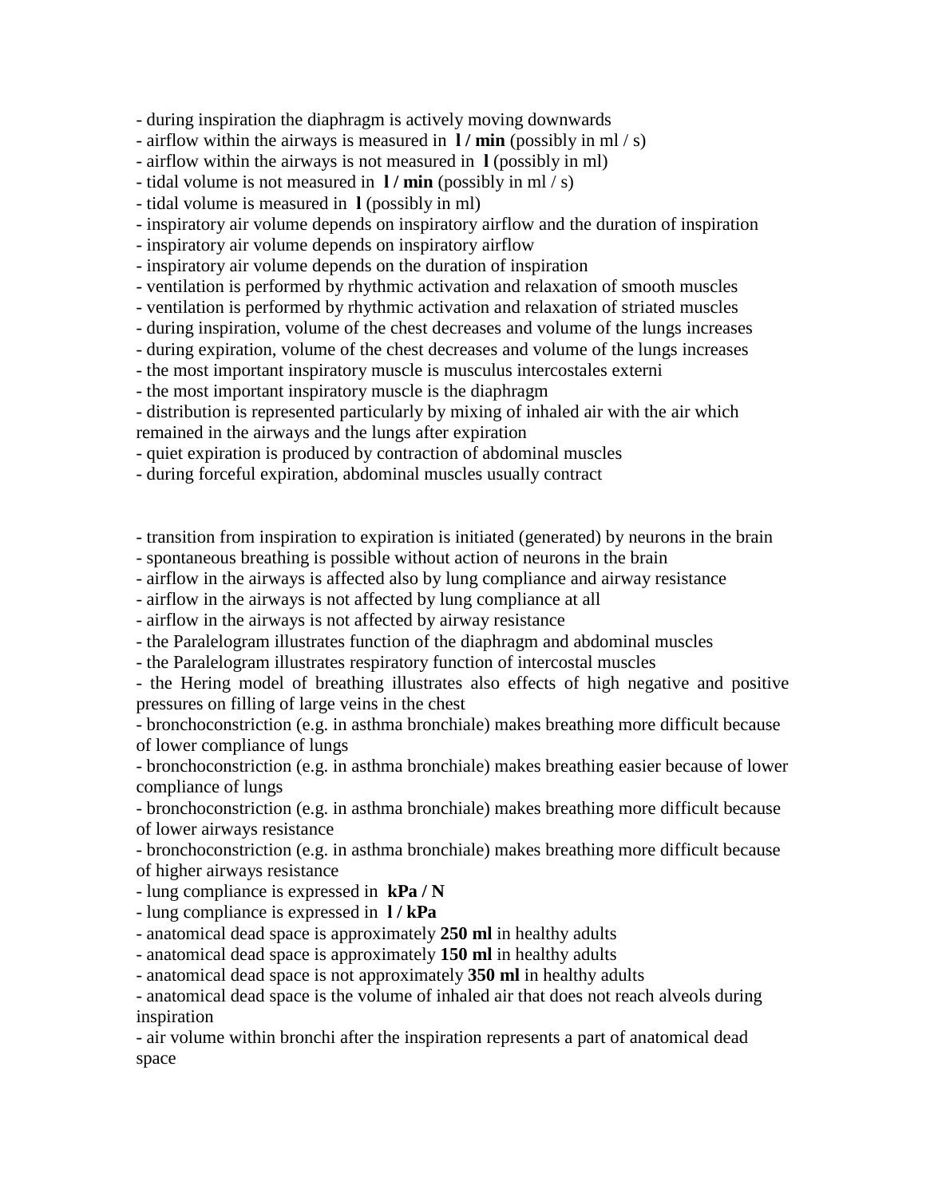- during inspiration the diaphragm is actively moving downwards
- airflow within the airways is measured in **l / min** (possibly in ml / s)
- airflow within the airways is not measured in **l** (possibly in ml)
- tidal volume is not measured in **l / min** (possibly in ml / s)
- tidal volume is measured in **l** (possibly in ml)
- inspiratory air volume depends on inspiratory airflow and the duration of inspiration
- inspiratory air volume depends on inspiratory airflow
- inspiratory air volume depends on the duration of inspiration
- ventilation is performed by rhythmic activation and relaxation of smooth muscles
- ventilation is performed by rhythmic activation and relaxation of striated muscles
- during inspiration, volume of the chest decreases and volume of the lungs increases
- during expiration, volume of the chest decreases and volume of the lungs increases
- the most important inspiratory muscle is musculus intercostales externi
- the most important inspiratory muscle is the diaphragm
- distribution is represented particularly by mixing of inhaled air with the air which remained in the airways and the lungs after expiration
- quiet expiration is produced by contraction of abdominal muscles
- during forceful expiration, abdominal muscles usually contract

- transition from inspiration to expiration is initiated (generated) by neurons in the brain
- spontaneous breathing is possible without action of neurons in the brain
- airflow in the airways is affected also by lung compliance and airway resistance
- airflow in the airways is not affected by lung compliance at all
- airflow in the airways is not affected by airway resistance
- the Paralelogram illustrates function of the diaphragm and abdominal muscles
- the Paralelogram illustrates respiratory function of intercostal muscles
- the Hering model of breathing illustrates also effects of high negative and positive pressures on filling of large veins in the chest
- bronchoconstriction (e.g. in asthma bronchiale) makes breathing more difficult because of lower compliance of lungs
- bronchoconstriction (e.g. in asthma bronchiale) makes breathing easier because of lower compliance of lungs
- bronchoconstriction (e.g. in asthma bronchiale) makes breathing more difficult because of lower airways resistance
- bronchoconstriction (e.g. in asthma bronchiale) makes breathing more difficult because of higher airways resistance
- lung compliance is expressed in **kPa / N**
- lung compliance is expressed in **l / kPa**
- anatomical dead space is approximately **250 ml** in healthy adults
- anatomical dead space is approximately **150 ml** in healthy adults
- anatomical dead space is not approximately **350 ml** in healthy adults
- anatomical dead space is the volume of inhaled air that does not reach alveols during inspiration
- air volume within bronchi after the inspiration represents a part of anatomical dead space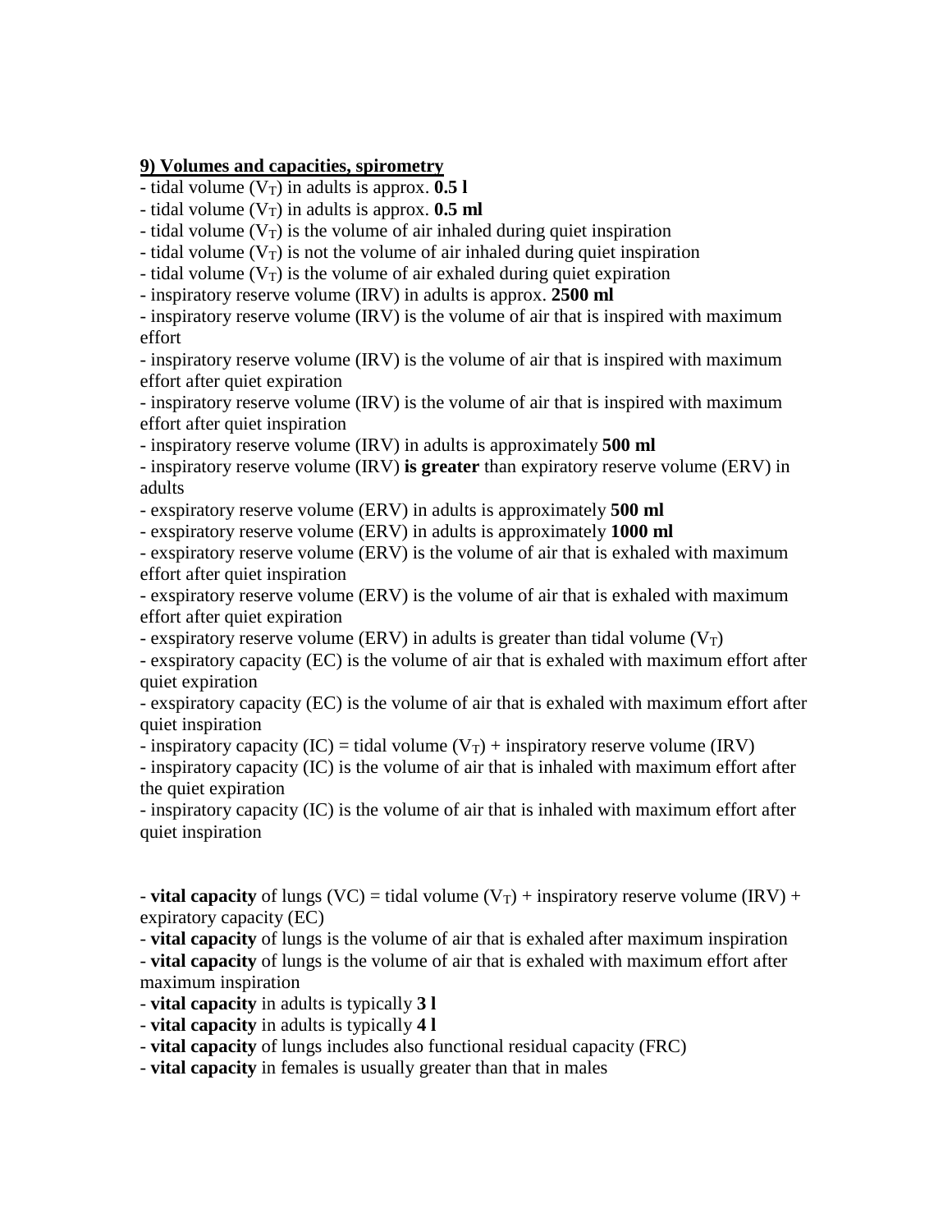**9) Volumes and capacities, spirometry**

- tidal volume ($V_T$) in adults is approx. **0.5 l**
- tidal volume ($V_T$) in adults is approx. **0.5 ml**
- tidal volume ($V_T$) is the volume of air inhaled during quiet inspiration
- tidal volume ($V_T$) is not the volume of air inhaled during quiet inspiration
- tidal volume ($V_T$) is the volume of air exhaled during quiet expiration
- inspiratory reserve volume (IRV) in adults is approx. **2500 ml**
- inspiratory reserve volume (IRV) is the volume of air that is inspired with maximum effort
- inspiratory reserve volume (IRV) is the volume of air that is inspired with maximum effort after quiet expiration
- inspiratory reserve volume (IRV) is the volume of air that is inspired with maximum effort after quiet inspiration
- inspiratory reserve volume (IRV) in adults is approximately **500 ml**
- inspiratory reserve volume (IRV) **is greater** than expiratory reserve volume (ERV) in adults
- exspiratory reserve volume (ERV) in adults is approximately **500 ml**
- exspiratory reserve volume (ERV) in adults is approximately **1000 ml**
- exspiratory reserve volume (ERV) is the volume of air that is exhaled with maximum effort after quiet inspiration
- exspiratory reserve volume (ERV) is the volume of air that is exhaled with maximum effort after quiet expiration
- exspiratory reserve volume (ERV) in adults is greater than tidal volume ($V_T$)
- exspiratory capacity (EC) is the volume of air that is exhaled with maximum effort after quiet expiration
- exspiratory capacity (EC) is the volume of air that is exhaled with maximum effort after quiet inspiration
- inspiratory capacity (IC) = tidal volume ($V_T$) + inspiratory reserve volume (IRV)
- inspiratory capacity (IC) is the volume of air that is inhaled with maximum effort after the quiet expiration
- inspiratory capacity (IC) is the volume of air that is inhaled with maximum effort after quiet inspiration

- **vital capacity** of lungs (VC) = tidal volume ($V_T$) + inspiratory reserve volume (IRV) + expiratory capacity (EC)
- **vital capacity** of lungs is the volume of air that is exhaled after maximum inspiration
- **vital capacity** of lungs is the volume of air that is exhaled with maximum effort after maximum inspiration
- **vital capacity** in adults is typically **3 l**
- **vital capacity** in adults is typically **4 l**
- **vital capacity** of lungs includes also functional residual capacity (FRC)
- **vital capacity** in females is usually greater than that in males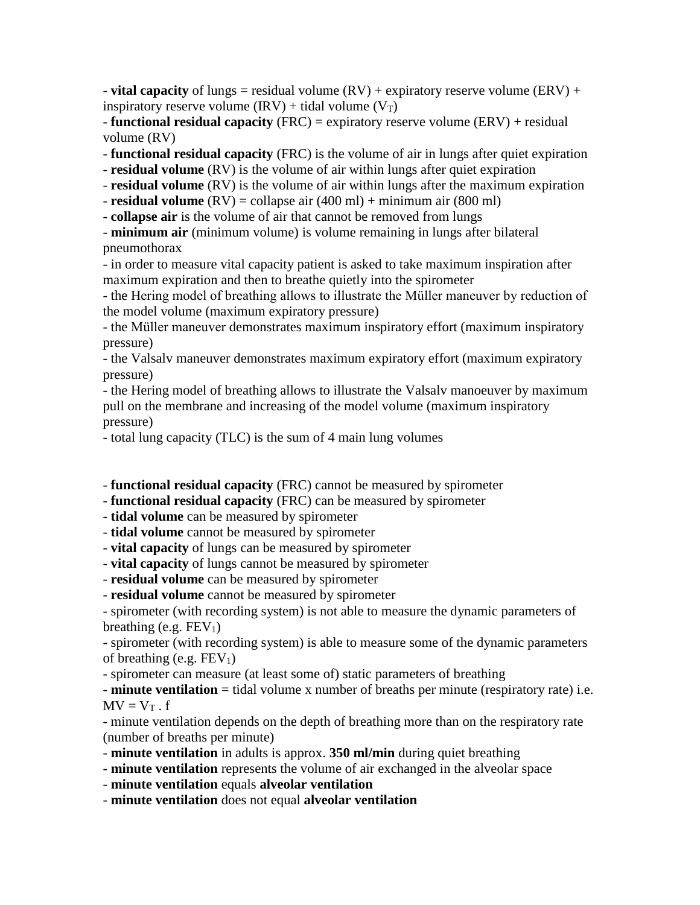- **vital capacity** of lungs = residual volume (RV) + expiratory reserve volume (ERV) + inspiratory reserve volume (IRV) + tidal volume ($V_T$)
- **functional residual capacity** (FRC) = expiratory reserve volume (ERV) + residual volume (RV)
- **functional residual capacity** (FRC) is the volume of air in lungs after quiet expiration
- **residual volume** (RV) is the volume of air within lungs after quiet expiration
- **residual volume** (RV) is the volume of air within lungs after the maximum expiration
- **residual volume** (RV) = collapse air (400 ml) + minimum air (800 ml)
- **collapse air** is the volume of air that cannot be removed from lungs
- **minimum air** (minimum volume) is volume remaining in lungs after bilateral pneumothorax
- in order to measure vital capacity patient is asked to take maximum inspiration after maximum expiration and then to breathe quietly into the spirometer
- the Hering model of breathing allows to illustrate the Müller maneuver by reduction of the model volume (maximum expiratory pressure)
- the Müller maneuver demonstrates maximum inspiratory effort (maximum inspiratory pressure)
- the Valsalv maneuver demonstrates maximum expiratory effort (maximum expiratory pressure)
- the Hering model of breathing allows to illustrate the Valsalv manoeuver by maximum pull on the membrane and increasing of the model volume (maximum inspiratory pressure)
- total lung capacity (TLC) is the sum of 4 main lung volumes

- **functional residual capacity** (FRC) cannot be measured by spirometer
- **functional residual capacity** (FRC) can be measured by spirometer
- **tidal volume** can be measured by spirometer
- **tidal volume** cannot be measured by spirometer
- **vital capacity** of lungs can be measured by spirometer
- **vital capacity** of lungs cannot be measured by spirometer
- **residual volume** can be measured by spirometer
- **residual volume** cannot be measured by spirometer
- spirometer (with recording system) is not able to measure the dynamic parameters of breathing (e.g. $FEV_1$)
- spirometer (with recording system) is able to measure some of the dynamic parameters of breathing (e.g. $FEV_1$)
- spirometer can measure (at least some of) static parameters of breathing
- **minute ventilation** = tidal volume x number of breaths per minute (respiratory rate) i.e. $MV = V_T \cdot f$
- minute ventilation depends on the depth of breathing more than on the respiratory rate (number of breaths per minute)
- **minute ventilation** in adults is approx. **350 ml/min** during quiet breathing
- **minute ventilation** represents the volume of air exchanged in the alveolar space
- **minute ventilation** equals **alveolar ventilation**
- **minute ventilation** does not equal **alveolar ventilation**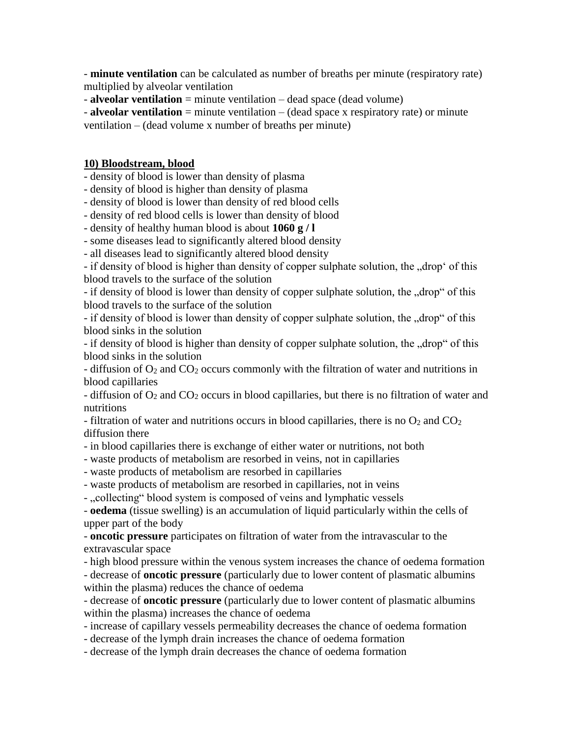- **minute ventilation** can be calculated as number of breaths per minute (respiratory rate) multiplied by alveolar ventilation
- **alveolar ventilation** = minute ventilation – dead space (dead volume)
- **alveolar ventilation** = minute ventilation – (dead space x respiratory rate) or minute ventilation – (dead volume x number of breaths per minute)

## 10) Bloodstream, blood

- density of blood is lower than density of plasma
- density of blood is higher than density of plasma
- density of blood is lower than density of red blood cells
- density of red blood cells is lower than density of blood
- density of healthy human blood is about **1060 g / l**
- some diseases lead to significantly altered blood density
- all diseases lead to significantly altered blood density
- if density of blood is higher than density of copper sulphate solution, the „drop' of this blood travels to the surface of the solution
- if density of blood is lower than density of copper sulphate solution, the „drop" of this blood travels to the surface of the solution
- if density of blood is lower than density of copper sulphate solution, the „drop" of this blood sinks in the solution
- if density of blood is higher than density of copper sulphate solution, the „drop" of this blood sinks in the solution
- diffusion of $O_2$ and $CO_2$ occurs commonly with the filtration of water and nutritions in blood capillaries
- diffusion of $O_2$ and $CO_2$ occurs in blood capillaries, but there is no filtration of water and nutritions
- filtration of water and nutritions occurs in blood capillaries, there is no $O_2$ and $CO_2$ diffusion there
- in blood capillaries there is exchange of either water or nutritions, not both
- waste products of metabolism are resorbed in veins, not in capillaries
- waste products of metabolism are resorbed in capillaries
- waste products of metabolism are resorbed in capillaries, not in veins
- „collecting" blood system is composed of veins and lymphatic vessels
- **oedema** (tissue swelling) is an accumulation of liquid particularly within the cells of upper part of the body
- **oncotic pressure** participates on filtration of water from the intravascular to the extravascular space
- high blood pressure within the venous system increases the chance of oedema formation
- decrease of **oncotic pressure** (particularly due to lower content of plasmatic albumins within the plasma) reduces the chance of oedema
- decrease of **oncotic pressure** (particularly due to lower content of plasmatic albumins within the plasma) increases the chance of oedema
- increase of capillary vessels permeability decreases the chance of oedema formation
- decrease of the lymph drain increases the chance of oedema formation
- decrease of the lymph drain decreases the chance of oedema formation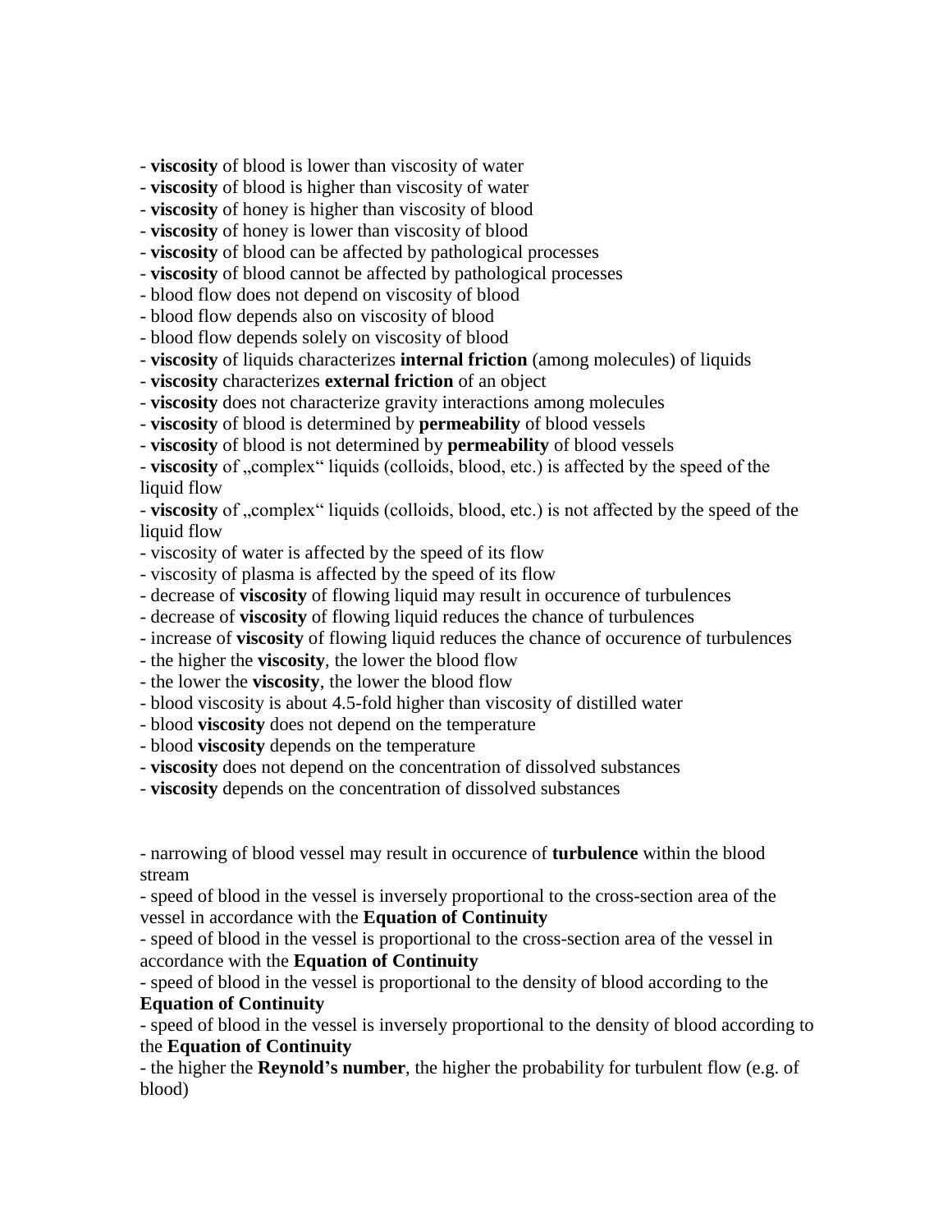- **viscosity** of blood is lower than viscosity of water
- **viscosity** of blood is higher than viscosity of water
- **viscosity** of honey is higher than viscosity of blood
- **viscosity** of honey is lower than viscosity of blood
- **viscosity** of blood can be affected by pathological processes
- **viscosity** of blood cannot be affected by pathological processes
- blood flow does not depend on viscosity of blood
- blood flow depends also on viscosity of blood
- blood flow depends solely on viscosity of blood
- **viscosity** of liquids characterizes **internal friction** (among molecules) of liquids
- **viscosity** characterizes **external friction** of an object
- **viscosity** does not characterize gravity interactions among molecules
- **viscosity** of blood is determined by **permeability** of blood vessels
- **viscosity** of blood is not determined by **permeability** of blood vessels
- **viscosity** of „complex" liquids (colloids, blood, etc.) is affected by the speed of the liquid flow
- **viscosity** of „complex" liquids (colloids, blood, etc.) is not affected by the speed of the liquid flow
- viscosity of water is affected by the speed of its flow
- viscosity of plasma is affected by the speed of its flow
- decrease of **viscosity** of flowing liquid may result in occurence of turbulences
- decrease of **viscosity** of flowing liquid reduces the chance of turbulences
- increase of **viscosity** of flowing liquid reduces the chance of occurence of turbulences
- the higher the **viscosity**, the lower the blood flow
- the lower the **viscosity**, the lower the blood flow
- blood viscosity is about 4.5-fold higher than viscosity of distilled water
- blood **viscosity** does not depend on the temperature
- blood **viscosity** depends on the temperature
- **viscosity** does not depend on the concentration of dissolved substances
- **viscosity** depends on the concentration of dissolved substances

- narrowing of blood vessel may result in occurence of **turbulence** within the blood stream
- speed of blood in the vessel is inversely proportional to the cross-section area of the vessel in accordance with the **Equation of Continuity**
- speed of blood in the vessel is proportional to the cross-section area of the vessel in accordance with the **Equation of Continuity**
- speed of blood in the vessel is proportional to the density of blood according to the **Equation of Continuity**
- speed of blood in the vessel is inversely proportional to the density of blood according to the **Equation of Continuity**
- the higher the **Reynold's number**, the higher the probability for turbulent flow (e.g. of blood)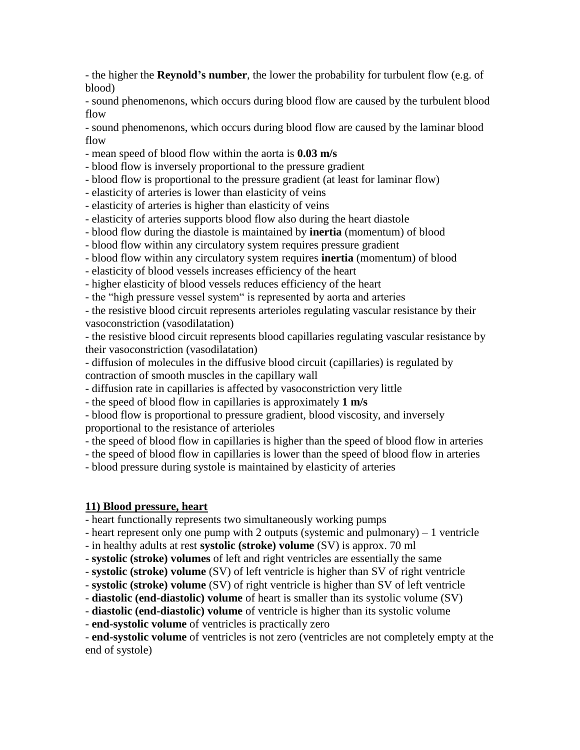- the higher the **Reynold's number**, the lower the probability for turbulent flow (e.g. of blood)
- sound phenomenons, which occurs during blood flow are caused by the turbulent blood flow
- sound phenomenons, which occurs during blood flow are caused by the laminar blood flow
- mean speed of blood flow within the aorta is **0.03 m/s**
- blood flow is inversely proportional to the pressure gradient
- blood flow is proportional to the pressure gradient (at least for laminar flow)
- elasticity of arteries is lower than elasticity of veins
- elasticity of arteries is higher than elasticity of veins
- elasticity of arteries supports blood flow also during the heart diastole
- blood flow during the diastole is maintained by **inertia** (momentum) of blood
- blood flow within any circulatory system requires pressure gradient
- blood flow within any circulatory system requires **inertia** (momentum) of blood
- elasticity of blood vessels increases efficiency of the heart
- higher elasticity of blood vessels reduces efficiency of the heart
- the "high pressure vessel system" is represented by aorta and arteries
- the resistive blood circuit represents arterioles regulating vascular resistance by their vasoconstriction (vasodilatation)
- the resistive blood circuit represents blood capillaries regulating vascular resistance by their vasoconstriction (vasodilatation)
- diffusion of molecules in the diffusive blood circuit (capillaries) is regulated by contraction of smooth muscles in the capillary wall
- diffusion rate in capillaries is affected by vasoconstriction very little
- the speed of blood flow in capillaries is approximately **1 m/s**
- blood flow is proportional to pressure gradient, blood viscosity, and inversely proportional to the resistance of arterioles
- the speed of blood flow in capillaries is higher than the speed of blood flow in arteries
- the speed of blood flow in capillaries is lower than the speed of blood flow in arteries
- blood pressure during systole is maintained by elasticity of arteries

## 11) Blood pressure, heart

- heart functionally represents two simultaneously working pumps
- heart represent only one pump with 2 outputs (systemic and pulmonary) – 1 ventricle
- in healthy adults at rest **systolic (stroke) volume** (SV) is approx. 70 ml
- **systolic (stroke) volumes** of left and right ventricles are essentially the same
- **systolic (stroke) volume** (SV) of left ventricle is higher than SV of right ventricle
- **systolic (stroke) volume** (SV) of right ventricle is higher than SV of left ventricle
- **diastolic (end-diastolic) volume** of heart is smaller than its systolic volume (SV)
- **diastolic (end-diastolic) volume** of ventricle is higher than its systolic volume
- **end-systolic volume** of ventricles is practically zero
- **end-systolic volume** of ventricles is not zero (ventricles are not completely empty at the end of systole)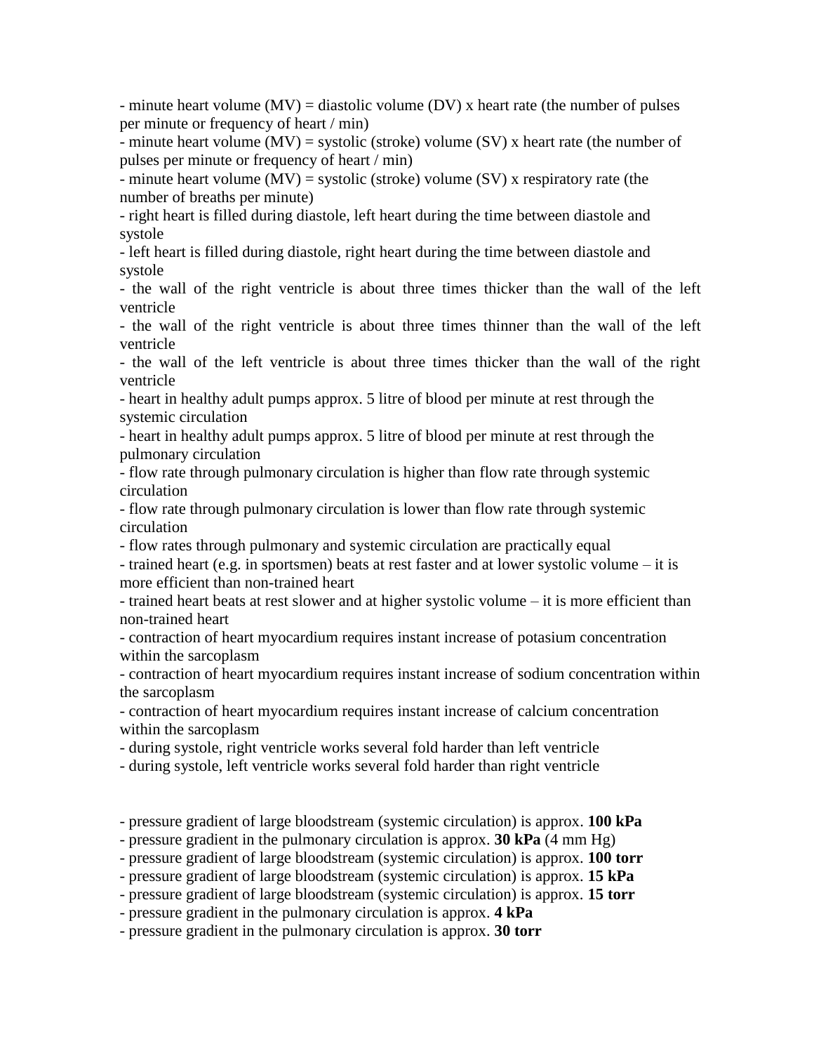- minute heart volume (MV) = diastolic volume (DV) x heart rate (the number of pulses per minute or frequency of heart / min)
- minute heart volume (MV) = systolic (stroke) volume (SV) x heart rate (the number of pulses per minute or frequency of heart / min)
- minute heart volume (MV) = systolic (stroke) volume (SV) x respiratory rate (the number of breaths per minute)
- right heart is filled during diastole, left heart during the time between diastole and systole
- left heart is filled during diastole, right heart during the time between diastole and systole
- the wall of the right ventricle is about three times thicker than the wall of the left ventricle
- the wall of the right ventricle is about three times thinner than the wall of the left ventricle
- the wall of the left ventricle is about three times thicker than the wall of the right ventricle
- heart in healthy adult pumps approx. 5 litre of blood per minute at rest through the systemic circulation
- heart in healthy adult pumps approx. 5 litre of blood per minute at rest through the pulmonary circulation
- flow rate through pulmonary circulation is higher than flow rate through systemic circulation
- flow rate through pulmonary circulation is lower than flow rate through systemic circulation
- flow rates through pulmonary and systemic circulation are practically equal
- trained heart (e.g. in sportsmen) beats at rest faster and at lower systolic volume – it is more efficient than non-trained heart
- trained heart beats at rest slower and at higher systolic volume – it is more efficient than non-trained heart
- contraction of heart myocardium requires instant increase of potasium concentration within the sarcoplasm
- contraction of heart myocardium requires instant increase of sodium concentration within the sarcoplasm
- contraction of heart myocardium requires instant increase of calcium concentration within the sarcoplasm
- during systole, right ventricle works several fold harder than left ventricle
- during systole, left ventricle works several fold harder than right ventricle

- pressure gradient of large bloodstream (systemic circulation) is approx. **100 kPa**
- pressure gradient in the pulmonary circulation is approx. **30 kPa** (4 mm Hg)
- pressure gradient of large bloodstream (systemic circulation) is approx. **100 torr**
- pressure gradient of large bloodstream (systemic circulation) is approx. **15 kPa**
- pressure gradient of large bloodstream (systemic circulation) is approx. **15 torr**
- pressure gradient in the pulmonary circulation is approx. **4 kPa**
- pressure gradient in the pulmonary circulation is approx. **30 torr**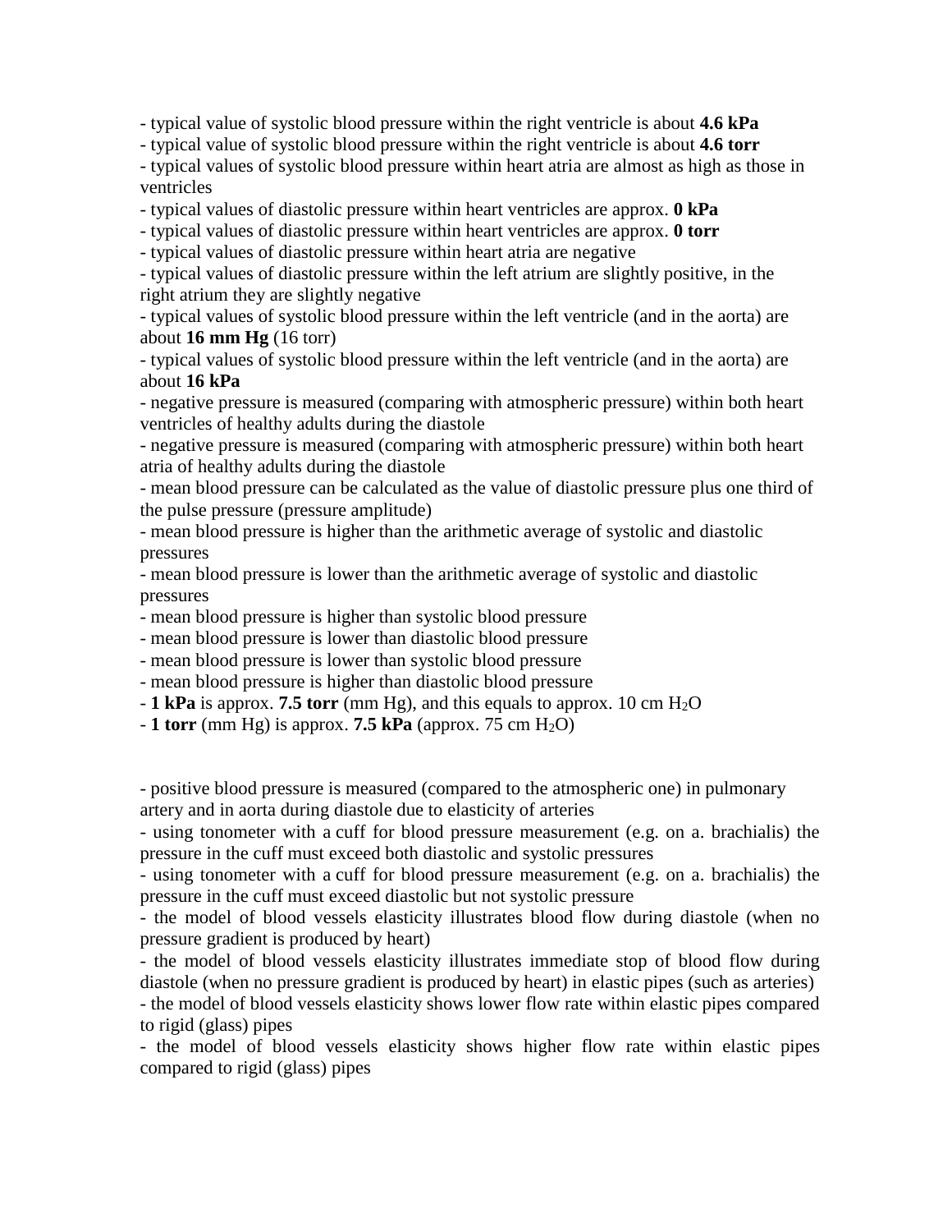- typical value of systolic blood pressure within the right ventricle is about **4.6 kPa**
- typical value of systolic blood pressure within the right ventricle is about **4.6 torr**
- typical values of systolic blood pressure within heart atria are almost as high as those in ventricles
- typical values of diastolic pressure within heart ventricles are approx. **0 kPa**
- typical values of diastolic pressure within heart ventricles are approx. **0 torr**
- typical values of diastolic pressure within heart atria are negative
- typical values of diastolic pressure within the left atrium are slightly positive, in the right atrium they are slightly negative
- typical values of systolic blood pressure within the left ventricle (and in the aorta) are about **16 mm Hg** (16 torr)
- typical values of systolic blood pressure within the left ventricle (and in the aorta) are about **16 kPa**
- negative pressure is measured (comparing with atmospheric pressure) within both heart ventricles of healthy adults during the diastole
- negative pressure is measured (comparing with atmospheric pressure) within both heart atria of healthy adults during the diastole
- mean blood pressure can be calculated as the value of diastolic pressure plus one third of the pulse pressure (pressure amplitude)
- mean blood pressure is higher than the arithmetic average of systolic and diastolic pressures
- mean blood pressure is lower than the arithmetic average of systolic and diastolic pressures
- mean blood pressure is higher than systolic blood pressure
- mean blood pressure is lower than diastolic blood pressure
- mean blood pressure is lower than systolic blood pressure
- mean blood pressure is higher than diastolic blood pressure
- **1 kPa** is approx. **7.5 torr** (mm Hg), and this equals to approx. 10 cm $H_2O$
- **1 torr** (mm Hg) is approx. **7.5 kPa** (approx. 75 cm $H_2O$)

- positive blood pressure is measured (compared to the atmospheric one) in pulmonary artery and in aorta during diastole due to elasticity of arteries
- using tonometer with a cuff for blood pressure measurement (e.g. on a. brachialis) the pressure in the cuff must exceed both diastolic and systolic pressures
- using tonometer with a cuff for blood pressure measurement (e.g. on a. brachialis) the pressure in the cuff must exceed diastolic but not systolic pressure
- the model of blood vessels elasticity illustrates blood flow during diastole (when no pressure gradient is produced by heart)
- the model of blood vessels elasticity illustrates immediate stop of blood flow during diastole (when no pressure gradient is produced by heart) in elastic pipes (such as arteries)
- the model of blood vessels elasticity shows lower flow rate within elastic pipes compared to rigid (glass) pipes
- the model of blood vessels elasticity shows higher flow rate within elastic pipes compared to rigid (glass) pipes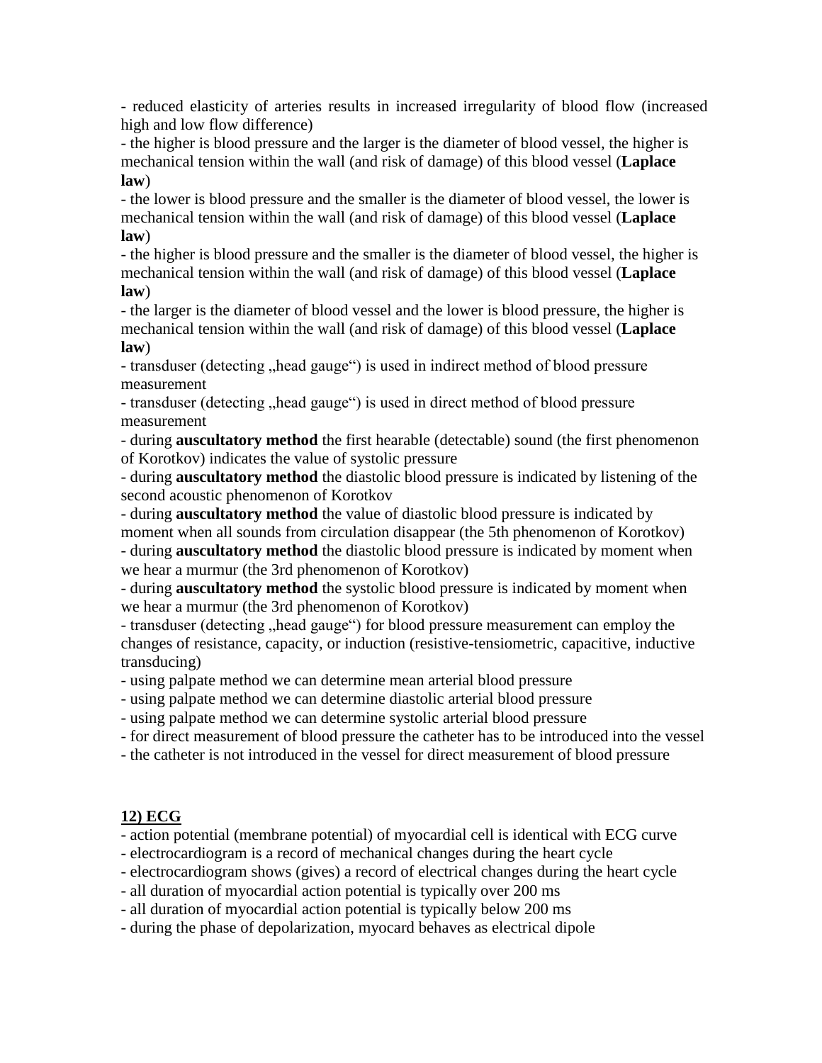- reduced elasticity of arteries results in increased irregularity of blood flow (increased high and low flow difference)
- the higher is blood pressure and the larger is the diameter of blood vessel, the higher is mechanical tension within the wall (and risk of damage) of this blood vessel (**Laplace law**)
- the lower is blood pressure and the smaller is the diameter of blood vessel, the lower is mechanical tension within the wall (and risk of damage) of this blood vessel (**Laplace law**)
- the higher is blood pressure and the smaller is the diameter of blood vessel, the higher is mechanical tension within the wall (and risk of damage) of this blood vessel (**Laplace law**)
- the larger is the diameter of blood vessel and the lower is blood pressure, the higher is mechanical tension within the wall (and risk of damage) of this blood vessel (**Laplace law**)
- transduser (detecting „head gauge") is used in indirect method of blood pressure measurement
- transduser (detecting „head gauge") is used in direct method of blood pressure measurement
- during **auscultatory method** the first hearable (detectable) sound (the first phenomenon of Korotkov) indicates the value of systolic pressure
- during **auscultatory method** the diastolic blood pressure is indicated by listening of the second acoustic phenomenon of Korotkov
- during **auscultatory method** the value of diastolic blood pressure is indicated by moment when all sounds from circulation disappear (the 5th phenomenon of Korotkov)
- during **auscultatory method** the diastolic blood pressure is indicated by moment when we hear a murmur (the 3rd phenomenon of Korotkov)
- during **auscultatory method** the systolic blood pressure is indicated by moment when we hear a murmur (the 3rd phenomenon of Korotkov)
- transdusser (detecting „head gauge") for blood pressure measurement can employ the changes of resistance, capacity, or induction (resistive-tensiometric, capacitive, inductive transducing)
- using palpate method we can determine mean arterial blood pressure
- using palpate method we can determine diastolic arterial blood pressure
- using palpate method we can determine systolic arterial blood pressure
- for direct measurement of blood pressure the catheter has to be introduced into the vessel
- the catheter is not introduced in the vessel for direct measurement of blood pressure

## 12) ECG

- action potential (membrane potential) of myocardial cell is identical with ECG curve
- electrocardiogram is a record of mechanical changes during the heart cycle
- electrocardiogram shows (gives) a record of electrical changes during the heart cycle
- all duration of myocardial action potential is typically over 200 ms
- all duration of myocardial action potential is typically below 200 ms
- during the phase of depolarization, myocard behaves as electrical dipole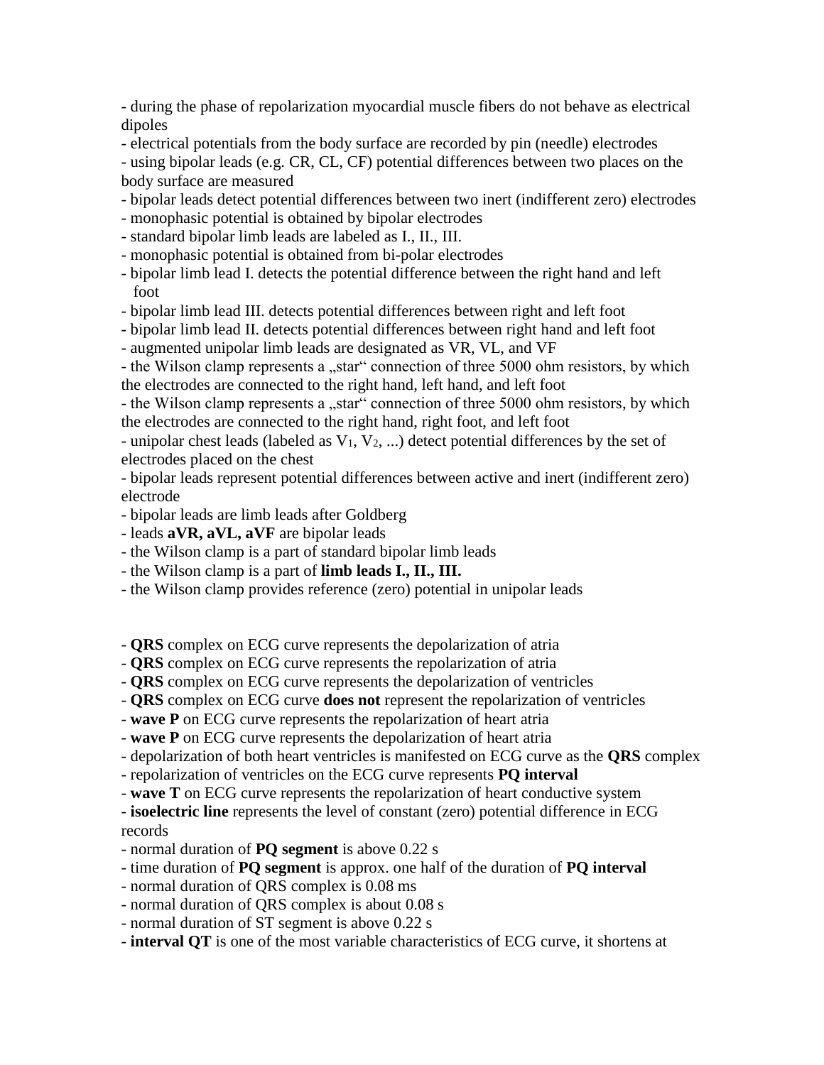- during the phase of repolarization myocardial muscle fibers do not behave as electrical dipoles
- electrical potentials from the body surface are recorded by pin (needle) electrodes
- using bipolar leads (e.g. CR, CL, CF) potential differences between two places on the body surface are measured
- bipolar leads detect potential differences between two inert (indifferent zero) electrodes
- monophasic potential is obtained by bipolar electrodes
- standard bipolar limb leads are labeled as I., II., III.
- monophasic potential is obtained from bi-polar electrodes
- bipolar limb lead I. detects the potential difference between the right hand and left foot
- bipolar limb lead III. detects potential differences between right and left foot
- bipolar limb lead II. detects potential differences between right hand and left foot
- augmented unipolar limb leads are designated as VR, VL, and VF
- the Wilson clamp represents a „star“ connection of three 5000 ohm resistors, by which the electrodes are connected to the right hand, left hand, and left foot
- the Wilson clamp represents a „star“ connection of three 5000 ohm resistors, by which the electrodes are connected to the right hand, right foot, and left foot
- unipolar chest leads (labeled as $V_1$, $V_2$, ...) detect potential differences by the set of electrodes placed on the chest
- bipolar leads represent potential differences between active and inert (indifferent zero) electrode
- bipolar leads are limb leads after Goldberg
- leads **aVR, aVL, aVF** are bipolar leads
- the Wilson clamp is a part of standard bipolar limb leads
- the Wilson clamp is a part of **limb leads I., II., III.**
- the Wilson clamp provides reference (zero) potential in unipolar leads

- **QRS** complex on ECG curve represents the depolarization of atria
- **QRS** complex on ECG curve represents the repolarization of atria
- **QRS** complex on ECG curve represents the depolarization of ventricles
- **QRS** complex on ECG curve **does not** represent the repolarization of ventricles
- **wave P** on ECG curve represents the repolarization of heart atria
- **wave P** on ECG curve represents the depolarization of heart atria
- depolarization of both heart ventricles is manifested on ECG curve as the **QRS** complex
- repolarization of ventricles on the ECG curve represents **PQ interval**
- **wave T** on ECG curve represents the repolarization of heart conductive system
- **isoelectric line** represents the level of constant (zero) potential difference in ECG records
- normal duration of **PQ segment** is above 0.22 s
- time duration of **PQ segment** is approx. one half of the duration of **PQ interval**
- normal duration of QRS complex is 0.08 ms
- normal duration of QRS complex is about 0.08 s
- normal duration of ST segment is above 0.22 s
- **interval QT** is one of the most variable characteristics of ECG curve, it shortens at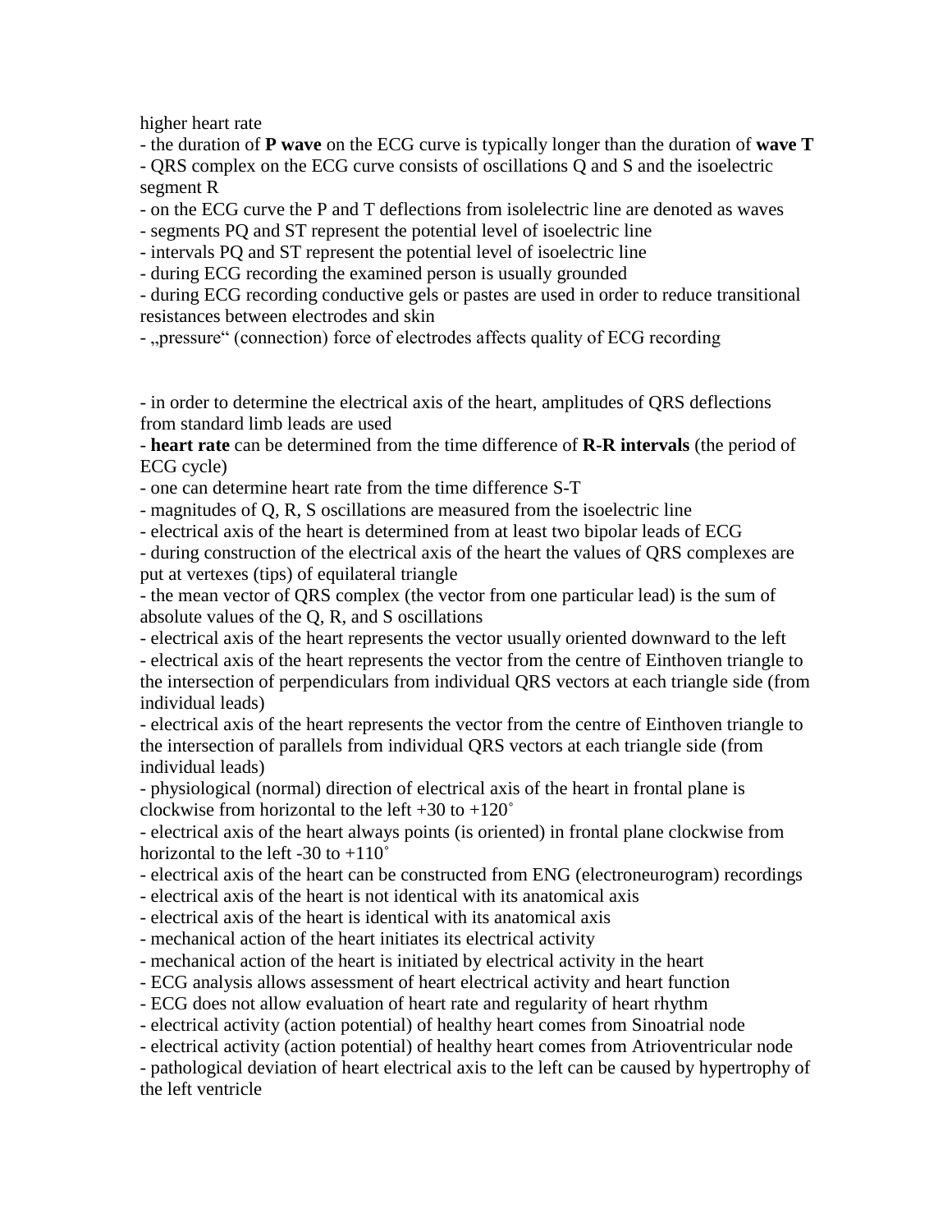higher heart rate

- the duration of **P wave** on the ECG curve is typically longer than the duration of **wave T**
- QRS complex on the ECG curve consists of oscillations Q and S and the isoelectric segment R
- on the ECG curve the P and T deflections from isolelectric line are denoted as waves
- segments PQ and ST represent the potential level of isoelectric line
- intervals PQ and ST represent the potential level of isoelectric line
- during ECG recording the examined person is usually grounded
- during ECG recording conductive gels or pastes are used in order to reduce transitional resistances between electrodes and skin
- „pressure“ (connection) force of electrodes affects quality of ECG recording

- in order to determine the electrical axis of the heart, amplitudes of QRS deflections from standard limb leads are used
- **heart rate** can be determined from the time difference of **R-R intervals** (the period of ECG cycle)
- one can determine heart rate from the time difference S-T
- magnitudes of Q, R, S oscillations are measured from the isoelectric line
- electrical axis of the heart is determined from at least two bipolar leads of ECG
- during construction of the electrical axis of the heart the values of QRS complexes are put at vertexes (tips) of equilateral triangle
- the mean vector of QRS complex (the vector from one particular lead) is the sum of absolute values of the Q, R, and S oscillations
- electrical axis of the heart represents the vector usually oriented downward to the left
- electrical axis of the heart represents the vector from the centre of Einthoven triangle to the intersection of perpendiculars from individual QRS vectors at each triangle side (from individual leads)
- electrical axis of the heart represents the vector from the centre of Einthoven triangle to the intersection of parallels from individual QRS vectors at each triangle side (from individual leads)
- physiological (normal) direction of electrical axis of the heart in frontal plane is clockwise from horizontal to the left +30 to +120˚
- electrical axis of the heart always points (is oriented) in frontal plane clockwise from horizontal to the left -30 to +110˚
- electrical axis of the heart can be constructed from ENG (electroneurogram) recordings
- electrical axis of the heart is not identical with its anatomical axis
- electrical axis of the heart is identical with its anatomical axis
- mechanical action of the heart initiates its electrical activity
- mechanical action of the heart is initiated by electrical activity in the heart
- ECG analysis allows assessment of heart electrical activity and heart function
- ECG does not allow evaluation of heart rate and regularity of heart rhythm
- electrical activity (action potential) of healthy heart comes from Sinoatrial node
- electrical activity (action potential) of healthy heart comes from Atrioventricular node
- pathological deviation of heart electrical axis to the left can be caused by hypertrophy of the left ventricle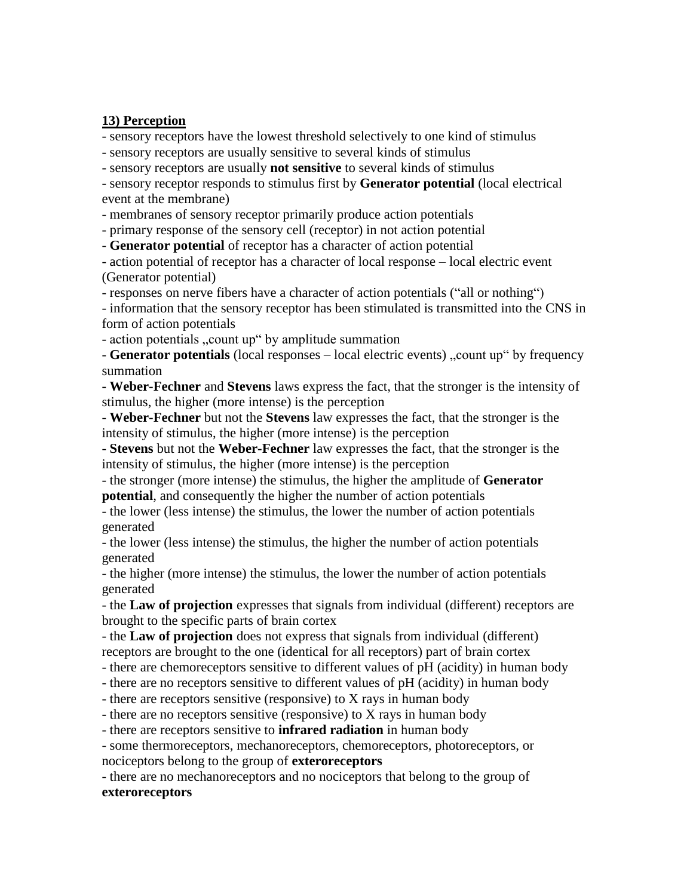**13) Perception**

- sensory receptors have the lowest threshold selectively to one kind of stimulus
- sensory receptors are usually sensitive to several kinds of stimulus
- sensory receptors are usually **not sensitive** to several kinds of stimulus
- sensory receptor responds to stimulus first by **Generator potential** (local electrical event at the membrane)
- membranes of sensory receptor primarily produce action potentials
- primary response of the sensory cell (receptor) in not action potential
- **Generator potential** of receptor has a character of action potential
- action potential of receptor has a character of local response – local electric event (Generator potential)
- responses on nerve fibers have a character of action potentials ("all or nothing")
- information that the sensory receptor has been stimulated is transmitted into the CNS in form of action potentials
- action potentials „count up" by amplitude summation
- **Generator potentials** (local responses – local electric events) „count up" by frequency summation
- **Weber-Fechner** and **Stevens** laws express the fact, that the stronger is the intensity of stimulus, the higher (more intense) is the perception
- **Weber-Fechner** but not the **Stevens** law expresses the fact, that the stronger is the intensity of stimulus, the higher (more intense) is the perception
- **Stevens** but not the **Weber-Fechner** law expresses the fact, that the stronger is the intensity of stimulus, the higher (more intense) is the perception
- the stronger (more intense) the stimulus, the higher the amplitude of **Generator potential**, and consequently the higher the number of action potentials
- the lower (less intense) the stimulus, the lower the number of action potentials generated
- the lower (less intense) the stimulus, the higher the number of action potentials generated
- the higher (more intense) the stimulus, the lower the number of action potentials generated
- the **Law of projection** expresses that signals from individual (different) receptors are brought to the specific parts of brain cortex
- the **Law of projection** does not express that signals from individual (different) receptors are brought to the one (identical for all receptors) part of brain cortex
- there are chemoreceptors sensitive to different values of pH (acidity) in human body
- there are no receptors sensitive to different values of pH (acidity) in human body
- there are receptors sensitive (responsive) to X rays in human body
- there are no receptors sensitive (responsive) to X rays in human body
- there are receptors sensitive to **infrared radiation** in human body
- some thermoreceptors, mechanoreceptors, chemoreceptors, photoreceptors, or nociceptors belong to the group of **exteroreceptors**
- there are no mechanoreceptors and no nociceptors that belong to the group of **exteroreceptors**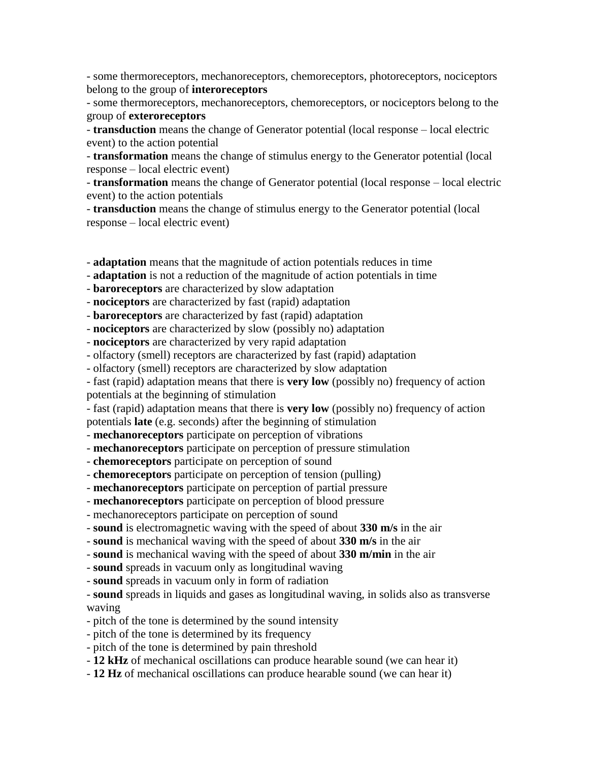- some thermoreceptors, mechanoreceptors, chemoreceptors, photoreceptors, nociceptors belong to the group of **interoreceptors**
- some thermoreceptors, mechanoreceptors, chemoreceptors, or nociceptors belong to the group of **exteroreceptors**
- **transduction** means the change of Generator potential (local response – local electric event) to the action potential
- **transformation** means the change of stimulus energy to the Generator potential (local response – local electric event)
- **transformation** means the change of Generator potential (local response – local electric event) to the action potentials
- **transduction** means the change of stimulus energy to the Generator potential (local response – local electric event)

- **adaptation** means that the magnitude of action potentials reduces in time
- **adaptation** is not a reduction of the magnitude of action potentials in time
- **baroreceptors** are characterized by slow adaptation
- **nociceptors** are characterized by fast (rapid) adaptation
- **baroreceptors** are characterized by fast (rapid) adaptation
- **nociceptors** are characterized by slow (possibly no) adaptation
- **nociceptors** are characterized by very rapid adaptation
- olfactory (smell) receptors are characterized by fast (rapid) adaptation
- olfactory (smell) receptors are characterized by slow adaptation
- fast (rapid) adaptation means that there is **very low** (possibly no) frequency of action potentials at the beginning of stimulation
- fast (rapid) adaptation means that there is **very low** (possibly no) frequency of action potentials **late** (e.g. seconds) after the beginning of stimulation
- **mechanoreceptors** participate on perception of vibrations
- **mechanoreceptors** participate on perception of pressure stimulation
- **chemoreceptors** participate on perception of sound
- **chemoreceptors** participate on perception of tension (pulling)
- **mechanoreceptors** participate on perception of partial pressure
- **mechanoreceptors** participate on perception of blood pressure
- mechanoreceptors participate on perception of sound
- **sound** is electromagnetic waving with the speed of about **330 m/s** in the air
- **sound** is mechanical waving with the speed of about **330 m/s** in the air
- **sound** is mechanical waving with the speed of about **330 m/min** in the air
- **sound** spreads in vacuum only as longitudinal waving
- **sound** spreads in vacuum only in form of radiation
- **sound** spreads in liquids and gases as longitudinal waving, in solids also as transverse waving
- pitch of the tone is determined by the sound intensity
- pitch of the tone is determined by its frequency
- pitch of the tone is determined by pain threshold
- **12 kHz** of mechanical oscillations can produce hearable sound (we can hear it)
- **12 Hz** of mechanical oscillations can produce hearable sound (we can hear it)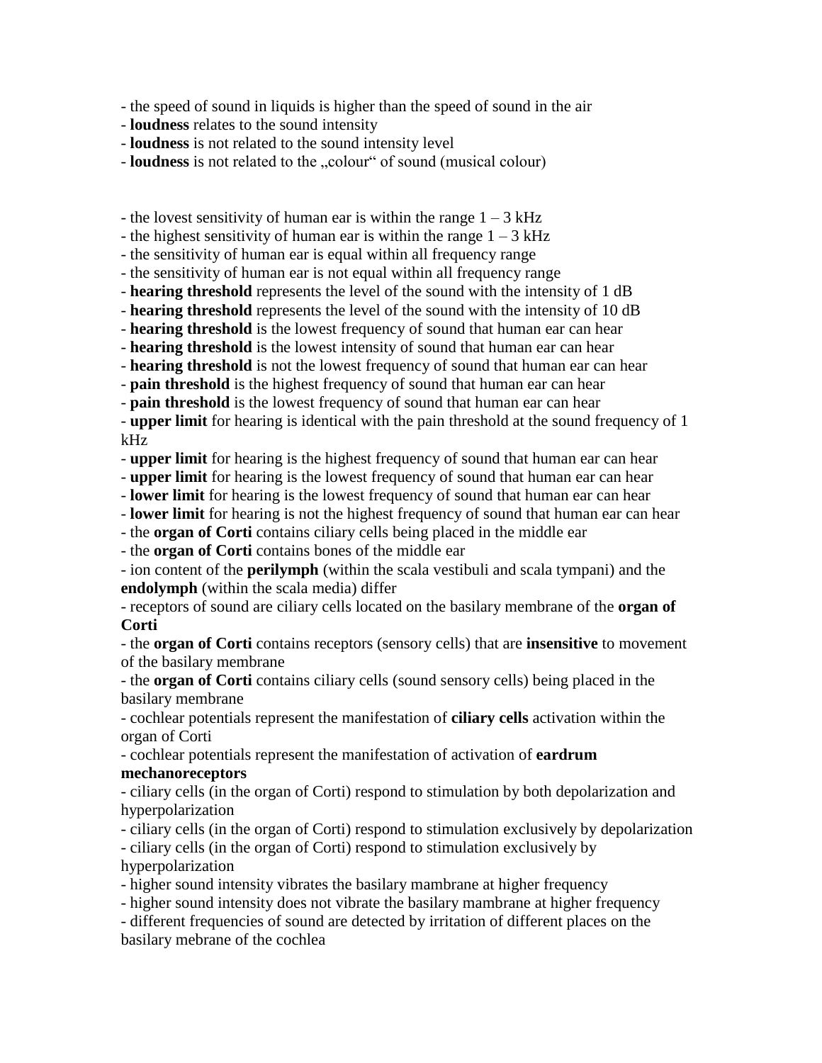- the speed of sound in liquids is higher than the speed of sound in the air
- **loudness** relates to the sound intensity
- **loudness** is not related to the sound intensity level
- **loudness** is not related to the „colour" of sound (musical colour)

- the lovest sensitivity of human ear is within the range 1 – 3 kHz
- the highest sensitivity of human ear is within the range 1 – 3 kHz
- the sensitivity of human ear is equal within all frequency range
- the sensitivity of human ear is not equal within all frequency range
- **hearing threshold** represents the level of the sound with the intensity of 1 dB
- **hearing threshold** represents the level of the sound with the intensity of 10 dB
- **hearing threshold** is the lowest frequency of sound that human ear can hear
- **hearing threshold** is the lowest intensity of sound that human ear can hear
- **hearing threshold** is not the lowest frequency of sound that human ear can hear
- **pain threshold** is the highest frequency of sound that human ear can hear
- **pain threshold** is the lowest frequency of sound that human ear can hear
- **upper limit** for hearing is identical with the pain threshold at the sound frequency of 1 kHz
- **upper limit** for hearing is the highest frequency of sound that human ear can hear
- **upper limit** for hearing is the lowest frequency of sound that human ear can hear
- **lower limit** for hearing is the lowest frequency of sound that human ear can hear
- **lower limit** for hearing is not the highest frequency of sound that human ear can hear
- the **organ of Corti** contains ciliary cells being placed in the middle ear
- the **organ of Corti** contains bones of the middle ear
- ion content of the **perilymph** (within the scala vestibuli and scala tympani) and the **endolymph** (within the scala media) differ
- receptors of sound are ciliary cells located on the basilary membrane of the **organ of Corti**
- the **organ of Corti** contains receptors (sensory cells) that are **insensitive** to movement of the basilary membrane
- the **organ of Corti** contains ciliary cells (sound sensory cells) being placed in the basilary membrane
- cochlear potentials represent the manifestation of **ciliary cells** activation within the organ of Corti
- cochlear potentials represent the manifestation of activation of **eardrum mechanoreceptors**
- ciliary cells (in the organ of Corti) respond to stimulation by both depolarization and hyperpolarization
- ciliary cells (in the organ of Corti) respond to stimulation exclusively by depolarization
- ciliary cells (in the organ of Corti) respond to stimulation exclusively by hyperpolarization
- higher sound intensity vibrates the basilary mambrane at higher frequency
- higher sound intensity does not vibrate the basilary mambrane at higher frequency
- different frequencies of sound are detected by irritation of different places on the basilary mebrane of the cochlea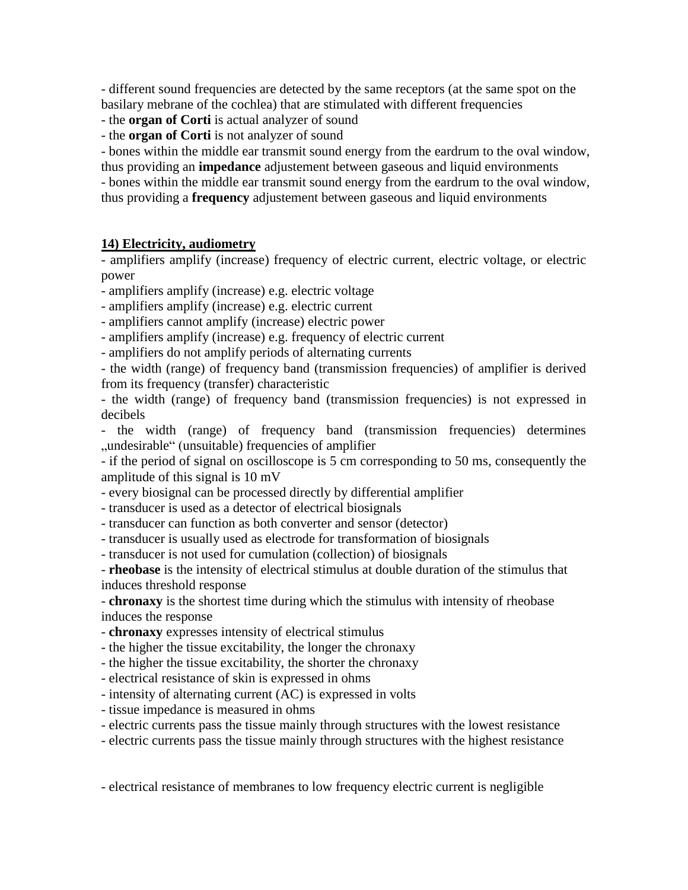- different sound frequencies are detected by the same receptors (at the same spot on the basilary mebrane of the cochlea) that are stimulated with different frequencies
- the **organ of Corti** is actual analyzer of sound
- the **organ of Corti** is not analyzer of sound
- bones within the middle ear transmit sound energy from the eardrum to the oval window, thus providing an **impedance** adjustement between gaseous and liquid environments
- bones within the middle ear transmit sound energy from the eardrum to the oval window, thus providing a **frequency** adjustement between gaseous and liquid environments

**14) Electricity, audiometry**

- amplifiers amplify (increase) frequency of electric current, electric voltage, or electric power
- amplifiers amplify (increase) e.g. electric voltage
- amplifiers amplify (increase) e.g. electric current
- amplifiers cannot amplify (increase) electric power
- amplifiers amplify (increase) e.g. frequency of electric current
- amplifiers do not amplify periods of alternating currents
- the width (range) of frequency band (transmission frequencies) of amplifier is derived from its frequency (transfer) characteristic
- the width (range) of frequency band (transmission frequencies) is not expressed in decibels
- the width (range) of frequency band (transmission frequencies) determines „undesirable“ (unsuitable) frequencies of amplifier
- if the period of signal on oscilloscope is 5 cm corresponding to 50 ms, consequently the amplitude of this signal is 10 mV
- every biosignal can be processed directly by differential amplifier
- transducer is used as a detector of electrical biosignals
- transducer can function as both converter and sensor (detector)
- transducer is usually used as electrode for transformation of biosignals
- transducer is not used for cumulation (collection) of biosignals
- **rheobase** is the intensity of electrical stimulus at double duration of the stimulus that induces threshold response
- **chronaxy** is the shortest time during which the stimulus with intensity of rheobase induces the response
- **chronaxy** expresses intensity of electrical stimulus
- the higher the tissue excitability, the longer the chronaxy
- the higher the tissue excitability, the shorter the chronaxy
- electrical resistance of skin is expressed in ohms
- intensity of alternating current (AC) is expressed in volts
- tissue impedance is measured in ohms
- electric currents pass the tissue mainly through structures with the lowest resistance
- electric currents pass the tissue mainly through structures with the highest resistance

- electrical resistance of membranes to low frequency electric current is negligible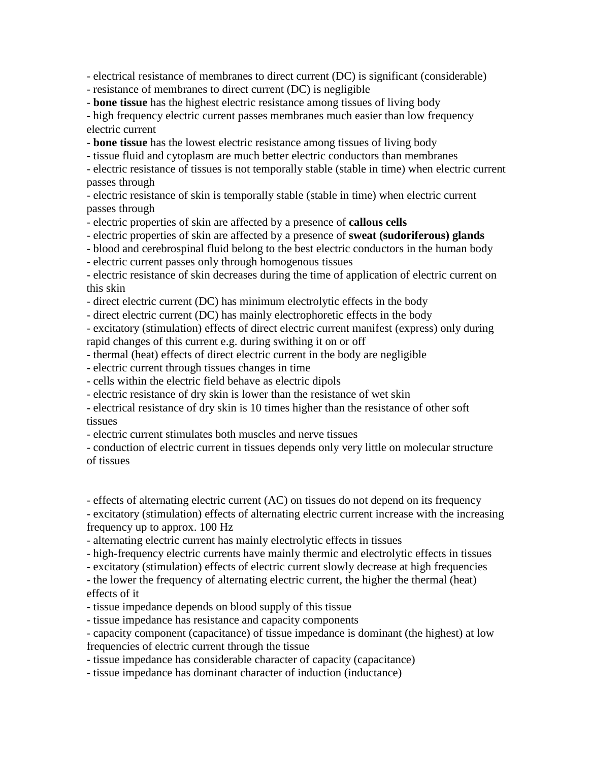- electrical resistance of membranes to direct current (DC) is significant (considerable)
- resistance of membranes to direct current (DC) is negligible
- **bone tissue** has the highest electric resistance among tissues of living body
- high frequency electric current passes membranes much easier than low frequency electric current
- **bone tissue** has the lowest electric resistance among tissues of living body
- tissue fluid and cytoplasm are much better electric conductors than membranes
- electric resistance of tissues is not temporally stable (stable in time) when electric current passes through
- electric resistance of skin is temporally stable (stable in time) when electric current passes through
- electric properties of skin are affected by a presence of **callous cells**
- electric properties of skin are affected by a presence of **sweat (sudoriferous) glands**
- blood and cerebrospinal fluid belong to the best electric conductors in the human body
- electric current passes only through homogenous tissues
- electric resistance of skin decreases during the time of application of electric current on this skin
- direct electric current (DC) has minimum electrolytic effects in the body
- direct electric current (DC) has mainly electrophoretic effects in the body
- excitatory (stimulation) effects of direct electric current manifest (express) only during rapid changes of this current e.g. during swithing it on or off
- thermal (heat) effects of direct electric current in the body are negligible
- electric current through tissues changes in time
- cells within the electric field behave as electric dipols
- electric resistance of dry skin is lower than the resistance of wet skin
- electrical resistance of dry skin is 10 times higher than the resistance of other soft tissues
- electric current stimulates both muscles and nerve tissues
- conduction of electric current in tissues depends only very little on molecular structure of tissues

- effects of alternating electric current (AC) on tissues do not depend on its frequency
- excitatory (stimulation) effects of alternating electric current increase with the increasing frequency up to approx. 100 Hz
- alternating electric current has mainly electrolytic effects in tissues
- high-frequency electric currents have mainly thermic and electrolytic effects in tissues
- excitatory (stimulation) effects of electric current slowly decrease at high frequencies
- the lower the frequency of alternating electric current, the higher the thermal (heat) effects of it
- tissue impedance depends on blood supply of this tissue
- tissue impedance has resistance and capacity components
- capacity component (capacitance) of tissue impedance is dominant (the highest) at low frequencies of electric current through the tissue
- tissue impedance has considerable character of capacity (capacitance)
- tissue impedance has dominant character of induction (inductance)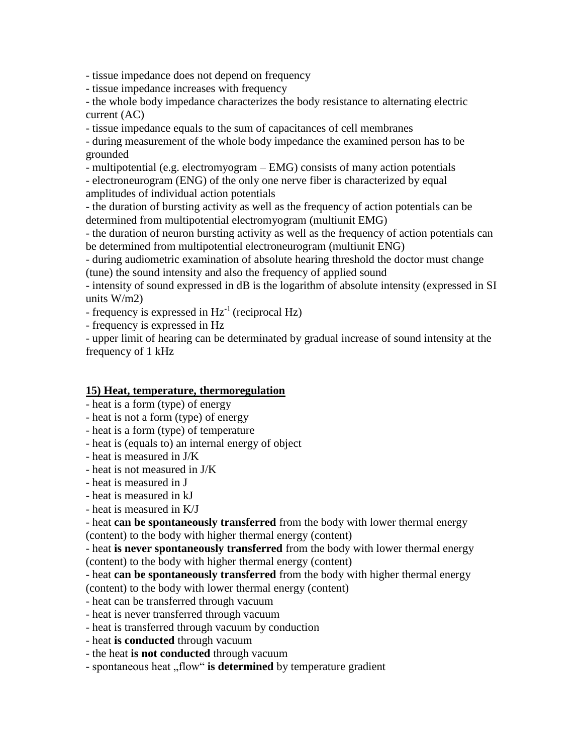- tissue impedance does not depend on frequency
- tissue impedance increases with frequency
- the whole body impedance characterizes the body resistance to alternating electric current (AC)
- tissue impedance equals to the sum of capacitances of cell membranes
- during measurement of the whole body impedance the examined person has to be grounded
- multipotential (e.g. electromyogram – EMG) consists of many action potentials
- electroneurogram (ENG) of the only one nerve fiber is characterized by equal amplitudes of individual action potentials
- the duration of bursting activity as well as the frequency of action potentials can be determined from multipotential electromyogram (multiunit EMG)
- the duration of neuron bursting activity as well as the frequency of action potentials can be determined from multipotential electroneurogram (multiunit ENG)
- during audiometric examination of absolute hearing threshold the doctor must change (tune) the sound intensity and also the frequency of applied sound
- intensity of sound expressed in dB is the logarithm of absolute intensity (expressed in SI units W/m2)
- frequency is expressed in $Hz^{-1}$ (reciprocal Hz)
- frequency is expressed in Hz
- upper limit of hearing can be determinated by gradual increase of sound intensity at the frequency of 1 kHz

## 15) Heat, temperature, thermoregulation

- heat is a form (type) of energy
- heat is not a form (type) of energy
- heat is a form (type) of temperature
- heat is (equals to) an internal energy of object
- heat is measured in J/K
- heat is not measured in J/K
- heat is measured in J
- heat is measured in kJ
- heat is measured in K/J
- heat **can be spontaneously transferred** from the body with lower thermal energy (content) to the body with higher thermal energy (content)
- heat **is never spontaneously transferred** from the body with lower thermal energy (content) to the body with higher thermal energy (content)
- heat **can be spontaneously transferred** from the body with higher thermal energy (content) to the body with lower thermal energy (content)
- heat can be transferred through vacuum
- heat is never transferred through vacuum
- heat is transferred through vacuum by conduction
- heat **is conducted** through vacuum
- the heat **is not conducted** through vacuum
- spontaneous heat „flow“ **is determined** by temperature gradient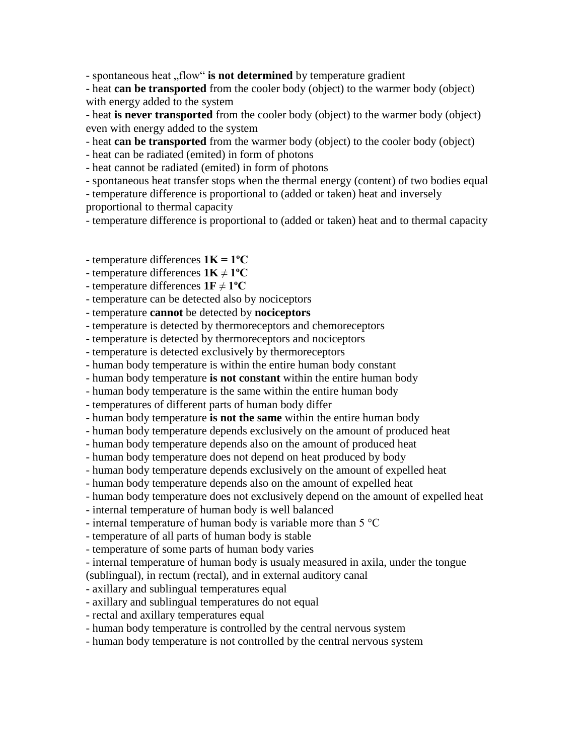- spontaneous heat „flow“ **is not determined** by temperature gradient
- heat **can be transported** from the cooler body (object) to the warmer body (object) with energy added to the system
- heat **is never transported** from the cooler body (object) to the warmer body (object) even with energy added to the system
- heat **can be transported** from the warmer body (object) to the cooler body (object)
- heat can be radiated (emited) in form of photons
- heat cannot be radiated (emited) in form of photons
- spontaneous heat transfer stops when the thermal energy (content) of two bodies equal
- temperature difference is proportional to (added or taken) heat and inversely proportional to thermal capacity
- temperature difference is proportional to (added or taken) heat and to thermal capacity

- temperature differences **1K = 1ºC**
- temperature differences **1K ≠ 1ºC**
- temperature differences **1F ≠ 1ºC**
- temperature can be detected also by nociceptors
- temperature **cannot** be detected by **nociceptors**
- temperature is detected by thermoreceptors and chemoreceptors
- temperature is detected by thermoreceptors and nociceptors
- temperature is detected exclusively by thermoreceptors
- human body temperature is within the entire human body constant
- human body temperature **is not constant** within the entire human body
- human body temperature is the same within the entire human body
- temperatures of different parts of human body differ
- human body temperature **is not the same** within the entire human body
- human body temperature depends exclusively on the amount of produced heat
- human body temperature depends also on the amount of produced heat
- human body temperature does not depend on heat produced by body
- human body temperature depends exclusively on the amount of expelled heat
- human body temperature depends also on the amount of expelled heat
- human body temperature does not exclusively depend on the amount of expelled heat
- internal temperature of human body is well balanced
- internal temperature of human body is variable more than 5 °C
- temperature of all parts of human body is stable
- temperature of some parts of human body varies
- internal temperature of human body is usualy measured in axila, under the tongue (sublingual), in rectum (rectal), and in external auditory canal
- axillary and sublingual temperatures equal
- axillary and sublingual temperatures do not equal
- rectal and axillary temperatures equal
- human body temperature is controlled by the central nervous system
- human body temperature is not controlled by the central nervous system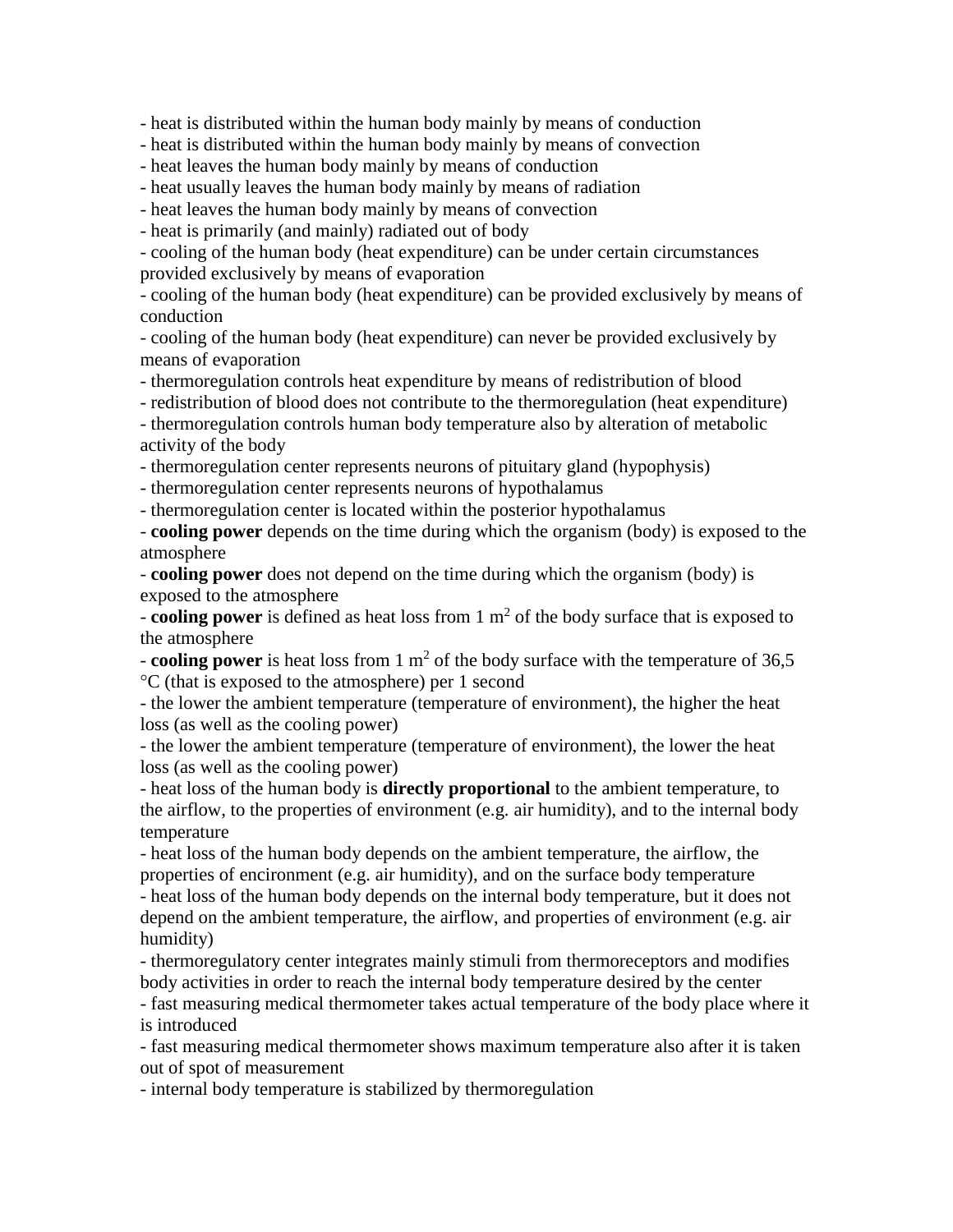- heat is distributed within the human body mainly by means of conduction
- heat is distributed within the human body mainly by means of convection
- heat leaves the human body mainly by means of conduction
- heat usually leaves the human body mainly by means of radiation
- heat leaves the human body mainly by means of convection
- heat is primarily (and mainly) radiated out of body
- cooling of the human body (heat expenditure) can be under certain circumstances provided exclusively by means of evaporation
- cooling of the human body (heat expenditure) can be provided exclusively by means of conduction
- cooling of the human body (heat expenditure) can never be provided exclusively by means of evaporation
- thermoregulation controls heat expenditure by means of redistribution of blood
- redistribution of blood does not contribute to the thermoregulation (heat expenditure)
- thermoregulation controls human body temperature also by alteration of metabolic activity of the body
- thermoregulation center represents neurons of pituitary gland (hypophysis)
- thermoregulation center represents neurons of hypothalamus
- thermoregulation center is located within the posterior hypothalamus
- **cooling power** depends on the time during which the organism (body) is exposed to the atmosphere
- **cooling power** does not depend on the time during which the organism (body) is exposed to the atmosphere
- **cooling power** is defined as heat loss from 1 $m^2$ of the body surface that is exposed to the atmosphere
- **cooling power** is heat loss from 1 $m^2$ of the body surface with the temperature of 36,5 °C (that is exposed to the atmosphere) per 1 second
- the lower the ambient temperature (temperature of environment), the higher the heat loss (as well as the cooling power)
- the lower the ambient temperature (temperature of environment), the lower the heat loss (as well as the cooling power)
- heat loss of the human body is **directly proportional** to the ambient temperature, to the airflow, to the properties of environment (e.g. air humidity), and to the internal body temperature
- heat loss of the human body depends on the ambient temperature, the airflow, the properties of encironment (e.g. air humidity), and on the surface body temperature
- heat loss of the human body depends on the internal body temperature, but it does not depend on the ambient temperature, the airflow, and properties of environment (e.g. air humidity)
- thermoregulatory center integrates mainly stimuli from thermoreceptors and modifies body activities in order to reach the internal body temperature desired by the center
- fast measuring medical thermometer takes actual temperature of the body place where it is introduced
- fast measuring medical thermometer shows maximum temperature also after it is taken out of spot of measurement
- internal body temperature is stabilized by thermoregulation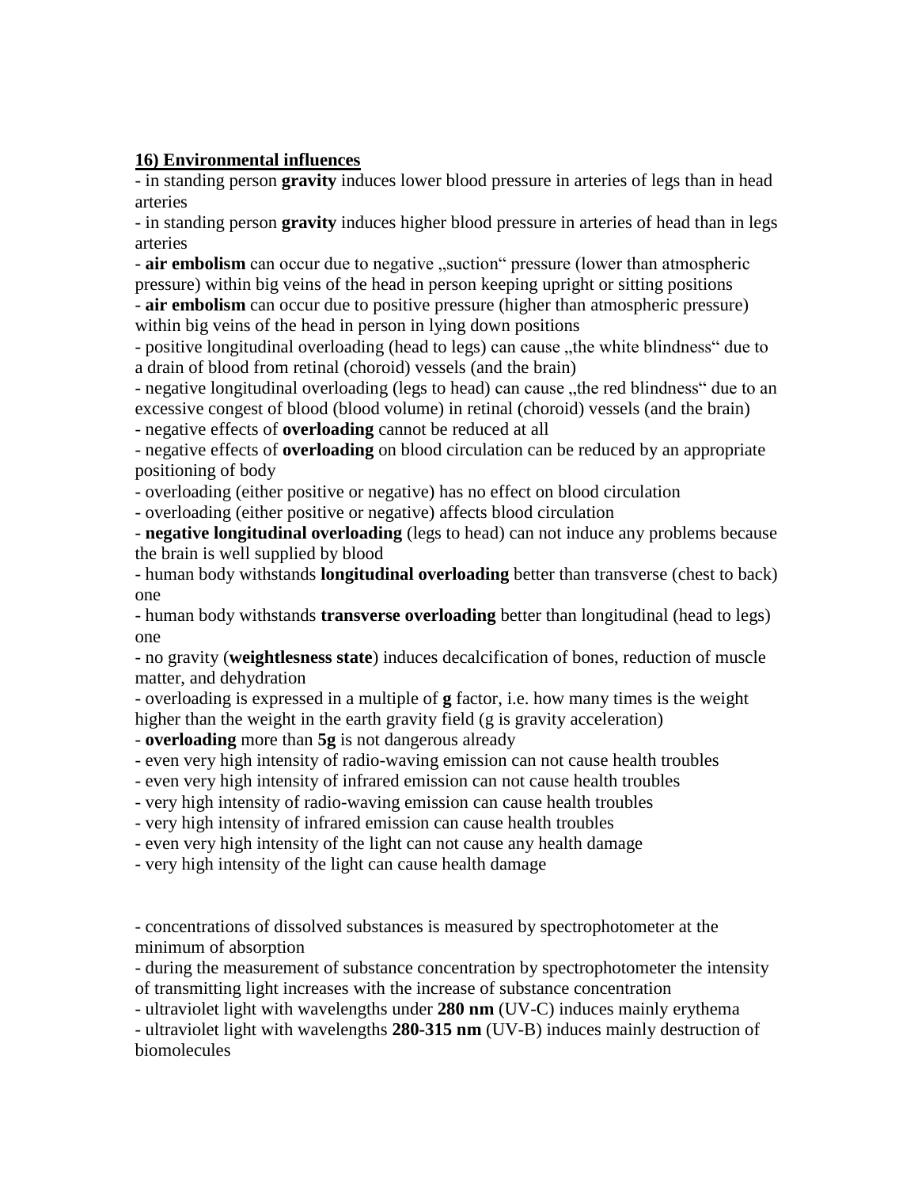**16) Environmental influences**

- in standing person **gravity** induces lower blood pressure in arteries of legs than in head arteries
- in standing person **gravity** induces higher blood pressure in arteries of head than in legs arteries
- **air embolism** can occur due to negative „suction" pressure (lower than atmospheric pressure) within big veins of the head in person keeping upright or sitting positions
- **air embolism** can occur due to positive pressure (higher than atmospheric pressure) within big veins of the head in person in lying down positions
- positive longitudinal overloading (head to legs) can cause „the white blindness" due to a drain of blood from retinal (choroid) vessels (and the brain)
- negative longitudinal overloading (legs to head) can cause „the red blindness" due to an excessive congest of blood (blood volume) in retinal (choroid) vessels (and the brain)
- negative effects of **overloading** cannot be reduced at all
- negative effects of **overloading** on blood circulation can be reduced by an appropriate positioning of body
- overloading (either positive or negative) has no effect on blood circulation
- overloading (either positive or negative) affects blood circulation
- **negative longitudinal overloading** (legs to head) can not induce any problems because the brain is well supplied by blood
- human body withstands **longitudinal overloading** better than transverse (chest to back) one
- human body withstands **transverse overloading** better than longitudinal (head to legs) one
- no gravity (**weightlesness state**) induces decalcification of bones, reduction of muscle matter, and dehydration
- overloading is expressed in a multiple of **g** factor, i.e. how many times is the weight higher than the weight in the earth gravity field (g is gravity acceleration)
- **overloading** more than **5g** is not dangerous already
- even very high intensity of radio-waving emission can not cause health troubles
- even very high intensity of infrared emission can not cause health troubles
- very high intensity of radio-waving emission can cause health troubles
- very high intensity of infrared emission can cause health troubles
- even very high intensity of the light can not cause any health damage
- very high intensity of the light can cause health damage

- concentrations of dissolved substances is measured by spectrophotometer at the minimum of absorption
- during the measurement of substance concentration by spectrophotometer the intensity of transmitting light increases with the increase of substance concentration
- ultraviolet light with wavelengths under **280 nm** (UV-C) induces mainly erythema
- ultraviolet light with wavelengths **280-315 nm** (UV-B) induces mainly destruction of biomolecules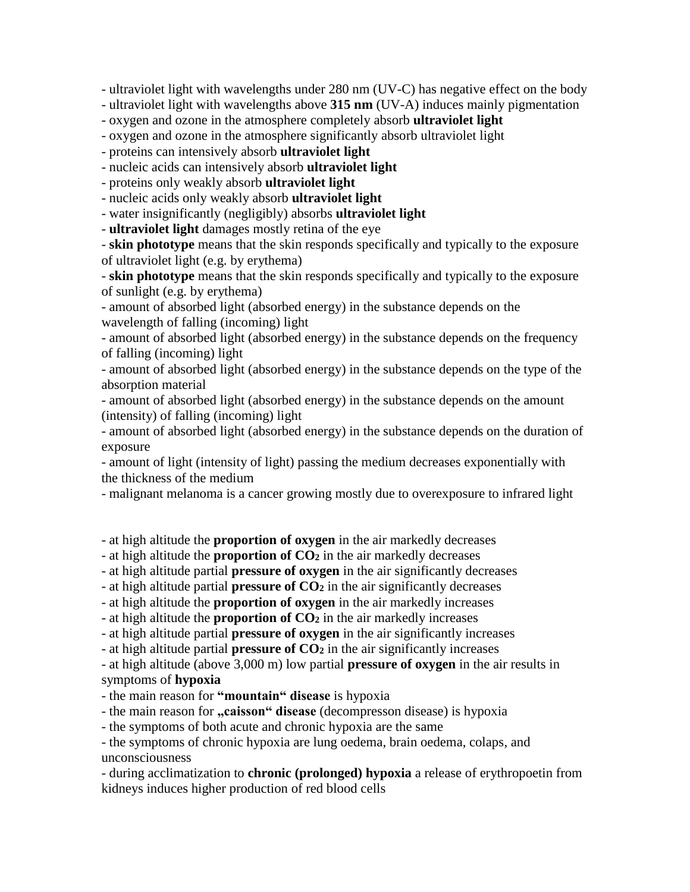- ultraviolet light with wavelengths under 280 nm (UV-C) has negative effect on the body
- ultraviolet light with wavelengths above **315 nm** (UV-A) induces mainly pigmentation
- oxygen and ozone in the atmosphere completely absorb **ultraviolet light**
- oxygen and ozone in the atmosphere significantly absorb ultraviolet light
- proteins can intensively absorb **ultraviolet light**
- nucleic acids can intensively absorb **ultraviolet light**
- proteins only weakly absorb **ultraviolet light**
- nucleic acids only weakly absorb **ultraviolet light**
- water insignificantly (negligibly) absorbs **ultraviolet light**
- **ultraviolet light** damages mostly retina of the eye
- **skin phototype** means that the skin responds specifically and typically to the exposure of ultraviolet light (e.g. by erythema)
- **skin phototype** means that the skin responds specifically and typically to the exposure of sunlight (e.g. by erythema)
- amount of absorbed light (absorbed energy) in the substance depends on the wavelength of falling (incoming) light
- amount of absorbed light (absorbed energy) in the substance depends on the frequency of falling (incoming) light
- amount of absorbed light (absorbed energy) in the substance depends on the type of the absorption material
- amount of absorbed light (absorbed energy) in the substance depends on the amount (intensity) of falling (incoming) light
- amount of absorbed light (absorbed energy) in the substance depends on the duration of exposure
- amount of light (intensity of light) passing the medium decreases exponentially with the thickness of the medium
- malignant melanoma is a cancer growing mostly due to overexposure to infrared light

- at high altitude the **proportion of oxygen** in the air markedly decreases
- at high altitude the **proportion of $CO_2$** in the air markedly decreases
- at high altitude partial **pressure of oxygen** in the air significantly decreases
- at high altitude partial **pressure of $CO_2$** in the air significantly decreases
- at high altitude the **proportion of oxygen** in the air markedly increases
- at high altitude the **proportion of $CO_2$** in the air markedly increases
- at high altitude partial **pressure of oxygen** in the air significantly increases
- at high altitude partial **pressure of $CO_2$** in the air significantly increases
- at high altitude (above 3,000 m) low partial **pressure of oxygen** in the air results in symptoms of **hypoxia**
- the main reason for **"mountain" disease** is hypoxia
- the main reason for **„caisson" disease** (decompresson disease) is hypoxia
- the symptoms of both acute and chronic hypoxia are the same
- the symptoms of chronic hypoxia are lung oedema, brain oedema, colaps, and unconsciousness
- during acclimatization to **chronic (prolonged) hypoxia** a release of erythropoetin from kidneys induces higher production of red blood cells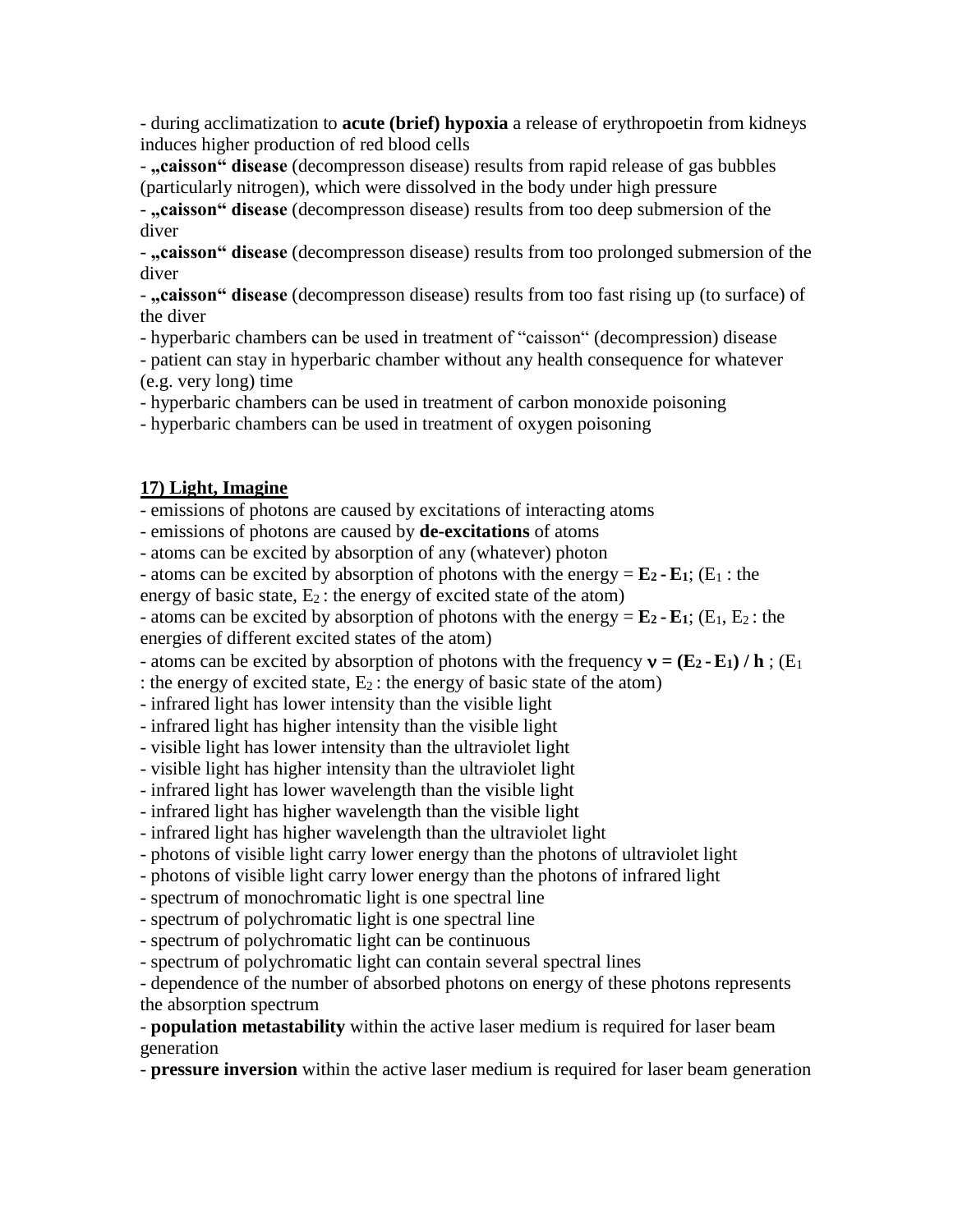- during acclimatization to **acute (brief) hypoxia** a release of erythropoetin from kidneys induces higher production of red blood cells
- **„caisson“ disease** (decompresson disease) results from rapid release of gas bubbles (particularly nitrogen), which were dissolved in the body under high pressure
- **„caisson“ disease** (decompresson disease) results from too deep submersion of the diver
- **„caisson“ disease** (decompresson disease) results from too prolonged submersion of the diver
- **„caisson“ disease** (decompresson disease) results from too fast rising up (to surface) of the diver
- hyperbaric chambers can be used in treatment of “caisson“ (decompression) disease
- patient can stay in hyperbaric chamber without any health consequence for whatever (e.g. very long) time
- hyperbaric chambers can be used in treatment of carbon monoxide poisoning
- hyperbaric chambers can be used in treatment of oxygen poisoning

**<u>17) Light, Imagine</u>**

- emissions of photons are caused by excitations of interacting atoms
- emissions of photons are caused by **de-excitations** of atoms
- atoms can be excited by absorption of any (whatever) photon
- atoms can be excited by absorption of photons with the energy = $\mathbf{E_2 - E_1}$; ($E_1$ : the energy of basic state, $E_2$ : the energy of excited state of the atom)
- atoms can be excited by absorption of photons with the energy = $\mathbf{E_2 - E_1}$; ($E_1$, $E_2$ : the energies of different excited states of the atom)
- atoms can be excited by absorption of photons with the frequency $\boldsymbol{\nu} = \mathbf{(E_2 - E_1) / h}$ ; ($E_1$ : the energy of excited state, $E_2$ : the energy of basic state of the atom)
- infrared light has lower intensity than the visible light
- infrared light has higher intensity than the visible light
- visible light has lower intensity than the ultraviolet light
- visible light has higher intensity than the ultraviolet light
- infrared light has lower wavelength than the visible light
- infrared light has higher wavelength than the visible light
- infrared light has higher wavelength than the ultraviolet light
- photons of visible light carry lower energy than the photons of ultraviolet light
- photons of visible light carry lower energy than the photons of infrared light
- spectrum of monochromatic light is one spectral line
- spectrum of polychromatic light is one spectral line
- spectrum of polychromatic light can be continuous
- spectrum of polychromatic light can contain several spectral lines
- dependence of the number of absorbed photons on energy of these photons represents the absorption spectrum
- **population metastability** within the active laser medium is required for laser beam generation
- **pressure inversion** within the active laser medium is required for laser beam generation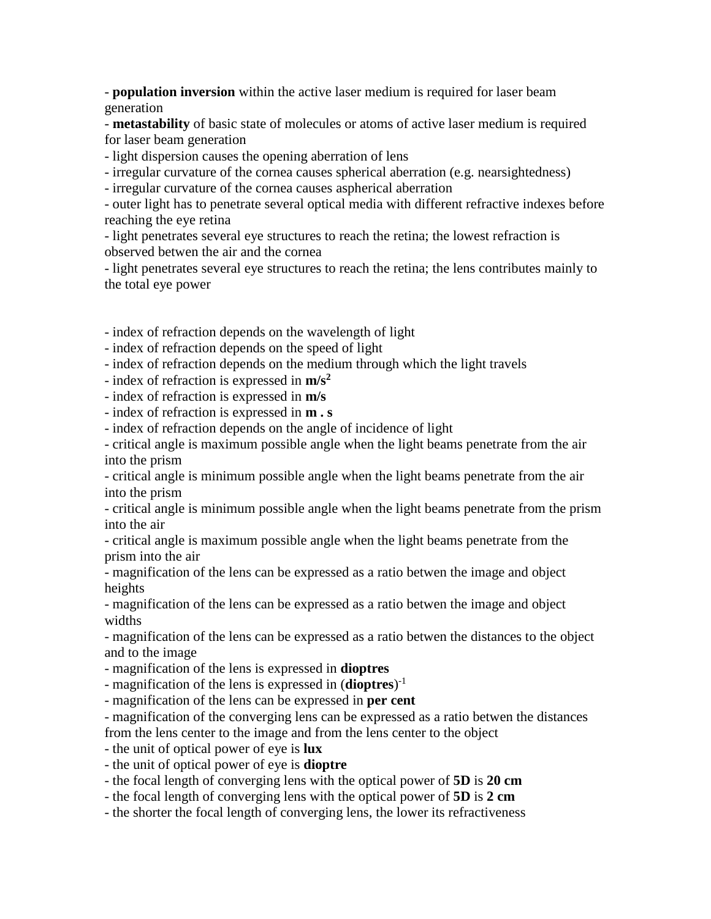- **population inversion** within the active laser medium is required for laser beam generation
- **metastability** of basic state of molecules or atoms of active laser medium is required for laser beam generation
- light dispersion causes the opening aberration of lens
- irregular curvature of the cornea causes spherical aberration (e.g. nearsightedness)
- irregular curvature of the cornea causes aspherical aberration
- outer light has to penetrate several optical media with different refractive indexes before reaching the eye retina
- light penetrates several eye structures to reach the retina; the lowest refraction is observed betwen the air and the cornea
- light penetrates several eye structures to reach the retina; the lens contributes mainly to the total eye power

- index of refraction depends on the wavelength of light
- index of refraction depends on the speed of light
- index of refraction depends on the medium through which the light travels
- index of refraction is expressed in **m/s$^2$**
- index of refraction is expressed in **m/s**
- index of refraction is expressed in **m . s**
- index of refraction depends on the angle of incidence of light
- critical angle is maximum possible angle when the light beams penetrate from the air into the prism
- critical angle is minimum possible angle when the light beams penetrate from the air into the prism
- critical angle is minimum possible angle when the light beams penetrate from the prism into the air
- critical angle is maximum possible angle when the light beams penetrate from the prism into the air
- magnification of the lens can be expressed as a ratio betwen the image and object heights
- magnification of the lens can be expressed as a ratio betwen the image and object widths
- magnification of the lens can be expressed as a ratio betwen the distances to the object and to the image
- magnification of the lens is expressed in **dioptres**
- magnification of the lens is expressed in (**dioptres**)$^{-1}$
- magnification of the lens can be expressed in **per cent**
- magnification of the converging lens can be expressed as a ratio betwen the distances from the lens center to the image and from the lens center to the object
- the unit of optical power of eye is **lux**
- the unit of optical power of eye is **dioptre**
- the focal length of converging lens with the optical power of **5D** is **20 cm**
- the focal length of converging lens with the optical power of **5D** is **2 cm**
- the shorter the focal length of converging lens, the lower its refractiveness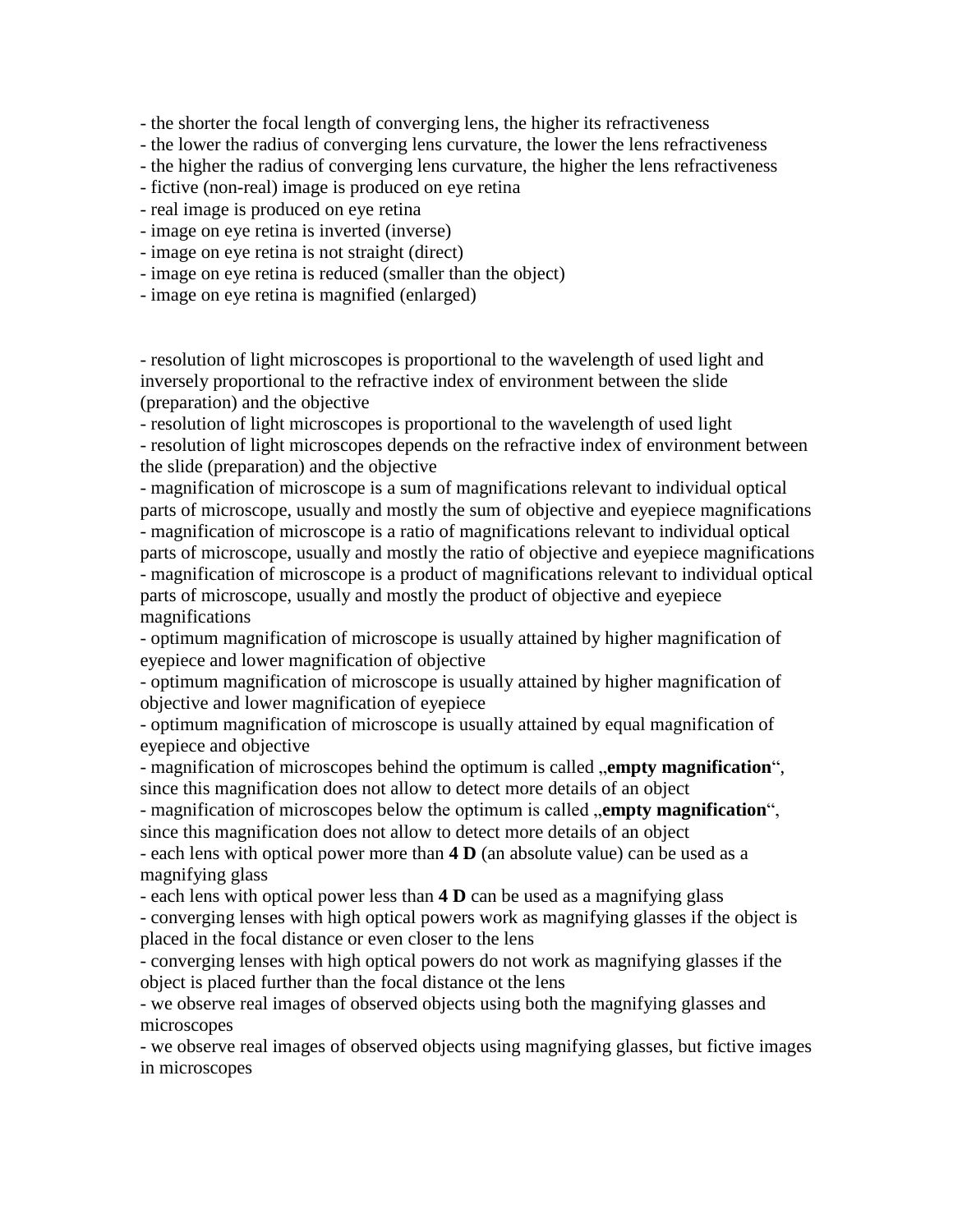- the shorter the focal length of converging lens, the higher its refractiveness
- the lower the radius of converging lens curvature, the lower the lens refractiveness
- the higher the radius of converging lens curvature, the higher the lens refractiveness
- fictive (non-real) image is produced on eye retina
- real image is produced on eye retina
- image on eye retina is inverted (inverse)
- image on eye retina is not straight (direct)
- image on eye retina is reduced (smaller than the object)
- image on eye retina is magnified (enlarged)

- resolution of light microscopes is proportional to the wavelength of used light and inversely proportional to the refractive index of environment between the slide (preparation) and the objective
- resolution of light microscopes is proportional to the wavelength of used light
- resolution of light microscopes depends on the refractive index of environment between the slide (preparation) and the objective
- magnification of microscope is a sum of magnifications relevant to individual optical parts of microscope, usually and mostly the sum of objective and eyepiece magnifications
- magnification of microscope is a ratio of magnifications relevant to individual optical parts of microscope, usually and mostly the ratio of objective and eyepiece magnifications
- magnification of microscope is a product of magnifications relevant to individual optical parts of microscope, usually and mostly the product of objective and eyepiece magnifications
- optimum magnification of microscope is usually attained by higher magnification of eyepiece and lower magnification of objective
- optimum magnification of microscope is usually attained by higher magnification of objective and lower magnification of eyepiece
- optimum magnification of microscope is usually attained by equal magnification of eyepiece and objective
- magnification of microscopes behind the optimum is called „**empty magnification**", since this magnification does not allow to detect more details of an object
- magnification of microscopes below the optimum is called „**empty magnification**", since this magnification does not allow to detect more details of an object
- each lens with optical power more than **4 D** (an absolute value) can be used as a magnifying glass
- each lens with optical power less than **4 D** can be used as a magnifying glass
- converging lenses with high optical powers work as magnifying glasses if the object is placed in the focal distance or even closer to the lens
- converging lenses with high optical powers do not work as magnifying glasses if the object is placed further than the focal distance ot the lens
- we observe real images of observed objects using both the magnifying glasses and microscopes
- we observe real images of observed objects using magnifying glasses, but fictive images in microscopes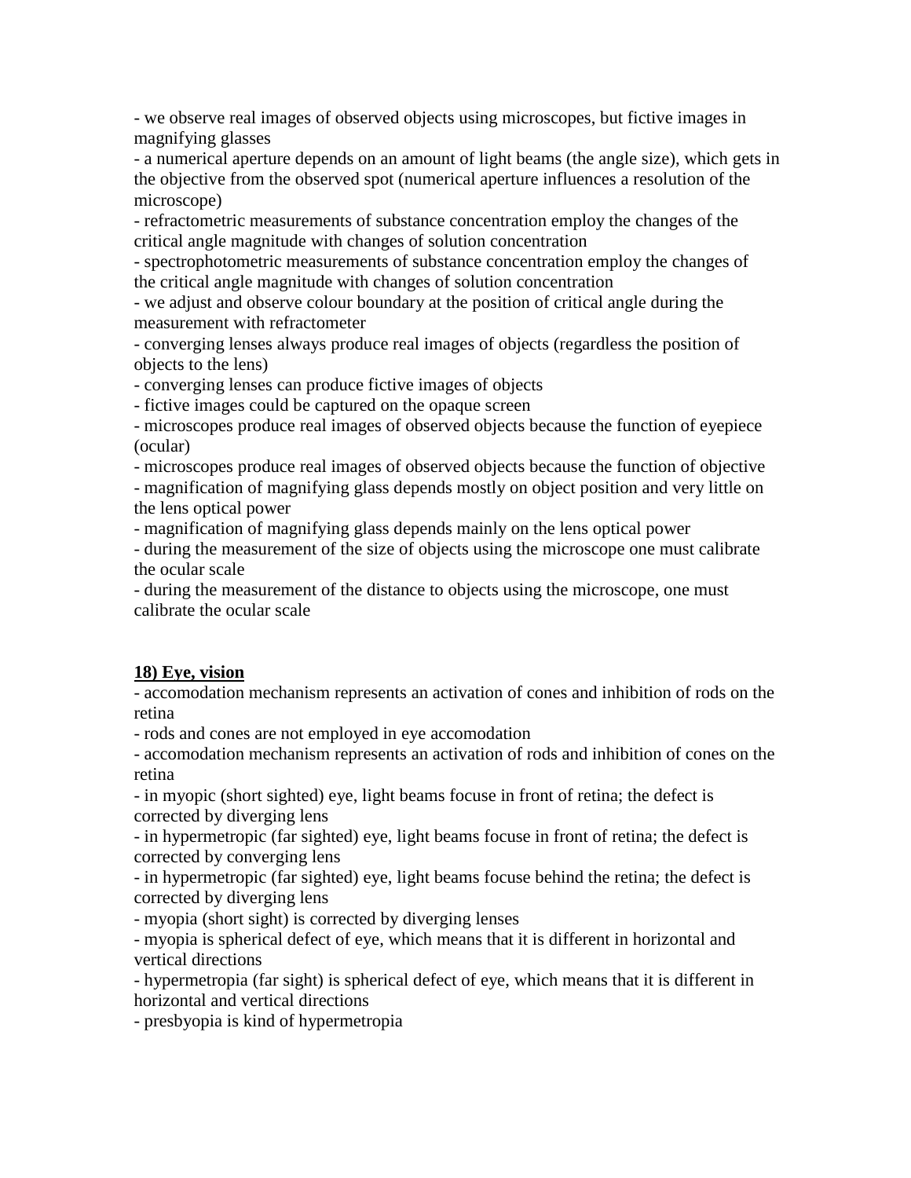- we observe real images of observed objects using microscopes, but fictive images in magnifying glasses
- a numerical aperture depends on an amount of light beams (the angle size), which gets in the objective from the observed spot (numerical aperture influences a resolution of the microscope)
- refractometric measurements of substance concentration employ the changes of the critical angle magnitude with changes of solution concentration
- spectrophotometric measurements of substance concentration employ the changes of the critical angle magnitude with changes of solution concentration
- we adjust and observe colour boundary at the position of critical angle during the measurement with refractometer
- converging lenses always produce real images of objects (regardless the position of objects to the lens)
- converging lenses can produce fictive images of objects
- fictive images could be captured on the opaque screen
- microscopes produce real images of observed objects because the function of eyepiece (ocular)
- microscopes produce real images of observed objects because the function of objective
- magnification of magnifying glass depends mostly on object position and very little on the lens optical power
- magnification of magnifying glass depends mainly on the lens optical power
- during the measurement of the size of objects using the microscope one must calibrate the ocular scale
- during the measurement of the distance to objects using the microscope, one must calibrate the ocular scale

**18) Eye, vision**

- accomodation mechanism represents an activation of cones and inhibition of rods on the retina
- rods and cones are not employed in eye accomodation
- accomodation mechanism represents an activation of rods and inhibition of cones on the retina
- in myopic (short sighted) eye, light beams focuse in front of retina; the defect is corrected by diverging lens
- in hypermetropic (far sighted) eye, light beams focuse in front of retina; the defect is corrected by converging lens
- in hypermetropic (far sighted) eye, light beams focuse behind the retina; the defect is corrected by diverging lens
- myopia (short sight) is corrected by diverging lenses
- myopia is spherical defect of eye, which means that it is different in horizontal and vertical directions
- hypermetropia (far sight) is spherical defect of eye, which means that it is different in horizontal and vertical directions
- presbyopia is kind of hypermetropia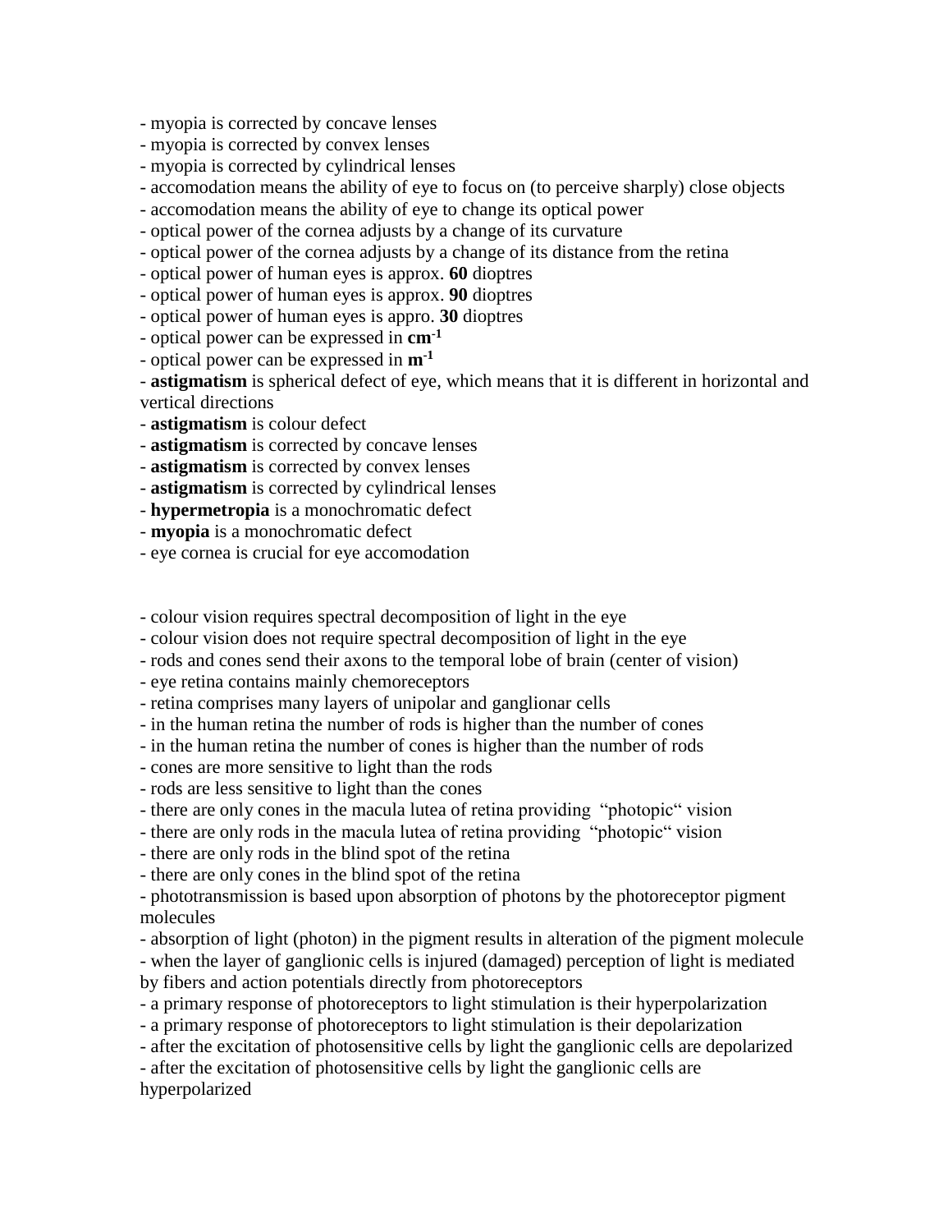- myopia is corrected by concave lenses
- myopia is corrected by convex lenses
- myopia is corrected by cylindrical lenses
- accomodation means the ability of eye to focus on (to perceive sharply) close objects
- accomodation means the ability of eye to change its optical power
- optical power of the cornea adjusts by a change of its curvature
- optical power of the cornea adjusts by a change of its distance from the retina
- optical power of human eyes is approx. **60** dioptres
- optical power of human eyes is approx. **90** dioptres
- optical power of human eyes is appro. **30** dioptres
- optical power can be expressed in **cm**$^{-1}$
- optical power can be expressed in **m**$^{-1}$
- **astigmatism** is spherical defect of eye, which means that it is different in horizontal and vertical directions
- **astigmatism** is colour defect
- **astigmatism** is corrected by concave lenses
- **astigmatism** is corrected by convex lenses
- **astigmatism** is corrected by cylindrical lenses
- **hypermetropia** is a monochromatic defect
- **myopia** is a monochromatic defect
- eye cornea is crucial for eye accomodation

- colour vision requires spectral decomposition of light in the eye
- colour vision does not require spectral decomposition of light in the eye
- rods and cones send their axons to the temporal lobe of brain (center of vision)
- eye retina contains mainly chemoreceptors
- retina comprises many layers of unipolar and ganglionar cells
- in the human retina the number of rods is higher than the number of cones
- in the human retina the number of cones is higher than the number of rods
- cones are more sensitive to light than the rods
- rods are less sensitive to light than the cones
- there are only cones in the macula lutea of retina providing "photopic" vision
- there are only rods in the macula lutea of retina providing "photopic" vision
- there are only rods in the blind spot of the retina
- there are only cones in the blind spot of the retina
- phototransmission is based upon absorption of photons by the photoreceptor pigment molecules
- absorption of light (photon) in the pigment results in alteration of the pigment molecule
- when the layer of ganglionic cells is injured (damaged) perception of light is mediated by fibers and action potentials directly from photoreceptors
- a primary response of photoreceptors to light stimulation is their hyperpolarization
- a primary response of photoreceptors to light stimulation is their depolarization
- after the excitation of photosensitive cells by light the ganglionic cells are depolarized
- after the excitation of photosensitive cells by light the ganglionic cells are hyperpolarized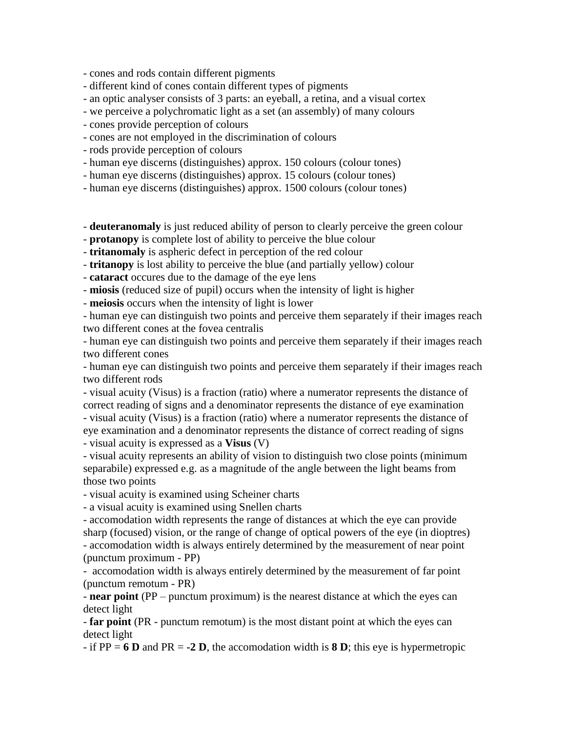- cones and rods contain different pigments
- different kind of cones contain different types of pigments
- an optic analyser consists of 3 parts: an eyeball, a retina, and a visual cortex
- we perceive a polychromatic light as a set (an assembly) of many colours
- cones provide perception of colours
- cones are not employed in the discrimination of colours
- rods provide perception of colours
- human eye discerns (distinguishes) approx. 150 colours (colour tones)
- human eye discerns (distinguishes) approx. 15 colours (colour tones)
- human eye discerns (distinguishes) approx. 1500 colours (colour tones)

- **deuteranomaly** is just reduced ability of person to clearly perceive the green colour
- **protanopy** is complete lost of ability to perceive the blue colour
- **tritanomaly** is aspheric defect in perception of the red colour
- **tritanopy** is lost ability to perceive the blue (and partially yellow) colour
- **cataract** occures due to the damage of the eye lens
- **miosis** (reduced size of pupil) occurs when the intensity of light is higher
- **meiosis** occurs when the intensity of light is lower
- human eye can distinguish two points and perceive them separately if their images reach two different cones at the fovea centralis
- human eye can distinguish two points and perceive them separately if their images reach two different cones
- human eye can distinguish two points and perceive them separately if their images reach two different rods
- visual acuity (Visus) is a fraction (ratio) where a numerator represents the distance of correct reading of signs and a denominator represents the distance of eye examination
- visual acuity (Visus) is a fraction (ratio) where a numerator represents the distance of eye examination and a denominator represents the distance of correct reading of signs
- visual acuity is expressed as a **Visus** (V)
- visual acuity represents an ability of vision to distinguish two close points (minimum separabile) expressed e.g. as a magnitude of the angle between the light beams from those two points
- visual acuity is examined using Scheiner charts
- a visual acuity is examined using Snellen charts
- accomodation width represents the range of distances at which the eye can provide sharp (focused) vision, or the range of change of optical powers of the eye (in dioptres)
- accomodation width is always entirely determined by the measurement of near point (punctum proximum - PP)
- accomodation width is always entirely determined by the measurement of far point (punctum remotum - PR)
- **near point** (PP – punctum proximum) is the nearest distance at which the eyes can detect light
- **far point** (PR - punctum remotum) is the most distant point at which the eyes can detect light
- if PP = **6 D** and PR = **-2 D**, the accomodation width is **8 D**; this eye is hypermetropic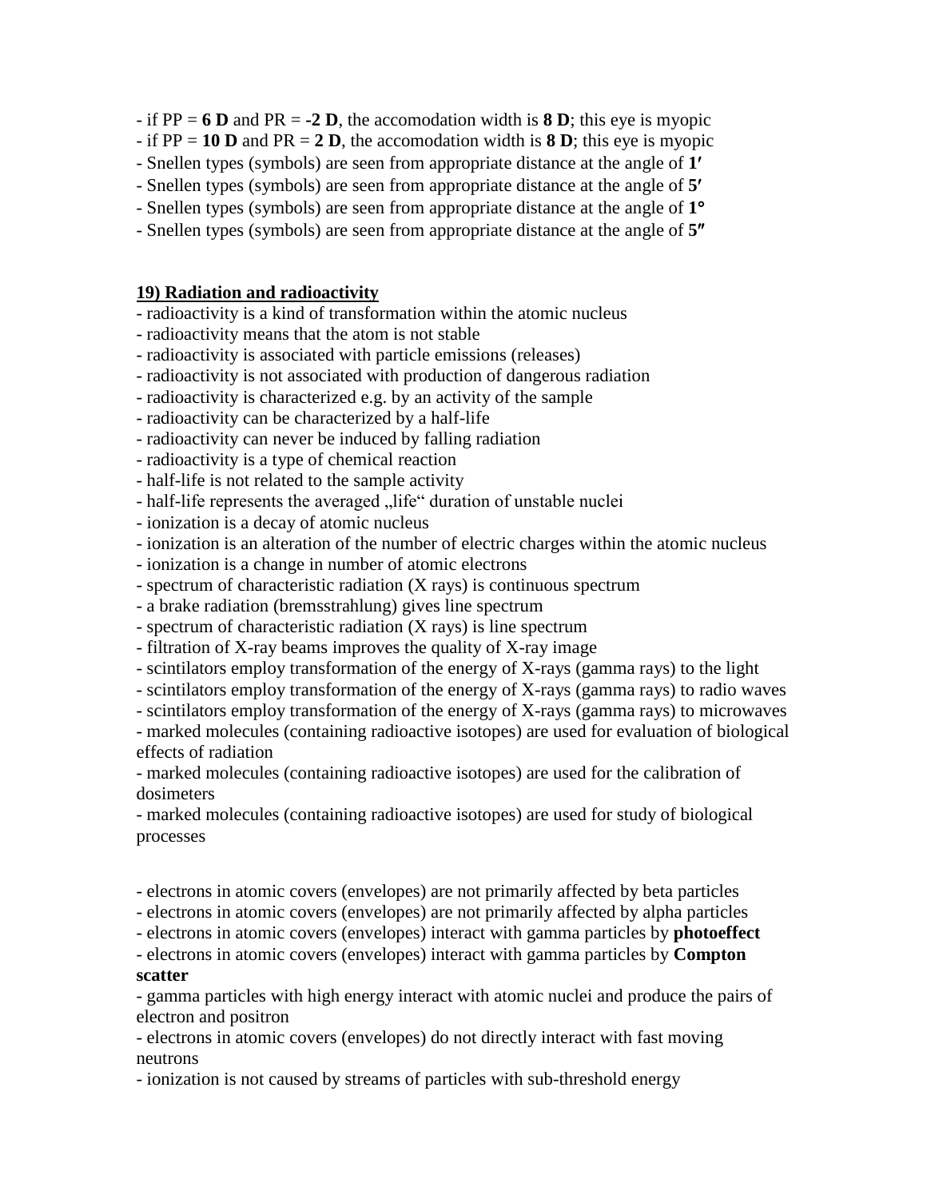- if PP = **6 D** and PR = **-2 D**, the accomodation width is **8 D**; this eye is myopic
- if PP = **10 D** and PR = **2 D**, the accomodation width is **8 D**; this eye is myopic
- Snellen types (symbols) are seen from appropriate distance at the angle of **1′**
- Snellen types (symbols) are seen from appropriate distance at the angle of **5′**
- Snellen types (symbols) are seen from appropriate distance at the angle of **1°**
- Snellen types (symbols) are seen from appropriate distance at the angle of **5″**

## 19) Radiation and radioactivity

- radioactivity is a kind of transformation within the atomic nucleus
- radioactivity means that the atom is not stable
- radioactivity is associated with particle emissions (releases)
- radioactivity is not associated with production of dangerous radiation
- radioactivity is characterized e.g. by an activity of the sample
- radioactivity can be characterized by a half-life
- radioactivity can never be induced by falling radiation
- radioactivity is a type of chemical reaction
- half-life is not related to the sample activity
- half-life represents the averaged „life“ duration of unstable nuclei
- ionization is a decay of atomic nucleus
- ionization is an alteration of the number of electric charges within the atomic nucleus
- ionization is a change in number of atomic electrons
- spectrum of characteristic radiation (X rays) is continuous spectrum
- a brake radiation (bremsstrahlung) gives line spectrum
- spectrum of characteristic radiation (X rays) is line spectrum
- filtration of X-ray beams improves the quality of X-ray image
- scintilators employ transformation of the energy of X-rays (gamma rays) to the light
- scintilators employ transformation of the energy of X-rays (gamma rays) to radio waves
- scintilators employ transformation of the energy of X-rays (gamma rays) to microwaves
- marked molecules (containing radioactive isotopes) are used for evaluation of biological effects of radiation
- marked molecules (containing radioactive isotopes) are used for the calibration of dosimeters
- marked molecules (containing radioactive isotopes) are used for study of biological processes

- electrons in atomic covers (envelopes) are not primarily affected by beta particles
- electrons in atomic covers (envelopes) are not primarily affected by alpha particles
- electrons in atomic covers (envelopes) interact with gamma particles by **photoeffect**
- electrons in atomic covers (envelopes) interact with gamma particles by **Compton scatter**
- gamma particles with high energy interact with atomic nuclei and produce the pairs of electron and positron
- electrons in atomic covers (envelopes) do not directly interact with fast moving neutrons
- ionization is not caused by streams of particles with sub-threshold energy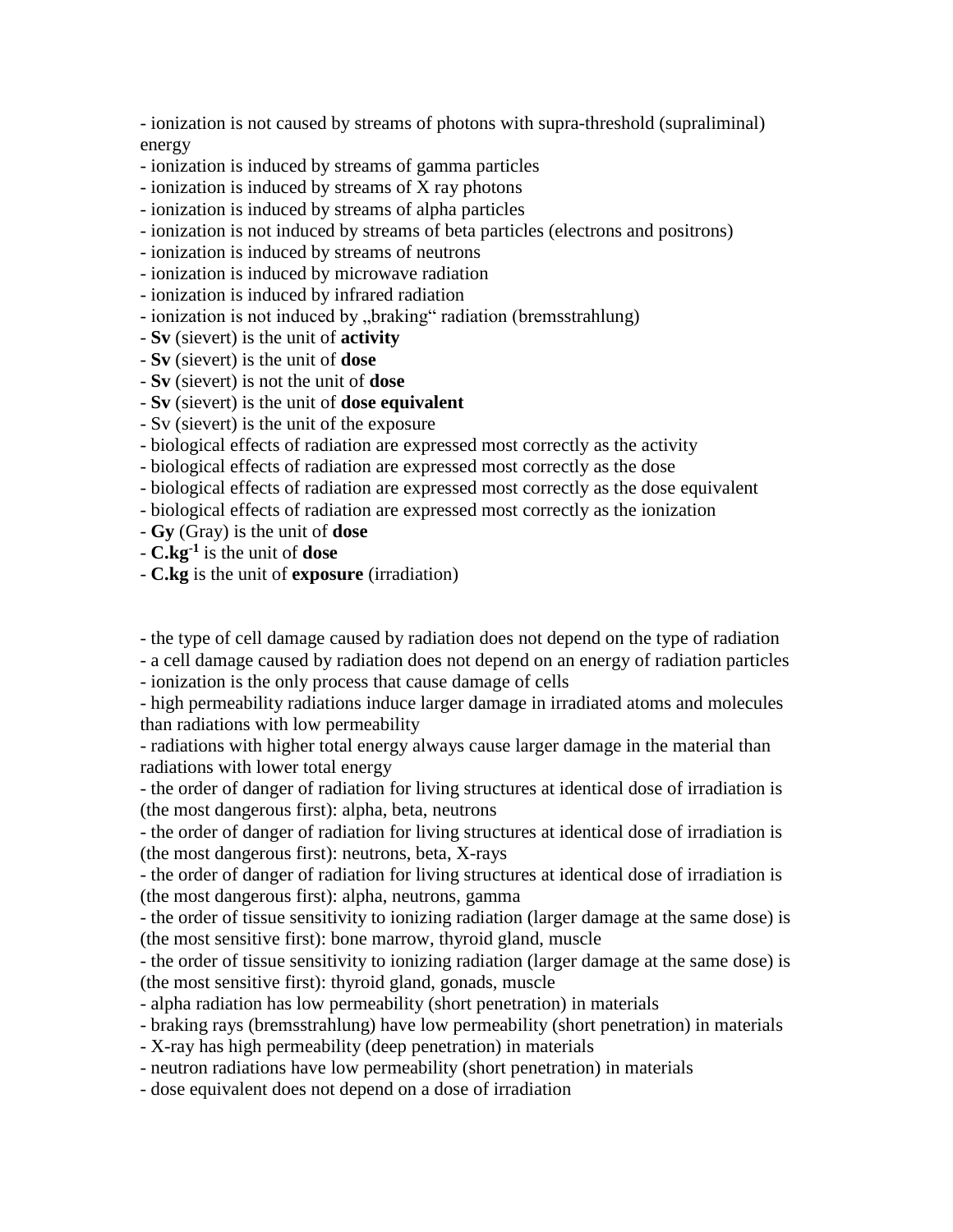- ionization is not caused by streams of photons with supra-threshold (supraliminal) energy
- ionization is induced by streams of gamma particles
- ionization is induced by streams of X ray photons
- ionization is induced by streams of alpha particles
- ionization is not induced by streams of beta particles (electrons and positrons)
- ionization is induced by streams of neutrons
- ionization is induced by microwave radiation
- ionization is induced by infrared radiation
- ionization is not induced by „braking“ radiation (bremsstrahlung)
- **Sv** (sievert) is the unit of **activity**
- **Sv** (sievert) is the unit of **dose**
- **Sv** (sievert) is not the unit of **dose**
- **Sv** (sievert) is the unit of **dose equivalent**
- Sv (sievert) is the unit of the exposure
- biological effects of radiation are expressed most correctly as the activity
- biological effects of radiation are expressed most correctly as the dose
- biological effects of radiation are expressed most correctly as the dose equivalent
- biological effects of radiation are expressed most correctly as the ionization
- **Gy** (Gray) is the unit of **dose**
- **$C.kg^{-1}$** is the unit of **dose**
- **C.kg** is the unit of **exposure** (irradiation)

- the type of cell damage caused by radiation does not depend on the type of radiation
- a cell damage caused by radiation does not depend on an energy of radiation particles
- ionization is the only process that cause damage of cells
- high permeability radiations induce larger damage in irradiated atoms and molecules than radiations with low permeability
- radiations with higher total energy always cause larger damage in the material than radiations with lower total energy
- the order of danger of radiation for living structures at identical dose of irradiation is (the most dangerous first): alpha, beta, neutrons
- the order of danger of radiation for living structures at identical dose of irradiation is (the most dangerous first): neutrons, beta, X-rays
- the order of danger of radiation for living structures at identical dose of irradiation is (the most dangerous first): alpha, neutrons, gamma
- the order of tissue sensitivity to ionizing radiation (larger damage at the same dose) is (the most sensitive first): bone marrow, thyroid gland, muscle
- the order of tissue sensitivity to ionizing radiation (larger damage at the same dose) is (the most sensitive first): thyroid gland, gonads, muscle
- alpha radiation has low permeability (short penetration) in materials
- braking rays (bremsstrahlung) have low permeability (short penetration) in materials
- X-ray has high permeability (deep penetration) in materials
- neutron radiations have low permeability (short penetration) in materials
- dose equivalent does not depend on a dose of irradiation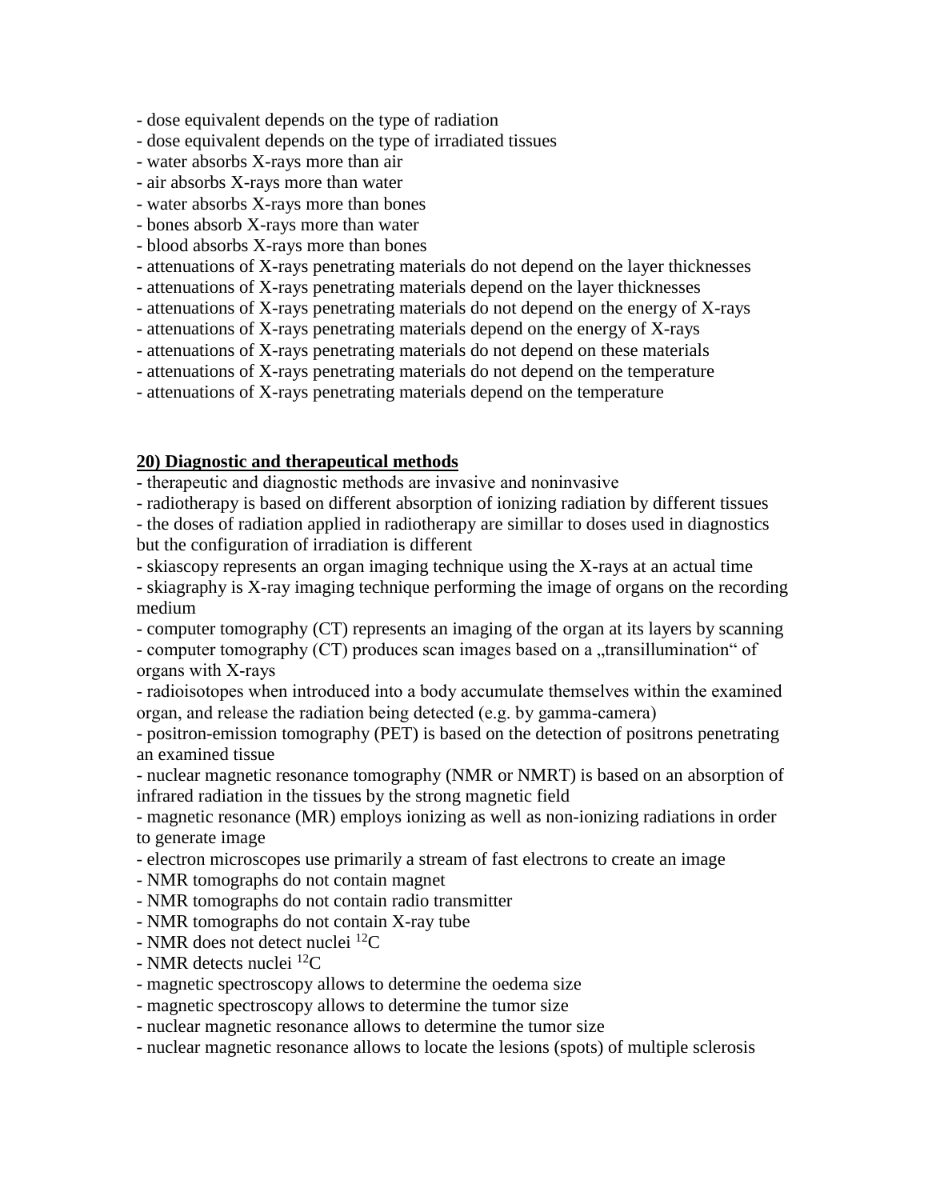- dose equivalent depends on the type of radiation
- dose equivalent depends on the type of irradiated tissues
- water absorbs X-rays more than air
- air absorbs X-rays more than water
- water absorbs X-rays more than bones
- bones absorb X-rays more than water
- blood absorbs X-rays more than bones
- attenuations of X-rays penetrating materials do not depend on the layer thicknesses
- attenuations of X-rays penetrating materials depend on the layer thicknesses
- attenuations of X-rays penetrating materials do not depend on the energy of X-rays
- attenuations of X-rays penetrating materials depend on the energy of X-rays
- attenuations of X-rays penetrating materials do not depend on these materials
- attenuations of X-rays penetrating materials do not depend on the temperature
- attenuations of X-rays penetrating materials depend on the temperature

**20) Diagnostic and therapeutical methods**

- therapeutic and diagnostic methods are invasive and noninvasive
- radiotherapy is based on different absorption of ionizing radiation by different tissues
- the doses of radiation applied in radiotherapy are simillar to doses used in diagnostics but the configuration of irradiation is different
- skiascopy represents an organ imaging technique using the X-rays at an actual time
- skiagraphy is X-ray imaging technique performing the image of organs on the recording medium
- computer tomography (CT) represents an imaging of the organ at its layers by scanning
- computer tomography (CT) produces scan images based on a „transillumination" of organs with X-rays
- radioisotopes when introduced into a body accumulate themselves within the examined organ, and release the radiation being detected (e.g. by gamma-camera)
- positron-emission tomography (PET) is based on the detection of positrons penetrating an examined tissue
- nuclear magnetic resonance tomography (NMR or NMRT) is based on an absorption of infrared radiation in the tissues by the strong magnetic field
- magnetic resonance (MR) employs ionizing as well as non-ionizing radiations in order to generate image
- electron microscopes use primarily a stream of fast electrons to create an image
- NMR tomographs do not contain magnet
- NMR tomographs do not contain radio transmitter
- NMR tomographs do not contain X-ray tube
- NMR does not detect nuclei $^{12}C$
- NMR detects nuclei $^{12}C$
- magnetic spectroscopy allows to determine the oedema size
- magnetic spectroscopy allows to determine the tumor size
- nuclear magnetic resonance allows to determine the tumor size
- nuclear magnetic resonance allows to locate the lesions (spots) of multiple sclerosis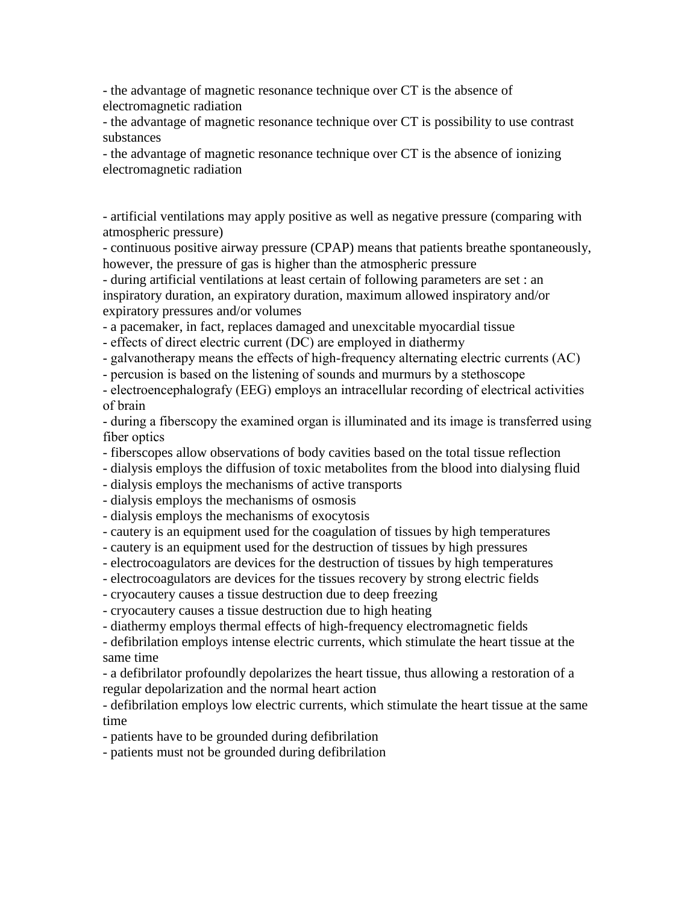- the advantage of magnetic resonance technique over CT is the absence of electromagnetic radiation
- the advantage of magnetic resonance technique over CT is possibility to use contrast substances
- the advantage of magnetic resonance technique over CT is the absence of ionizing electromagnetic radiation

- artificial ventilations may apply positive as well as negative pressure (comparing with atmospheric pressure)
- continuous positive airway pressure (CPAP) means that patients breathe spontaneously, however, the pressure of gas is higher than the atmospheric pressure
- during artificial ventilations at least certain of following parameters are set : an inspiratory duration, an expiratory duration, maximum allowed inspiratory and/or expiratory pressures and/or volumes
- a pacemaker, in fact, replaces damaged and unexcitable myocardial tissue
- effects of direct electric current (DC) are employed in diathermy
- galvanotherapy means the effects of high-frequency alternating electric currents (AC)
- percusion is based on the listening of sounds and murmurs by a stethoscope
- electroencephalografy (EEG) employs an intracellular recording of electrical activities of brain
- during a fiberscopy the examined organ is illuminated and its image is transferred using fiber optics
- fiberscopes allow observations of body cavities based on the total tissue reflection
- dialysis employs the diffusion of toxic metabolites from the blood into dialysing fluid
- dialysis employs the mechanisms of active transports
- dialysis employs the mechanisms of osmosis
- dialysis employs the mechanisms of exocytosis
- cautery is an equipment used for the coagulation of tissues by high temperatures
- cautery is an equipment used for the destruction of tissues by high pressures
- electrocoagulators are devices for the destruction of tissues by high temperatures
- electrocoagulators are devices for the tissues recovery by strong electric fields
- cryocautery causes a tissue destruction due to deep freezing
- cryocautery causes a tissue destruction due to high heating
- diathermy employs thermal effects of high-frequency electromagnetic fields
- defibrilation employs intense electric currents, which stimulate the heart tissue at the same time
- a defibrilator profoundly depolarizes the heart tissue, thus allowing a restoration of a regular depolarization and the normal heart action
- defibrilation employs low electric currents, which stimulate the heart tissue at the same time
- patients have to be grounded during defibrilation
- patients must not be grounded during defibrilation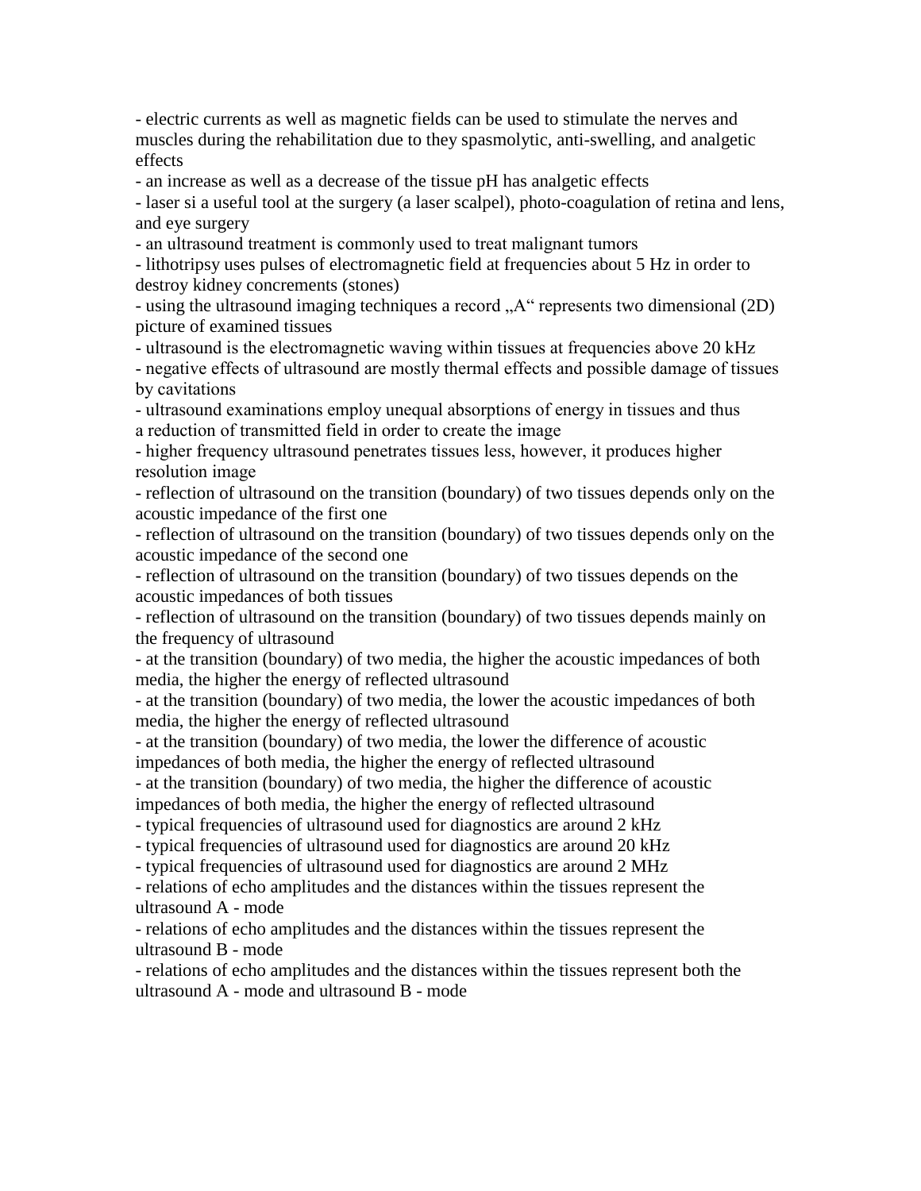- electric currents as well as magnetic fields can be used to stimulate the nerves and muscles during the rehabilitation due to they spasmolytic, anti-swelling, and analgetic effects
- an increase as well as a decrease of the tissue pH has analgetic effects
- laser si a useful tool at the surgery (a laser scalpel), photo-coagulation of retina and lens, and eye surgery
- an ultrasound treatment is commonly used to treat malignant tumors
- lithotripsy uses pulses of electromagnetic field at frequencies about 5 Hz in order to destroy kidney concrements (stones)
- using the ultrasound imaging techniques a record „A“ represents two dimensional (2D) picture of examined tissues
- ultrasound is the electromagnetic waving within tissues at frequencies above 20 kHz
- negative effects of ultrasound are mostly thermal effects and possible damage of tissues by cavitations
- ultrasound examinations employ unequal absorptions of energy in tissues and thus a reduction of transmitted field in order to create the image
- higher frequency ultrasound penetrates tissues less, however, it produces higher resolution image
- reflection of ultrasound on the transition (boundary) of two tissues depends only on the acoustic impedance of the first one
- reflection of ultrasound on the transition (boundary) of two tissues depends only on the acoustic impedance of the second one
- reflection of ultrasound on the transition (boundary) of two tissues depends on the acoustic impedances of both tissues
- reflection of ultrasound on the transition (boundary) of two tissues depends mainly on the frequency of ultrasound
- at the transition (boundary) of two media, the higher the acoustic impedances of both media, the higher the energy of reflected ultrasound
- at the transition (boundary) of two media, the lower the acoustic impedances of both media, the higher the energy of reflected ultrasound
- at the transition (boundary) of two media, the lower the difference of acoustic impedances of both media, the higher the energy of reflected ultrasound
- at the transition (boundary) of two media, the higher the difference of acoustic impedances of both media, the higher the energy of reflected ultrasound
- typical frequencies of ultrasound used for diagnostics are around 2 kHz
- typical frequencies of ultrasound used for diagnostics are around 20 kHz
- typical frequencies of ultrasound used for diagnostics are around 2 MHz
- relations of echo amplitudes and the distances within the tissues represent the ultrasound A - mode
- relations of echo amplitudes and the distances within the tissues represent the ultrasound B - mode
- relations of echo amplitudes and the distances within the tissues represent both the ultrasound A - mode and ultrasound B - mode